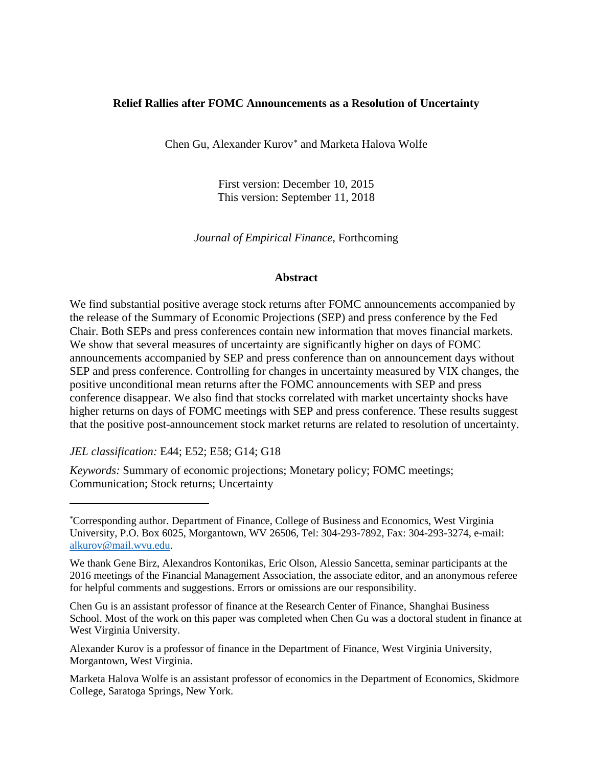# Relief Rallies after FOMC Announcements as a Resolution of Uncertainty

Chen Gu, Alexander Kurov[*] and Marketa Halova Wolfe

First version: December 10, 2015
This version: September 11, 2018

*Journal of Empirical Finance*, Forthcoming

## Abstract

We find substantial positive average stock returns after FOMC announcements accompanied by the release of the Summary of Economic Projections (SEP) and press conference by the Fed Chair. Both SEPs and press conferences contain new information that moves financial markets. We show that several measures of uncertainty are significantly higher on days of FOMC announcements accompanied by SEP and press conference than on announcement days without SEP and press conference. Controlling for changes in uncertainty measured by VIX changes, the positive unconditional mean returns after the FOMC announcements with SEP and press conference disappear. We also find that stocks correlated with market uncertainty shocks have higher returns on days of FOMC meetings with SEP and press conference. These results suggest that the positive post-announcement stock market returns are related to resolution of uncertainty.

*JEL classification:* E44; E52; E58; G14; G18

*Keywords:* Summary of economic projections; Monetary policy; FOMC meetings; Communication; Stock returns; Uncertainty

---

[*]Corresponding author. Department of Finance, College of Business and Economics, West Virginia University, P.O. Box 6025, Morgantown, WV 26506, Tel: 304-293-7892, Fax: 304-293-3274, e-mail: alkurov@mail.wvu.edu.

We thank Gene Birz, Alexandros Kontonikas, Eric Olson, Alessio Sancetta, seminar participants at the 2016 meetings of the Financial Management Association, the associate editor, and an anonymous referee for helpful comments and suggestions. Errors or omissions are our responsibility.

Chen Gu is an assistant professor of finance at the Research Center of Finance, Shanghai Business School. Most of the work on this paper was completed when Chen Gu was a doctoral student in finance at West Virginia University.

Alexander Kurov is a professor of finance in the Department of Finance, West Virginia University, Morgantown, West Virginia.

Marketa Halova Wolfe is an assistant professor of economics in the Department of Economics, Skidmore College, Saratoga Springs, New York.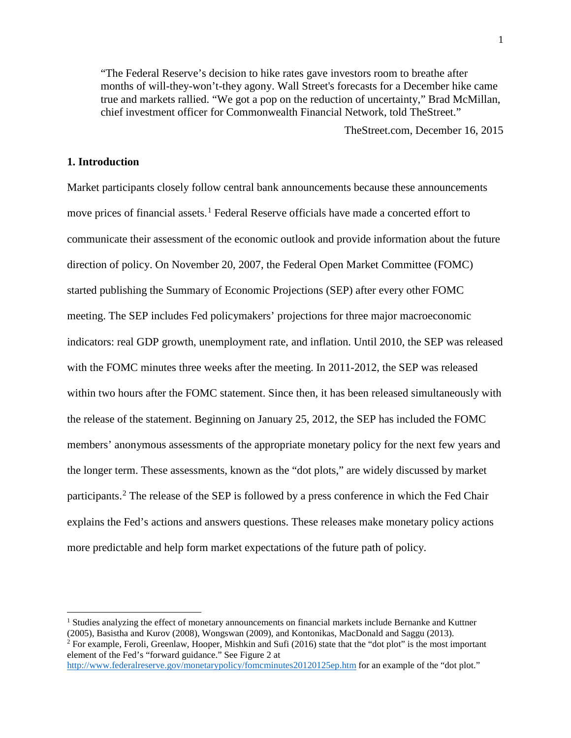> "The Federal Reserve's decision to hike rates gave investors room to breathe after months of will-they-won't-they agony. Wall Street's forecasts for a December hike came true and markets rallied. "We got a pop on the reduction of uncertainty," Brad McMillan, chief investment officer for Commonwealth Financial Network, told TheStreet."
>
> TheStreet.com, December 16, 2015

## 1. Introduction

Market participants closely follow central bank announcements because these announcements move prices of financial assets.[1] Federal Reserve officials have made a concerted effort to communicate their assessment of the economic outlook and provide information about the future direction of policy. On November 20, 2007, the Federal Open Market Committee (FOMC) started publishing the Summary of Economic Projections (SEP) after every other FOMC meeting. The SEP includes Fed policymakers' projections for three major macroeconomic indicators: real GDP growth, unemployment rate, and inflation. Until 2010, the SEP was released with the FOMC minutes three weeks after the meeting. In 2011-2012, the SEP was released within two hours after the FOMC statement. Since then, it has been released simultaneously with the release of the statement. Beginning on January 25, 2012, the SEP has included the FOMC members' anonymous assessments of the appropriate monetary policy for the next few years and the longer term. These assessments, known as the "dot plots," are widely discussed by market participants.[2] The release of the SEP is followed by a press conference in which the Fed Chair explains the Fed's actions and answers questions. These releases make monetary policy actions more predictable and help form market expectations of the future path of policy.

[1] Studies analyzing the effect of monetary announcements on financial markets include Bernanke and Kuttner (2005), Basistha and Kurov (2008), Wongswan (2009), and Kontonikas, MacDonald and Saggu (2013).

[2] For example, Feroli, Greenlaw, Hooper, Mishkin and Sufi (2016) state that the "dot plot" is the most important element of the Fed's "forward guidance." See Figure 2 at http://www.federalreserve.gov/monetarypolicy/fomcminutes20120125ep.htm for an example of the "dot plot."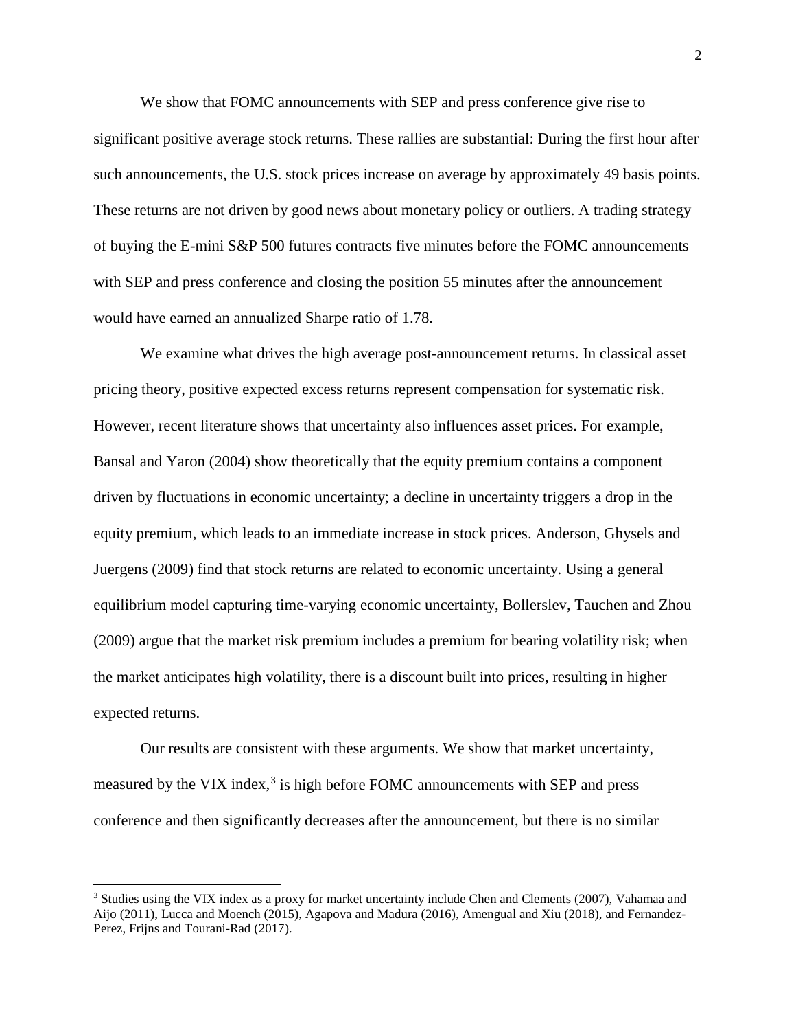We show that FOMC announcements with SEP and press conference give rise to significant positive average stock returns. These rallies are substantial: During the first hour after such announcements, the U.S. stock prices increase on average by approximately 49 basis points. These returns are not driven by good news about monetary policy or outliers. A trading strategy of buying the E-mini S&P 500 futures contracts five minutes before the FOMC announcements with SEP and press conference and closing the position 55 minutes after the announcement would have earned an annualized Sharpe ratio of 1.78.

We examine what drives the high average post-announcement returns. In classical asset pricing theory, positive expected excess returns represent compensation for systematic risk. However, recent literature shows that uncertainty also influences asset prices. For example, Bansal and Yaron (2004) show theoretically that the equity premium contains a component driven by fluctuations in economic uncertainty; a decline in uncertainty triggers a drop in the equity premium, which leads to an immediate increase in stock prices. Anderson, Ghysels and Juergens (2009) find that stock returns are related to economic uncertainty. Using a general equilibrium model capturing time-varying economic uncertainty, Bollerslev, Tauchen and Zhou (2009) argue that the market risk premium includes a premium for bearing volatility risk; when the market anticipates high volatility, there is a discount built into prices, resulting in higher expected returns.

Our results are consistent with these arguments. We show that market uncertainty, measured by the VIX index,[3] is high before FOMC announcements with SEP and press conference and then significantly decreases after the announcement, but there is no similar

[3] Studies using the VIX index as a proxy for market uncertainty include Chen and Clements (2007), Vahamaa and Aijo (2011), Lucca and Moench (2015), Agapova and Madura (2016), Amengual and Xiu (2018), and Fernandez-Perez, Frijns and Tourani-Rad (2017).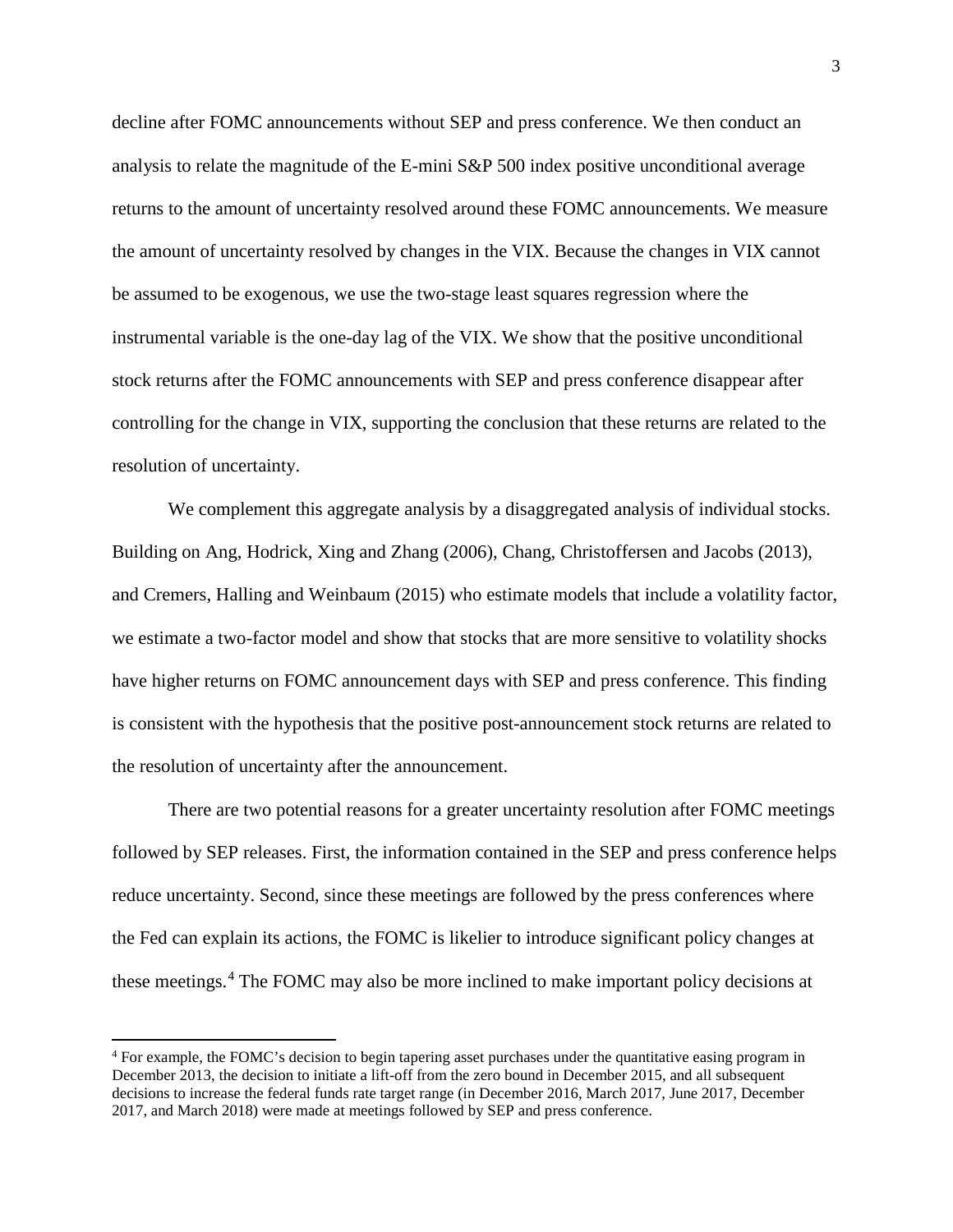decline after FOMC announcements without SEP and press conference. We then conduct an analysis to relate the magnitude of the E-mini S&P 500 index positive unconditional average returns to the amount of uncertainty resolved around these FOMC announcements. We measure the amount of uncertainty resolved by changes in the VIX. Because the changes in VIX cannot be assumed to be exogenous, we use the two-stage least squares regression where the instrumental variable is the one-day lag of the VIX. We show that the positive unconditional stock returns after the FOMC announcements with SEP and press conference disappear after controlling for the change in VIX, supporting the conclusion that these returns are related to the resolution of uncertainty.

We complement this aggregate analysis by a disaggregated analysis of individual stocks. Building on Ang, Hodrick, Xing and Zhang (2006), Chang, Christoffersen and Jacobs (2013), and Cremers, Halling and Weinbaum (2015) who estimate models that include a volatility factor, we estimate a two-factor model and show that stocks that are more sensitive to volatility shocks have higher returns on FOMC announcement days with SEP and press conference. This finding is consistent with the hypothesis that the positive post-announcement stock returns are related to the resolution of uncertainty after the announcement.

There are two potential reasons for a greater uncertainty resolution after FOMC meetings followed by SEP releases. First, the information contained in the SEP and press conference helps reduce uncertainty. Second, since these meetings are followed by the press conferences where the Fed can explain its actions, the FOMC is likelier to introduce significant policy changes at these meetings.[4] The FOMC may also be more inclined to make important policy decisions at

[4] For example, the FOMC's decision to begin tapering asset purchases under the quantitative easing program in December 2013, the decision to initiate a lift-off from the zero bound in December 2015, and all subsequent decisions to increase the federal funds rate target range (in December 2016, March 2017, June 2017, December 2017, and March 2018) were made at meetings followed by SEP and press conference.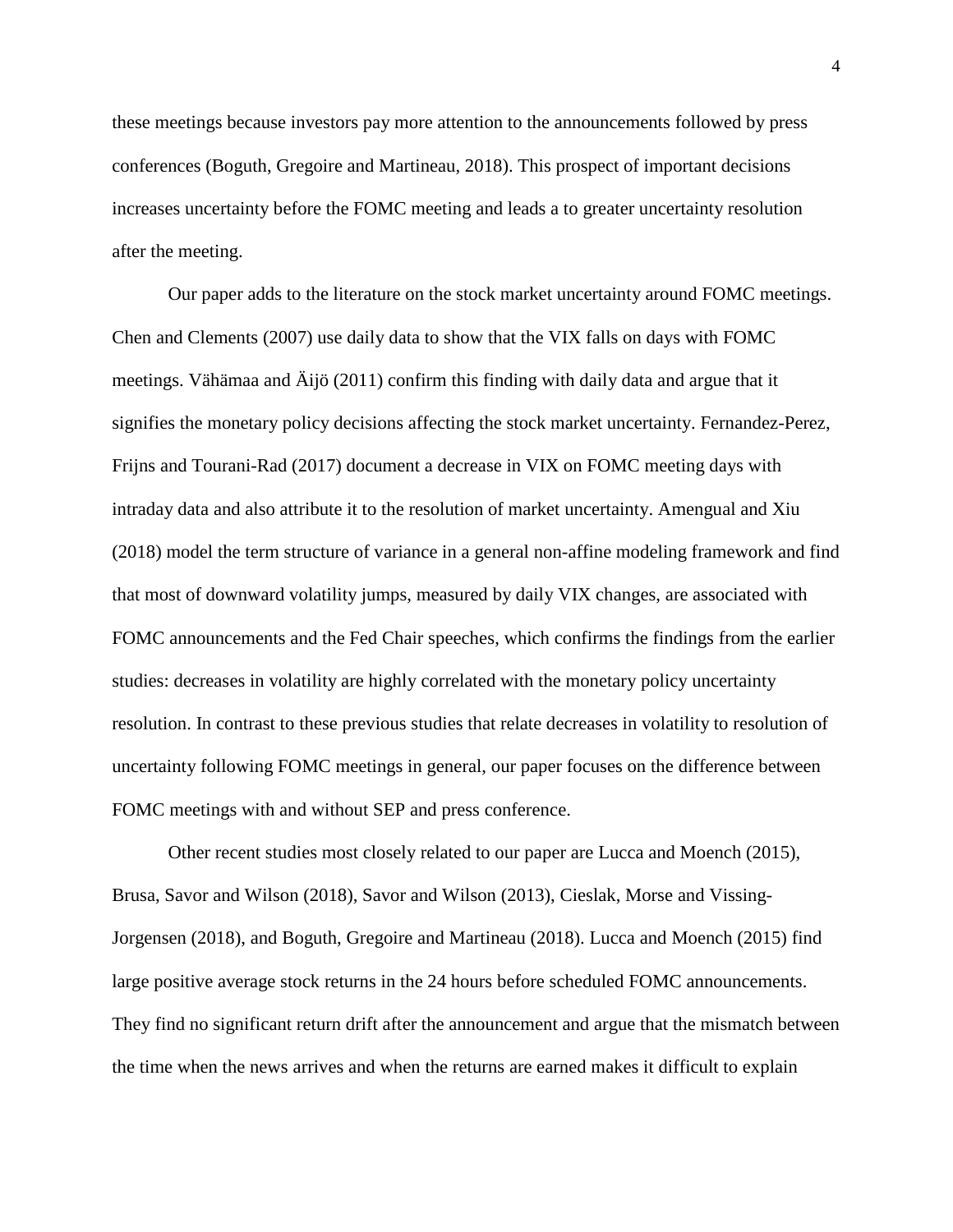these meetings because investors pay more attention to the announcements followed by press conferences (Boguth, Gregoire and Martineau, 2018). This prospect of important decisions increases uncertainty before the FOMC meeting and leads a to greater uncertainty resolution after the meeting.

Our paper adds to the literature on the stock market uncertainty around FOMC meetings. Chen and Clements (2007) use daily data to show that the VIX falls on days with FOMC meetings. Vähämaa and Äijö (2011) confirm this finding with daily data and argue that it signifies the monetary policy decisions affecting the stock market uncertainty. Fernandez-Perez, Frijns and Tourani-Rad (2017) document a decrease in VIX on FOMC meeting days with intraday data and also attribute it to the resolution of market uncertainty. Amengual and Xiu (2018) model the term structure of variance in a general non-affine modeling framework and find that most of downward volatility jumps, measured by daily VIX changes, are associated with FOMC announcements and the Fed Chair speeches, which confirms the findings from the earlier studies: decreases in volatility are highly correlated with the monetary policy uncertainty resolution. In contrast to these previous studies that relate decreases in volatility to resolution of uncertainty following FOMC meetings in general, our paper focuses on the difference between FOMC meetings with and without SEP and press conference.

Other recent studies most closely related to our paper are Lucca and Moench (2015), Brusa, Savor and Wilson (2018), Savor and Wilson (2013), Cieslak, Morse and Vissing-Jorgensen (2018), and Boguth, Gregoire and Martineau (2018). Lucca and Moench (2015) find large positive average stock returns in the 24 hours before scheduled FOMC announcements. They find no significant return drift after the announcement and argue that the mismatch between the time when the news arrives and when the returns are earned makes it difficult to explain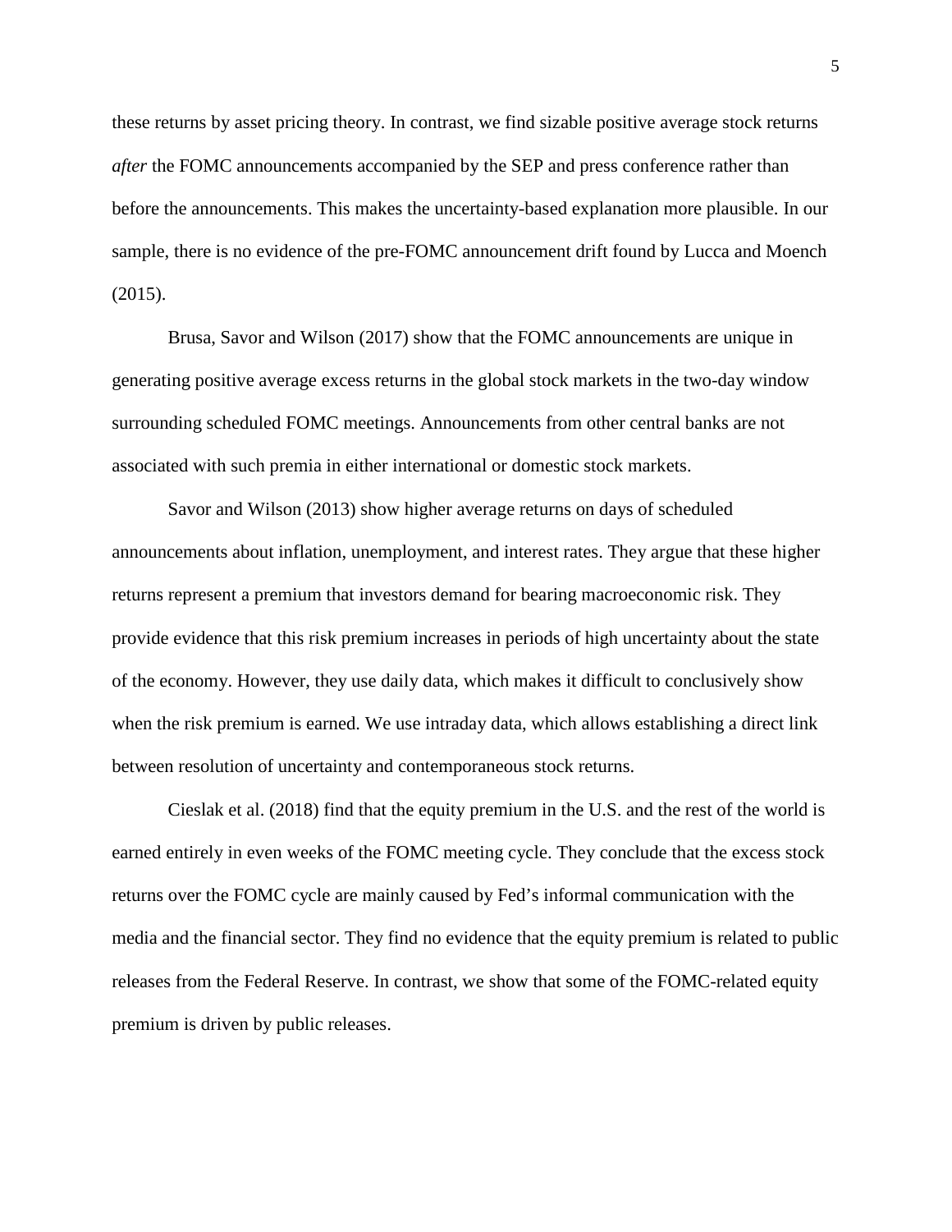these returns by asset pricing theory. In contrast, we find sizable positive average stock returns *after* the FOMC announcements accompanied by the SEP and press conference rather than before the announcements. This makes the uncertainty-based explanation more plausible. In our sample, there is no evidence of the pre-FOMC announcement drift found by Lucca and Moench (2015).

Brusa, Savor and Wilson (2017) show that the FOMC announcements are unique in generating positive average excess returns in the global stock markets in the two-day window surrounding scheduled FOMC meetings. Announcements from other central banks are not associated with such premia in either international or domestic stock markets.

Savor and Wilson (2013) show higher average returns on days of scheduled announcements about inflation, unemployment, and interest rates. They argue that these higher returns represent a premium that investors demand for bearing macroeconomic risk. They provide evidence that this risk premium increases in periods of high uncertainty about the state of the economy. However, they use daily data, which makes it difficult to conclusively show when the risk premium is earned. We use intraday data, which allows establishing a direct link between resolution of uncertainty and contemporaneous stock returns.

Cieslak et al. (2018) find that the equity premium in the U.S. and the rest of the world is earned entirely in even weeks of the FOMC meeting cycle. They conclude that the excess stock returns over the FOMC cycle are mainly caused by Fed's informal communication with the media and the financial sector. They find no evidence that the equity premium is related to public releases from the Federal Reserve. In contrast, we show that some of the FOMC-related equity premium is driven by public releases.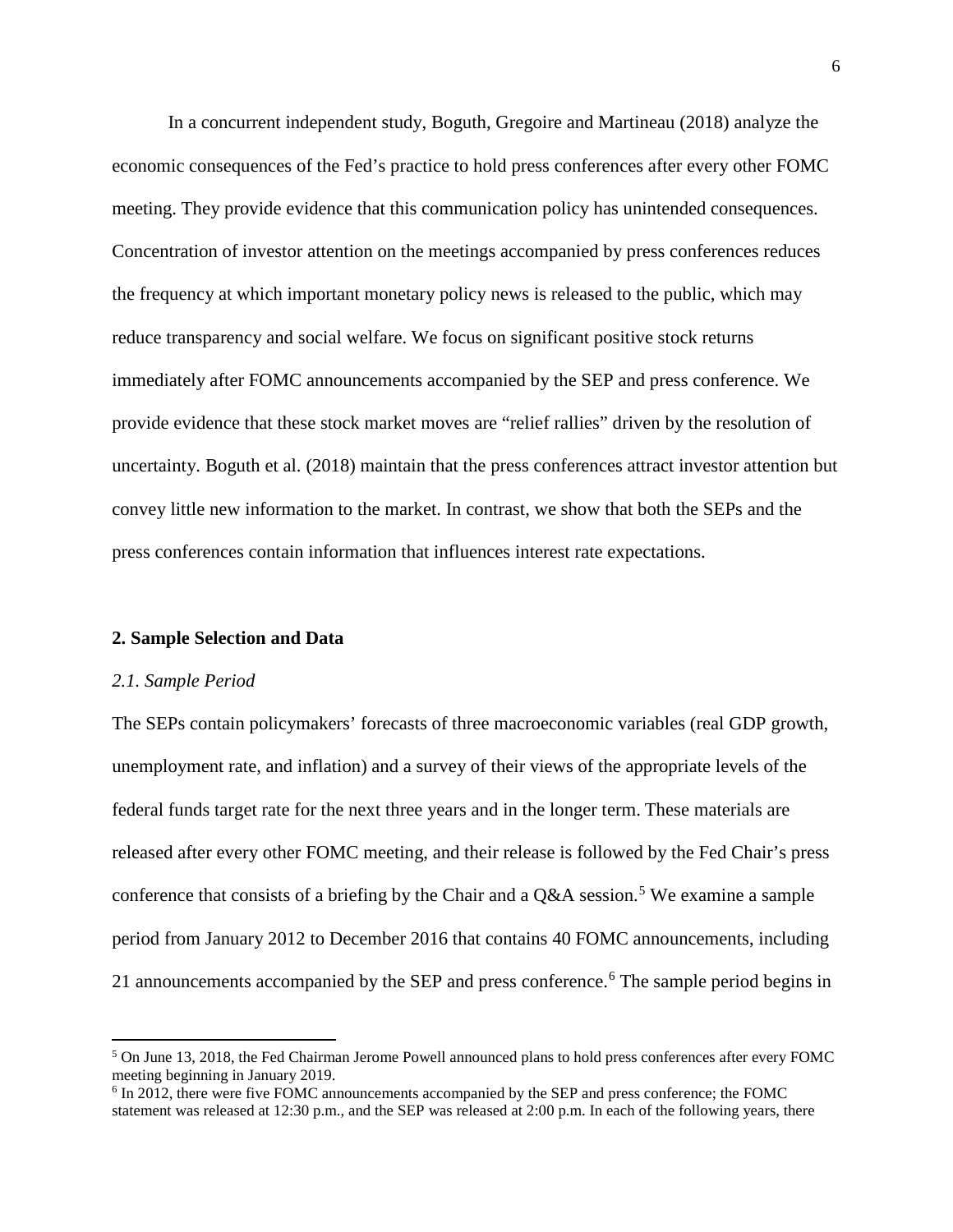In a concurrent independent study, Boguth, Gregoire and Martineau (2018) analyze the economic consequences of the Fed's practice to hold press conferences after every other FOMC meeting. They provide evidence that this communication policy has unintended consequences. Concentration of investor attention on the meetings accompanied by press conferences reduces the frequency at which important monetary policy news is released to the public, which may reduce transparency and social welfare. We focus on significant positive stock returns immediately after FOMC announcements accompanied by the SEP and press conference. We provide evidence that these stock market moves are "relief rallies" driven by the resolution of uncertainty. Boguth et al. (2018) maintain that the press conferences attract investor attention but convey little new information to the market. In contrast, we show that both the SEPs and the press conferences contain information that influences interest rate expectations.

## 2. Sample Selection and Data

### *2.1. Sample Period*

The SEPs contain policymakers' forecasts of three macroeconomic variables (real GDP growth, unemployment rate, and inflation) and a survey of their views of the appropriate levels of the federal funds target rate for the next three years and in the longer term. These materials are released after every other FOMC meeting, and their release is followed by the Fed Chair's press conference that consists of a briefing by the Chair and a Q&A session.[5] We examine a sample period from January 2012 to December 2016 that contains 40 FOMC announcements, including 21 announcements accompanied by the SEP and press conference.[6] The sample period begins in

[5] On June 13, 2018, the Fed Chairman Jerome Powell announced plans to hold press conferences after every FOMC meeting beginning in January 2019.

[6] In 2012, there were five FOMC announcements accompanied by the SEP and press conference; the FOMC statement was released at 12:30 p.m., and the SEP was released at 2:00 p.m. In each of the following years, there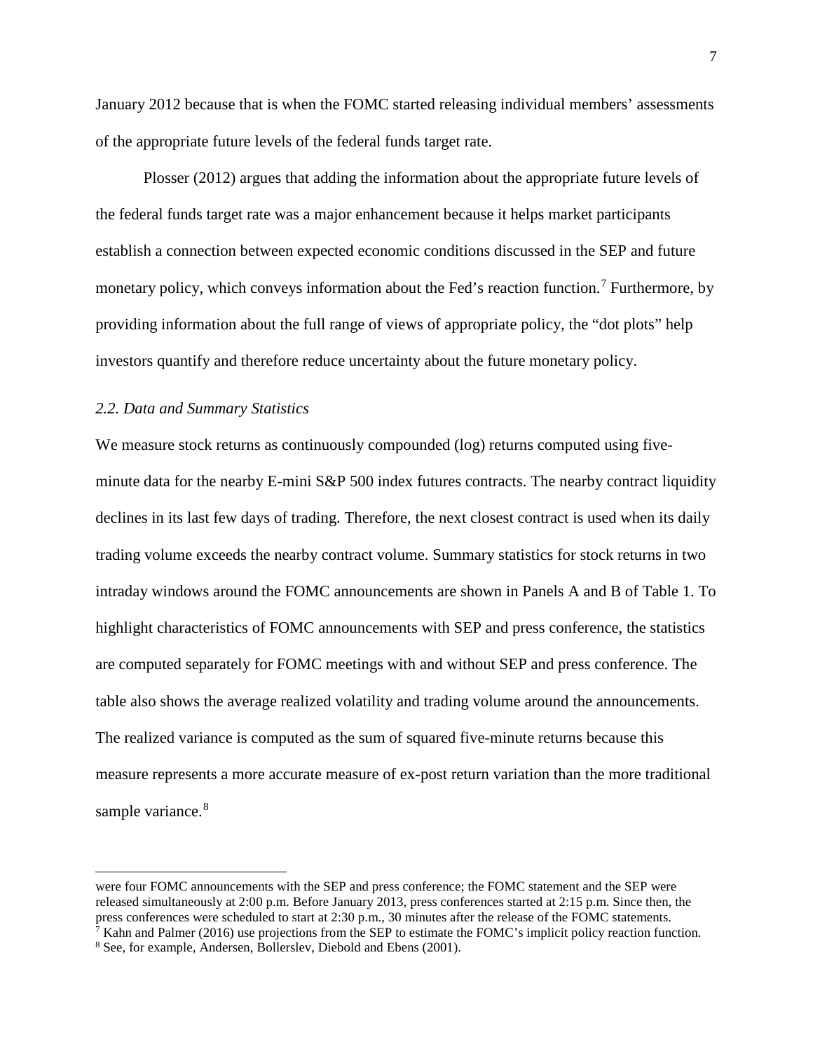January 2012 because that is when the FOMC started releasing individual members' assessments of the appropriate future levels of the federal funds target rate.

Plosser (2012) argues that adding the information about the appropriate future levels of the federal funds target rate was a major enhancement because it helps market participants establish a connection between expected economic conditions discussed in the SEP and future monetary policy, which conveys information about the Fed's reaction function.[7] Furthermore, by providing information about the full range of views of appropriate policy, the "dot plots" help investors quantify and therefore reduce uncertainty about the future monetary policy.

### *2.2. Data and Summary Statistics*

We measure stock returns as continuously compounded (log) returns computed using five-minute data for the nearby E-mini S&P 500 index futures contracts. The nearby contract liquidity declines in its last few days of trading. Therefore, the next closest contract is used when its daily trading volume exceeds the nearby contract volume. Summary statistics for stock returns in two intraday windows around the FOMC announcements are shown in Panels A and B of Table 1. To highlight characteristics of FOMC announcements with SEP and press conference, the statistics are computed separately for FOMC meetings with and without SEP and press conference. The table also shows the average realized volatility and trading volume around the announcements. The realized variance is computed as the sum of squared five-minute returns because this measure represents a more accurate measure of ex-post return variation than the more traditional sample variance.[8]

---

were four FOMC announcements with the SEP and press conference; the FOMC statement and the SEP were released simultaneously at 2:00 p.m. Before January 2013, press conferences started at 2:15 p.m. Since then, the press conferences were scheduled to start at 2:30 p.m., 30 minutes after the release of the FOMC statements.

[7] Kahn and Palmer (2016) use projections from the SEP to estimate the FOMC's implicit policy reaction function.

[8] See, for example, Andersen, Bollerslev, Diebold and Ebens (2001).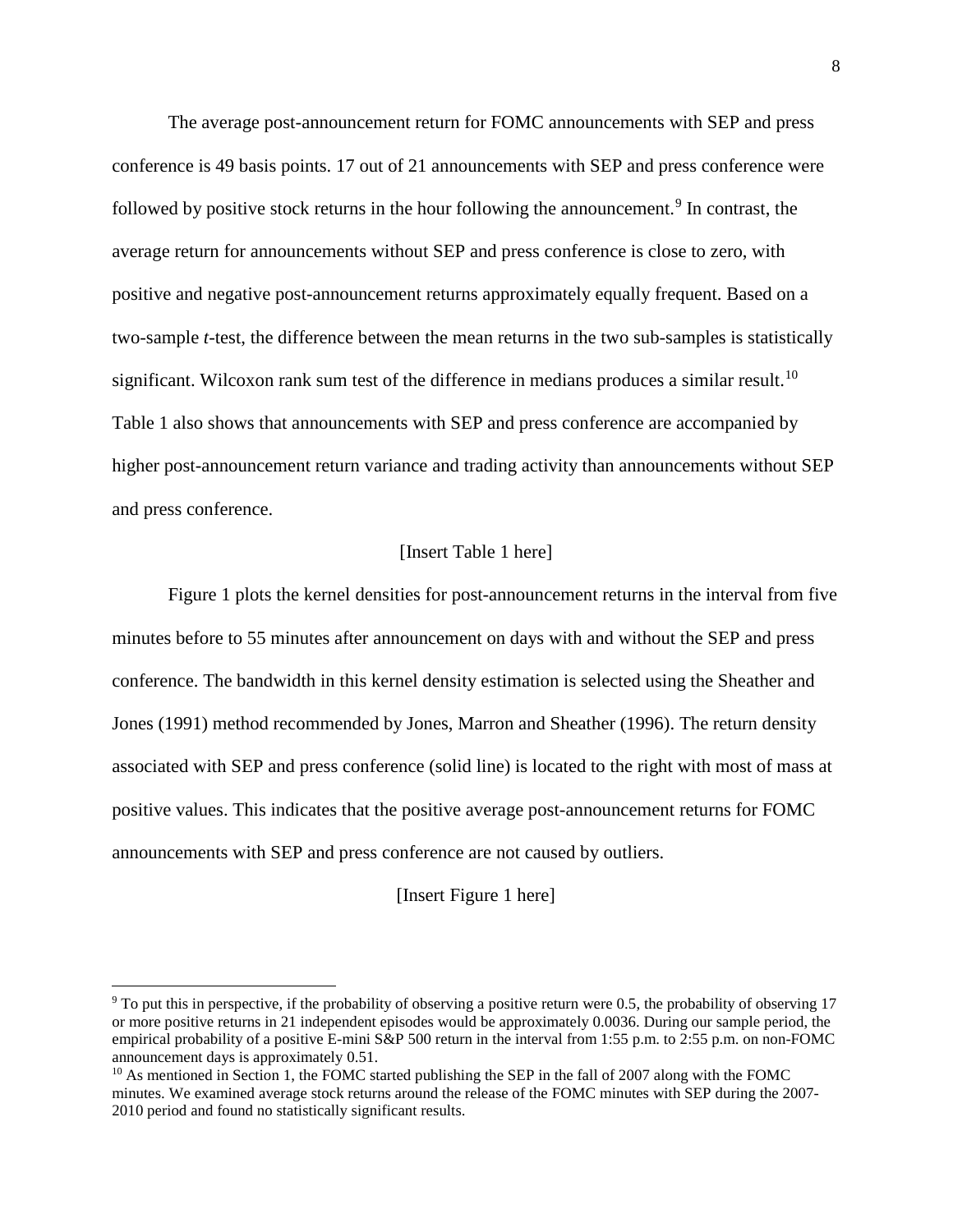The average post-announcement return for FOMC announcements with SEP and press conference is 49 basis points. 17 out of 21 announcements with SEP and press conference were followed by positive stock returns in the hour following the announcement.[9] In contrast, the average return for announcements without SEP and press conference is close to zero, with positive and negative post-announcement returns approximately equally frequent. Based on a two-sample *t*-test, the difference between the mean returns in the two sub-samples is statistically significant. Wilcoxon rank sum test of the difference in medians produces a similar result.[10] Table 1 also shows that announcements with SEP and press conference are accompanied by higher post-announcement return variance and trading activity than announcements without SEP and press conference.

[Insert Table 1 here]

Figure 1 plots the kernel densities for post-announcement returns in the interval from five minutes before to 55 minutes after announcement on days with and without the SEP and press conference. The bandwidth in this kernel density estimation is selected using the Sheather and Jones (1991) method recommended by Jones, Marron and Sheather (1996). The return density associated with SEP and press conference (solid line) is located to the right with most of mass at positive values. This indicates that the positive average post-announcement returns for FOMC announcements with SEP and press conference are not caused by outliers.

[Insert Figure 1 here]

---

[9] To put this in perspective, if the probability of observing a positive return were 0.5, the probability of observing 17 or more positive returns in 21 independent episodes would be approximately 0.0036. During our sample period, the empirical probability of a positive E-mini S&P 500 return in the interval from 1:55 p.m. to 2:55 p.m. on non-FOMC announcement days is approximately 0.51.

[10] As mentioned in Section 1, the FOMC started publishing the SEP in the fall of 2007 along with the FOMC minutes. We examined average stock returns around the release of the FOMC minutes with SEP during the 2007-2010 period and found no statistically significant results.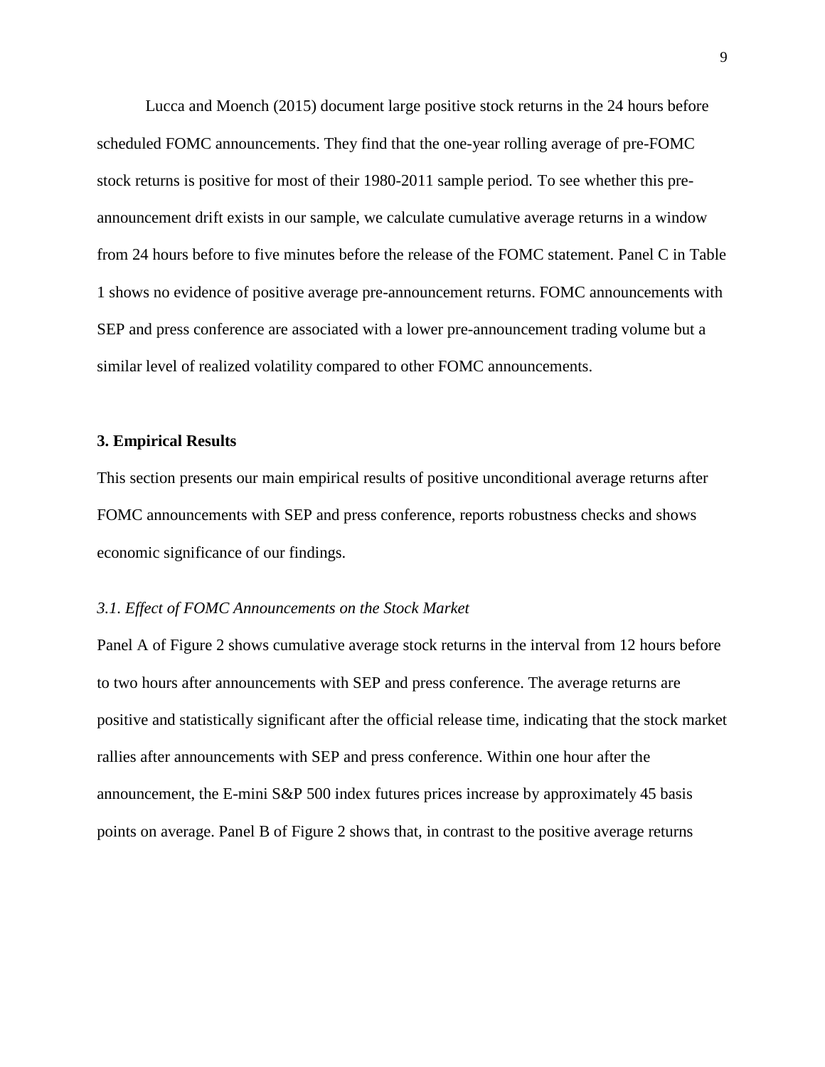Lucca and Moench (2015) document large positive stock returns in the 24 hours before scheduled FOMC announcements. They find that the one-year rolling average of pre-FOMC stock returns is positive for most of their 1980-2011 sample period. To see whether this pre-announcement drift exists in our sample, we calculate cumulative average returns in a window from 24 hours before to five minutes before the release of the FOMC statement. Panel C in Table 1 shows no evidence of positive average pre-announcement returns. FOMC announcements with SEP and press conference are associated with a lower pre-announcement trading volume but a similar level of realized volatility compared to other FOMC announcements.

## 3. Empirical Results

This section presents our main empirical results of positive unconditional average returns after FOMC announcements with SEP and press conference, reports robustness checks and shows economic significance of our findings.

### *3.1. Effect of FOMC Announcements on the Stock Market*

Panel A of Figure 2 shows cumulative average stock returns in the interval from 12 hours before to two hours after announcements with SEP and press conference. The average returns are positive and statistically significant after the official release time, indicating that the stock market rallies after announcements with SEP and press conference. Within one hour after the announcement, the E-mini S&P 500 index futures prices increase by approximately 45 basis points on average. Panel B of Figure 2 shows that, in contrast to the positive average returns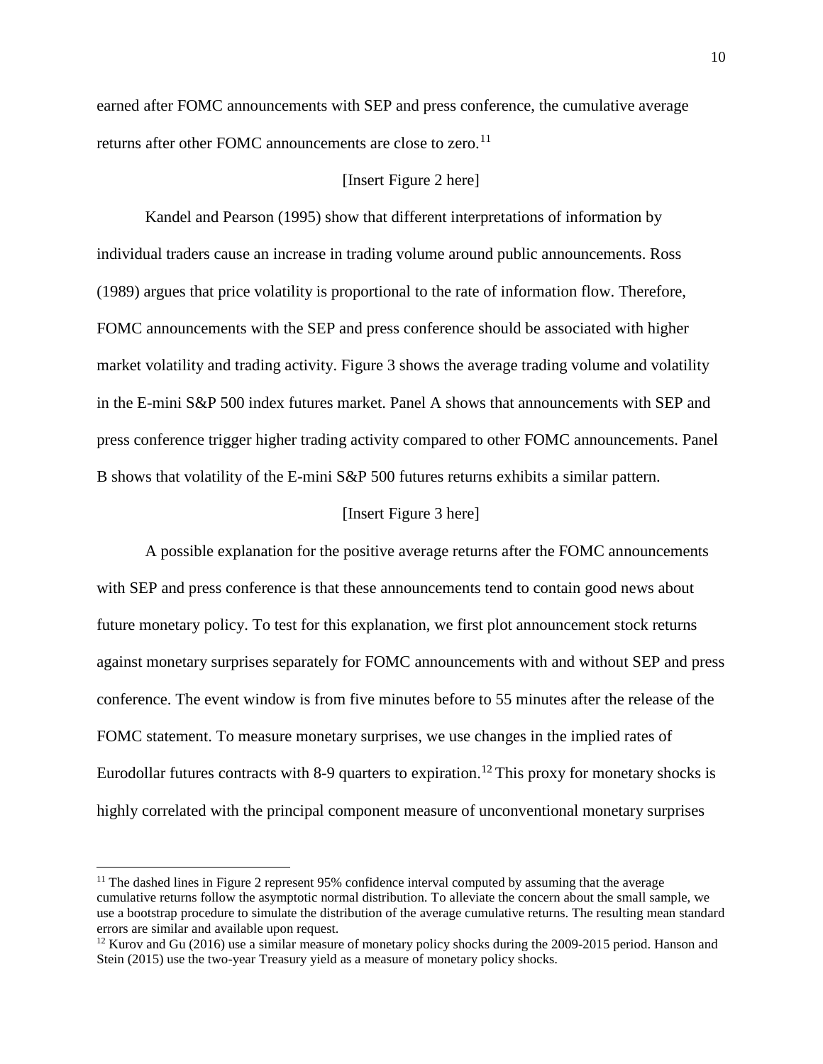earned after FOMC announcements with SEP and press conference, the cumulative average returns after other FOMC announcements are close to zero.[11]

[Insert Figure 2 here]

Kandel and Pearson (1995) show that different interpretations of information by individual traders cause an increase in trading volume around public announcements. Ross (1989) argues that price volatility is proportional to the rate of information flow. Therefore, FOMC announcements with the SEP and press conference should be associated with higher market volatility and trading activity. Figure 3 shows the average trading volume and volatility in the E-mini S&P 500 index futures market. Panel A shows that announcements with SEP and press conference trigger higher trading activity compared to other FOMC announcements. Panel B shows that volatility of the E-mini S&P 500 futures returns exhibits a similar pattern.

[Insert Figure 3 here]

A possible explanation for the positive average returns after the FOMC announcements with SEP and press conference is that these announcements tend to contain good news about future monetary policy. To test for this explanation, we first plot announcement stock returns against monetary surprises separately for FOMC announcements with and without SEP and press conference. The event window is from five minutes before to 55 minutes after the release of the FOMC statement. To measure monetary surprises, we use changes in the implied rates of Eurodollar futures contracts with 8-9 quarters to expiration.[12] This proxy for monetary shocks is highly correlated with the principal component measure of unconventional monetary surprises

---

[11] The dashed lines in Figure 2 represent 95% confidence interval computed by assuming that the average cumulative returns follow the asymptotic normal distribution. To alleviate the concern about the small sample, we use a bootstrap procedure to simulate the distribution of the average cumulative returns. The resulting mean standard errors are similar and available upon request.

[12] Kurov and Gu (2016) use a similar measure of monetary policy shocks during the 2009-2015 period. Hanson and Stein (2015) use the two-year Treasury yield as a measure of monetary policy shocks.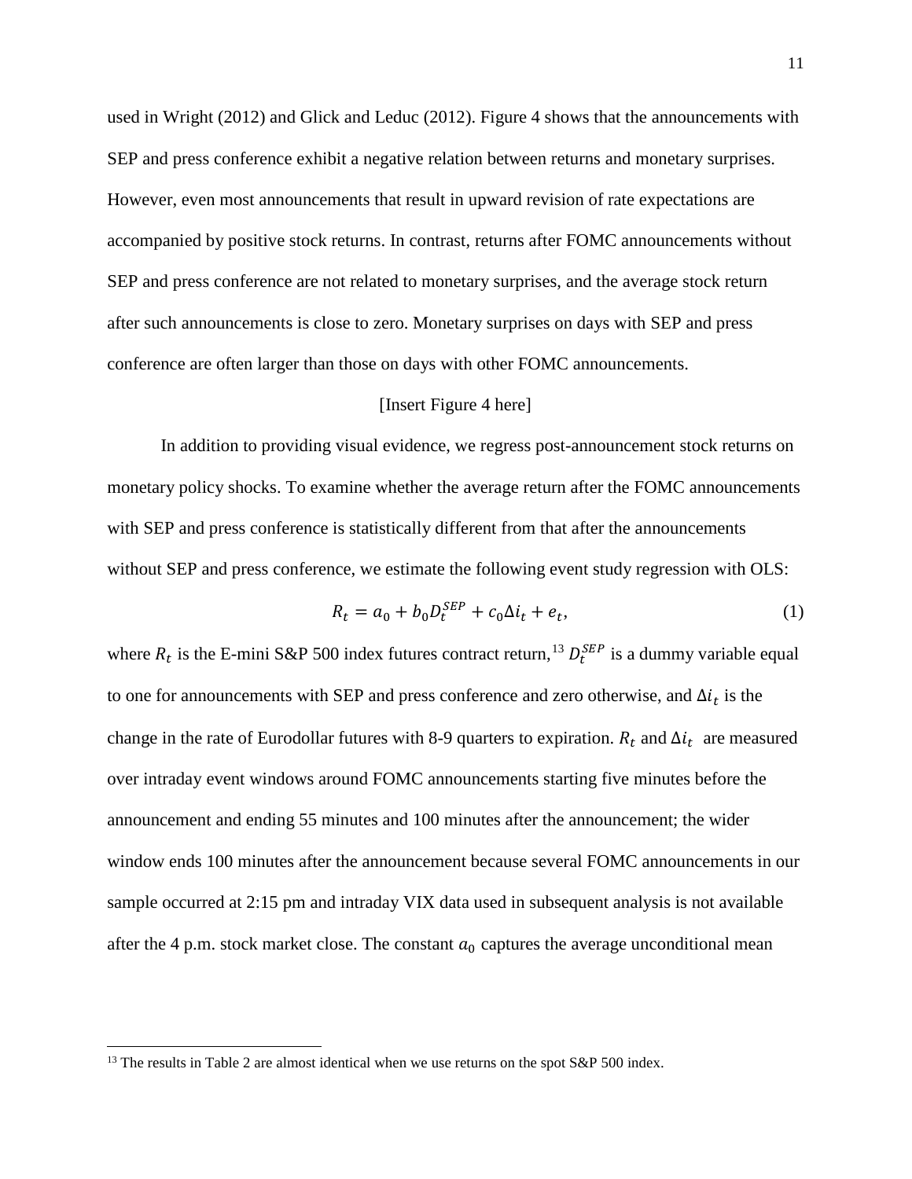used in Wright (2012) and Glick and Leduc (2012). Figure 4 shows that the announcements with SEP and press conference exhibit a negative relation between returns and monetary surprises. However, even most announcements that result in upward revision of rate expectations are accompanied by positive stock returns. In contrast, returns after FOMC announcements without SEP and press conference are not related to monetary surprises, and the average stock return after such announcements is close to zero. Monetary surprises on days with SEP and press conference are often larger than those on days with other FOMC announcements.

[Insert Figure 4 here]

In addition to providing visual evidence, we regress post-announcement stock returns on monetary policy shocks. To examine whether the average return after the FOMC announcements with SEP and press conference is statistically different from that after the announcements without SEP and press conference, we estimate the following event study regression with OLS:

$$R_t = a_0 + b_0 D_t^{SEP} + c_0 \Delta i_t + e_t, \tag{1}$$

where $R_t$ is the E-mini S&P 500 index futures contract return,[13] $D_t^{SEP}$ is a dummy variable equal to one for announcements with SEP and press conference and zero otherwise, and $\Delta i_t$ is the change in the rate of Eurodollar futures with 8-9 quarters to expiration. $R_t$ and $\Delta i_t$ are measured over intraday event windows around FOMC announcements starting five minutes before the announcement and ending 55 minutes and 100 minutes after the announcement; the wider window ends 100 minutes after the announcement because several FOMC announcements in our sample occurred at 2:15 pm and intraday VIX data used in subsequent analysis is not available after the 4 p.m. stock market close. The constant $a_0$ captures the average unconditional mean

[13] The results in Table 2 are almost identical when we use returns on the spot S&P 500 index.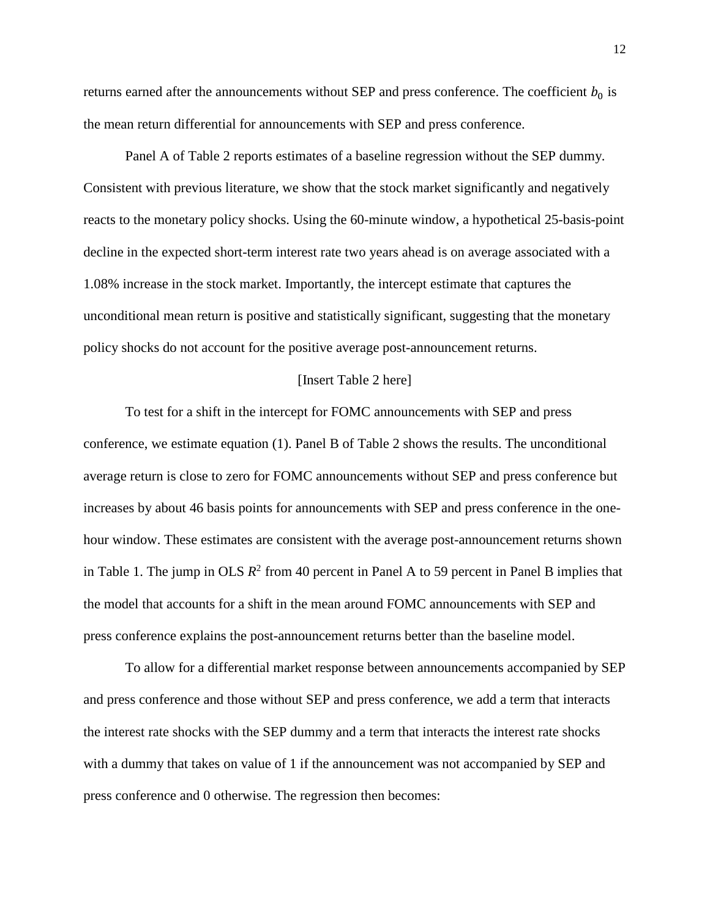returns earned after the announcements without SEP and press conference. The coefficient $b_0$ is the mean return differential for announcements with SEP and press conference.

Panel A of Table 2 reports estimates of a baseline regression without the SEP dummy. Consistent with previous literature, we show that the stock market significantly and negatively reacts to the monetary policy shocks. Using the 60-minute window, a hypothetical 25-basis-point decline in the expected short-term interest rate two years ahead is on average associated with a 1.08% increase in the stock market. Importantly, the intercept estimate that captures the unconditional mean return is positive and statistically significant, suggesting that the monetary policy shocks do not account for the positive average post-announcement returns.

[Insert Table 2 here]

To test for a shift in the intercept for FOMC announcements with SEP and press conference, we estimate equation (1). Panel B of Table 2 shows the results. The unconditional average return is close to zero for FOMC announcements without SEP and press conference but increases by about 46 basis points for announcements with SEP and press conference in the one-hour window. These estimates are consistent with the average post-announcement returns shown in Table 1. The jump in OLS $R^2$ from 40 percent in Panel A to 59 percent in Panel B implies that the model that accounts for a shift in the mean around FOMC announcements with SEP and press conference explains the post-announcement returns better than the baseline model.

To allow for a differential market response between announcements accompanied by SEP and press conference and those without SEP and press conference, we add a term that interacts the interest rate shocks with the SEP dummy and a term that interacts the interest rate shocks with a dummy that takes on value of 1 if the announcement was not accompanied by SEP and press conference and 0 otherwise. The regression then becomes: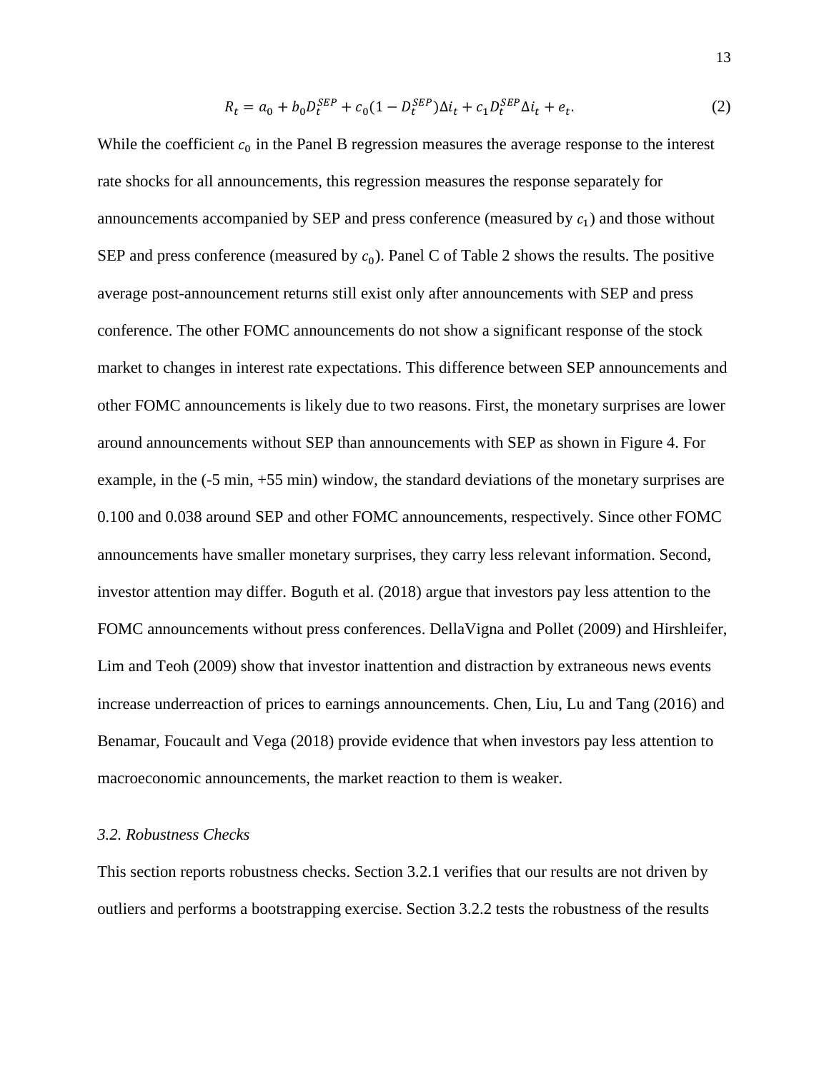$$R_t = a_0 + b_0 D_t^{SEP} + c_0(1 - D_t^{SEP})\Delta i_t + c_1 D_t^{SEP} \Delta i_t + e_t. \tag{2}$$

While the coefficient $c_0$ in the Panel B regression measures the average response to the interest rate shocks for all announcements, this regression measures the response separately for announcements accompanied by SEP and press conference (measured by $c_1$) and those without SEP and press conference (measured by $c_0$). Panel C of Table 2 shows the results. The positive average post-announcement returns still exist only after announcements with SEP and press conference. The other FOMC announcements do not show a significant response of the stock market to changes in interest rate expectations. This difference between SEP announcements and other FOMC announcements is likely due to two reasons. First, the monetary surprises are lower around announcements without SEP than announcements with SEP as shown in Figure 4. For example, in the (-5 min, +55 min) window, the standard deviations of the monetary surprises are 0.100 and 0.038 around SEP and other FOMC announcements, respectively. Since other FOMC announcements have smaller monetary surprises, they carry less relevant information. Second, investor attention may differ. Boguth et al. (2018) argue that investors pay less attention to the FOMC announcements without press conferences. DellaVigna and Pollet (2009) and Hirshleifer, Lim and Teoh (2009) show that investor inattention and distraction by extraneous news events increase underreaction of prices to earnings announcements. Chen, Liu, Lu and Tang (2016) and Benamar, Foucault and Vega (2018) provide evidence that when investors pay less attention to macroeconomic announcements, the market reaction to them is weaker.

### *3.2. Robustness Checks*

This section reports robustness checks. Section 3.2.1 verifies that our results are not driven by outliers and performs a bootstrapping exercise. Section 3.2.2 tests the robustness of the results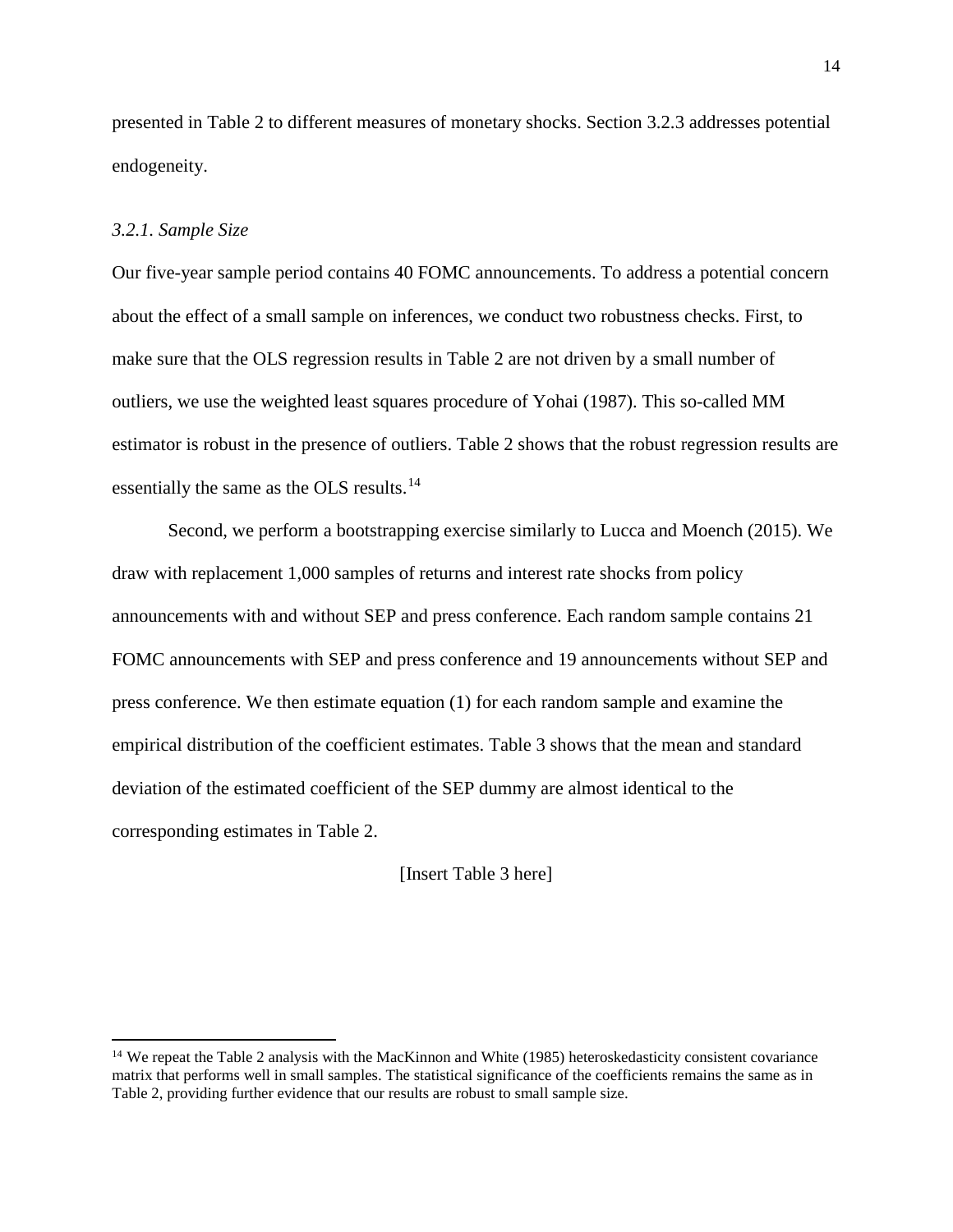presented in Table 2 to different measures of monetary shocks. Section 3.2.3 addresses potential endogeneity.

### *3.2.1. Sample Size*

Our five-year sample period contains 40 FOMC announcements. To address a potential concern about the effect of a small sample on inferences, we conduct two robustness checks. First, to make sure that the OLS regression results in Table 2 are not driven by a small number of outliers, we use the weighted least squares procedure of Yohai (1987). This so-called MM estimator is robust in the presence of outliers. Table 2 shows that the robust regression results are essentially the same as the OLS results.[14]

Second, we perform a bootstrapping exercise similarly to Lucca and Moench (2015). We draw with replacement 1,000 samples of returns and interest rate shocks from policy announcements with and without SEP and press conference. Each random sample contains 21 FOMC announcements with SEP and press conference and 19 announcements without SEP and press conference. We then estimate equation (1) for each random sample and examine the empirical distribution of the coefficient estimates. Table 3 shows that the mean and standard deviation of the estimated coefficient of the SEP dummy are almost identical to the corresponding estimates in Table 2.

[Insert Table 3 here]

---

[14] We repeat the Table 2 analysis with the MacKinnon and White (1985) heteroskedasticity consistent covariance matrix that performs well in small samples. The statistical significance of the coefficients remains the same as in Table 2, providing further evidence that our results are robust to small sample size.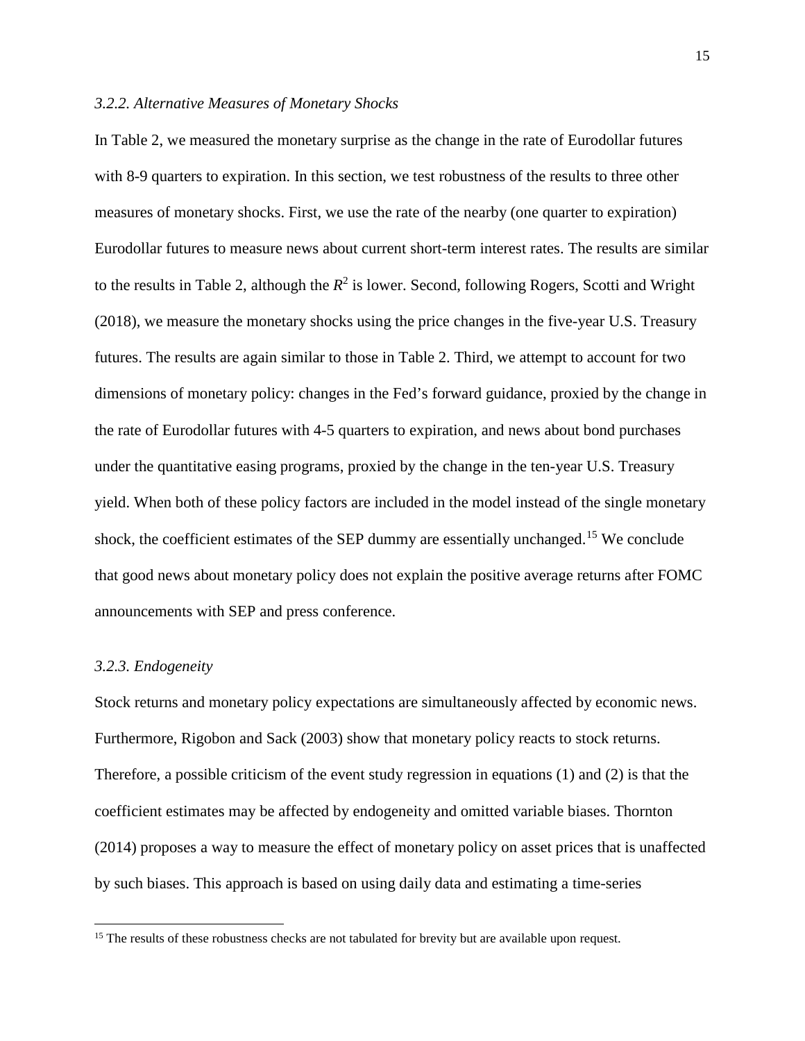### *3.2.2. Alternative Measures of Monetary Shocks*

In Table 2, we measured the monetary surprise as the change in the rate of Eurodollar futures with 8-9 quarters to expiration. In this section, we test robustness of the results to three other measures of monetary shocks. First, we use the rate of the nearby (one quarter to expiration) Eurodollar futures to measure news about current short-term interest rates. The results are similar to the results in Table 2, although the $R^2$ is lower. Second, following Rogers, Scotti and Wright (2018), we measure the monetary shocks using the price changes in the five-year U.S. Treasury futures. The results are again similar to those in Table 2. Third, we attempt to account for two dimensions of monetary policy: changes in the Fed's forward guidance, proxied by the change in the rate of Eurodollar futures with 4-5 quarters to expiration, and news about bond purchases under the quantitative easing programs, proxied by the change in the ten-year U.S. Treasury yield. When both of these policy factors are included in the model instead of the single monetary shock, the coefficient estimates of the SEP dummy are essentially unchanged.[15] We conclude that good news about monetary policy does not explain the positive average returns after FOMC announcements with SEP and press conference.

### *3.2.3. Endogeneity*

Stock returns and monetary policy expectations are simultaneously affected by economic news. Furthermore, Rigobon and Sack (2003) show that monetary policy reacts to stock returns. Therefore, a possible criticism of the event study regression in equations (1) and (2) is that the coefficient estimates may be affected by endogeneity and omitted variable biases. Thornton (2014) proposes a way to measure the effect of monetary policy on asset prices that is unaffected by such biases. This approach is based on using daily data and estimating a time-series

[15] The results of these robustness checks are not tabulated for brevity but are available upon request.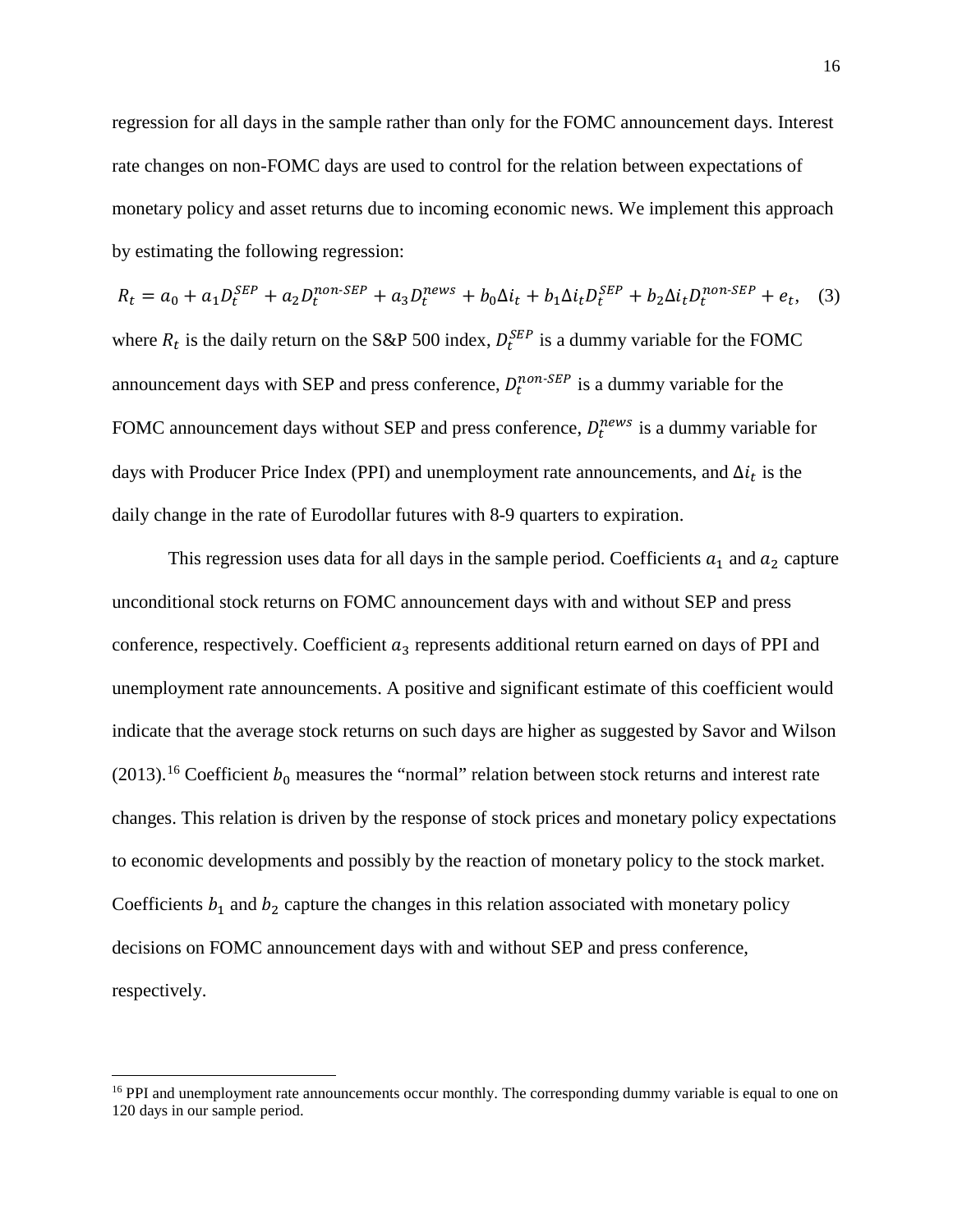regression for all days in the sample rather than only for the FOMC announcement days. Interest rate changes on non-FOMC days are used to control for the relation between expectations of monetary policy and asset returns due to incoming economic news. We implement this approach by estimating the following regression:

$$R_t = a_0 + a_1 D_t^{SEP} + a_2 D_t^{non\text{-}SEP} + a_3 D_t^{news} + b_0 \Delta i_t + b_1 \Delta i_t D_t^{SEP} + b_2 \Delta i_t D_t^{non\text{-}SEP} + e_t, \quad (3)$$

where $R_t$ is the daily return on the S&P 500 index, $D_t^{SEP}$ is a dummy variable for the FOMC announcement days with SEP and press conference, $D_t^{non\text{-}SEP}$ is a dummy variable for the FOMC announcement days without SEP and press conference, $D_t^{news}$ is a dummy variable for days with Producer Price Index (PPI) and unemployment rate announcements, and $\Delta i_t$ is the daily change in the rate of Eurodollar futures with 8-9 quarters to expiration.

This regression uses data for all days in the sample period. Coefficients $a_1$ and $a_2$ capture unconditional stock returns on FOMC announcement days with and without SEP and press conference, respectively. Coefficient $a_3$ represents additional return earned on days of PPI and unemployment rate announcements. A positive and significant estimate of this coefficient would indicate that the average stock returns on such days are higher as suggested by Savor and Wilson (2013).[16] Coefficient $b_0$ measures the "normal" relation between stock returns and interest rate changes. This relation is driven by the response of stock prices and monetary policy expectations to economic developments and possibly by the reaction of monetary policy to the stock market. Coefficients $b_1$ and $b_2$ capture the changes in this relation associated with monetary policy decisions on FOMC announcement days with and without SEP and press conference, respectively.

[16] PPI and unemployment rate announcements occur monthly. The corresponding dummy variable is equal to one on 120 days in our sample period.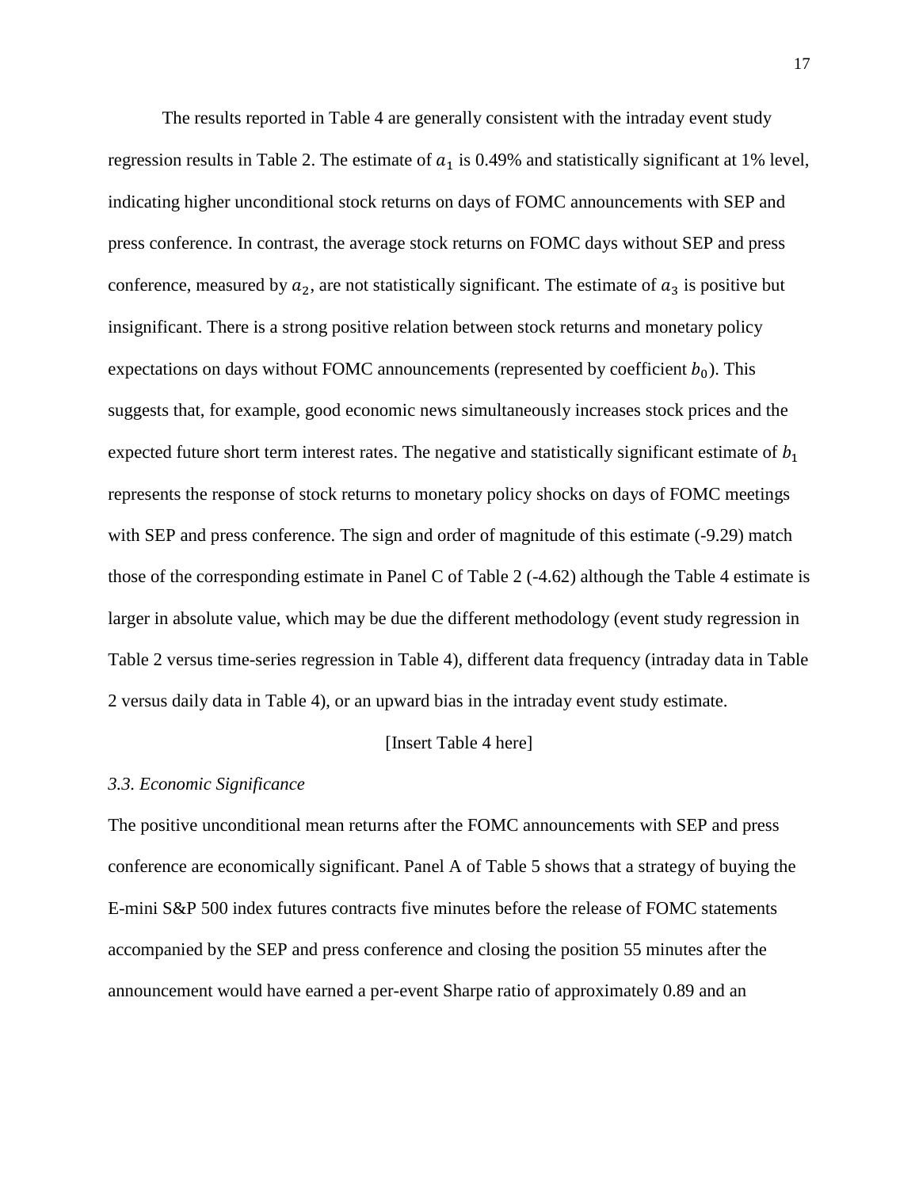The results reported in Table 4 are generally consistent with the intraday event study regression results in Table 2. The estimate of $a_1$ is 0.49% and statistically significant at 1% level, indicating higher unconditional stock returns on days of FOMC announcements with SEP and press conference. In contrast, the average stock returns on FOMC days without SEP and press conference, measured by $a_2$, are not statistically significant. The estimate of $a_3$ is positive but insignificant. There is a strong positive relation between stock returns and monetary policy expectations on days without FOMC announcements (represented by coefficient $b_0$). This suggests that, for example, good economic news simultaneously increases stock prices and the expected future short term interest rates. The negative and statistically significant estimate of $b_1$ represents the response of stock returns to monetary policy shocks on days of FOMC meetings with SEP and press conference. The sign and order of magnitude of this estimate (-9.29) match those of the corresponding estimate in Panel C of Table 2 (-4.62) although the Table 4 estimate is larger in absolute value, which may be due the different methodology (event study regression in Table 2 versus time-series regression in Table 4), different data frequency (intraday data in Table 2 versus daily data in Table 4), or an upward bias in the intraday event study estimate.

[Insert Table 4 here]

### *3.3. Economic Significance*

The positive unconditional mean returns after the FOMC announcements with SEP and press conference are economically significant. Panel A of Table 5 shows that a strategy of buying the E-mini S&P 500 index futures contracts five minutes before the release of FOMC statements accompanied by the SEP and press conference and closing the position 55 minutes after the announcement would have earned a per-event Sharpe ratio of approximately 0.89 and an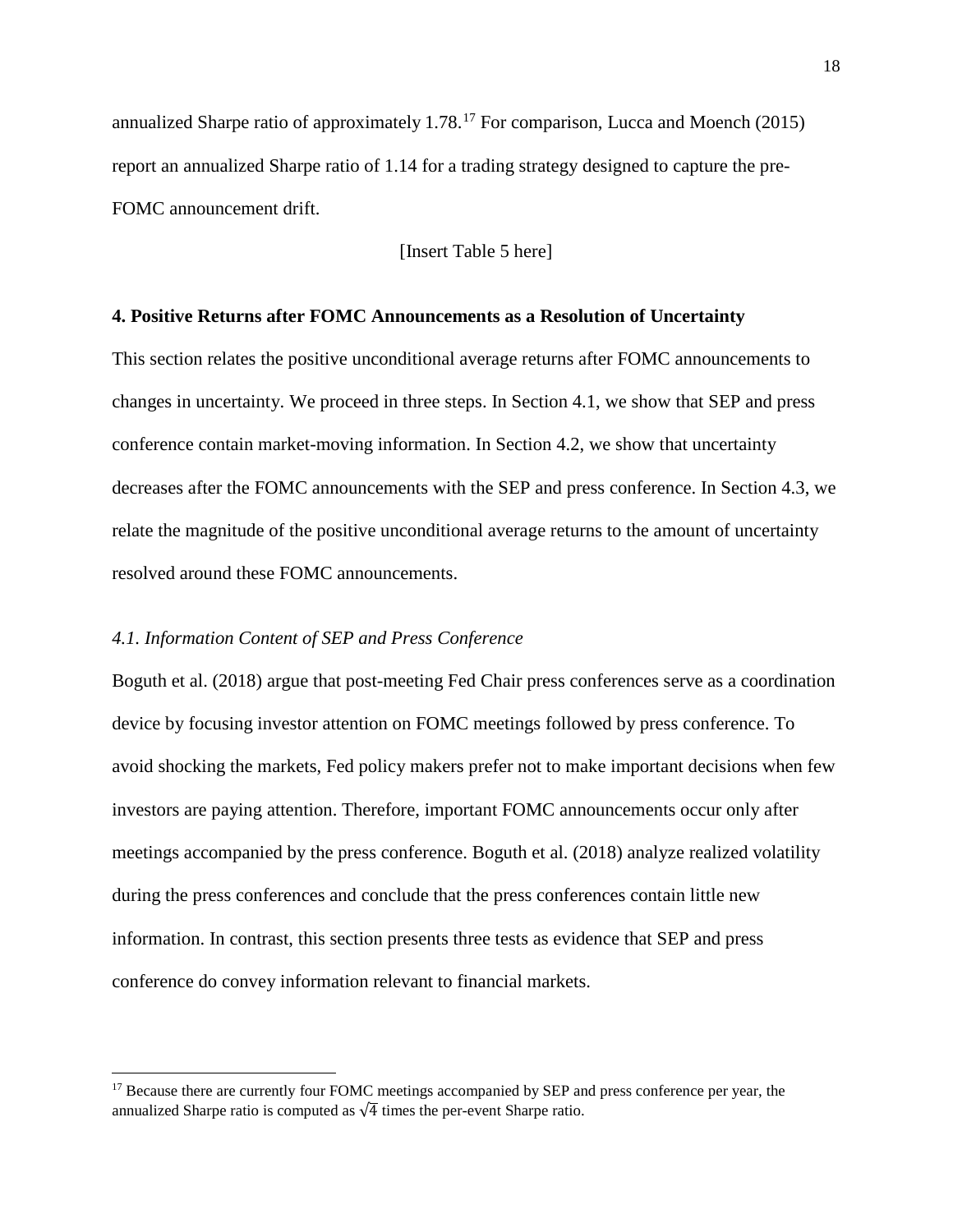annualized Sharpe ratio of approximately 1.78.[17] For comparison, Lucca and Moench (2015) report an annualized Sharpe ratio of 1.14 for a trading strategy designed to capture the pre-FOMC announcement drift.

[Insert Table 5 here]

## 4. Positive Returns after FOMC Announcements as a Resolution of Uncertainty

This section relates the positive unconditional average returns after FOMC announcements to changes in uncertainty. We proceed in three steps. In Section 4.1, we show that SEP and press conference contain market-moving information. In Section 4.2, we show that uncertainty decreases after the FOMC announcements with the SEP and press conference. In Section 4.3, we relate the magnitude of the positive unconditional average returns to the amount of uncertainty resolved around these FOMC announcements.

### *4.1. Information Content of SEP and Press Conference*

Boguth et al. (2018) argue that post-meeting Fed Chair press conferences serve as a coordination device by focusing investor attention on FOMC meetings followed by press conference. To avoid shocking the markets, Fed policy makers prefer not to make important decisions when few investors are paying attention. Therefore, important FOMC announcements occur only after meetings accompanied by the press conference. Boguth et al. (2018) analyze realized volatility during the press conferences and conclude that the press conferences contain little new information. In contrast, this section presents three tests as evidence that SEP and press conference do convey information relevant to financial markets.

---

[17] Because there are currently four FOMC meetings accompanied by SEP and press conference per year, the annualized Sharpe ratio is computed as $\sqrt{4}$ times the per-event Sharpe ratio.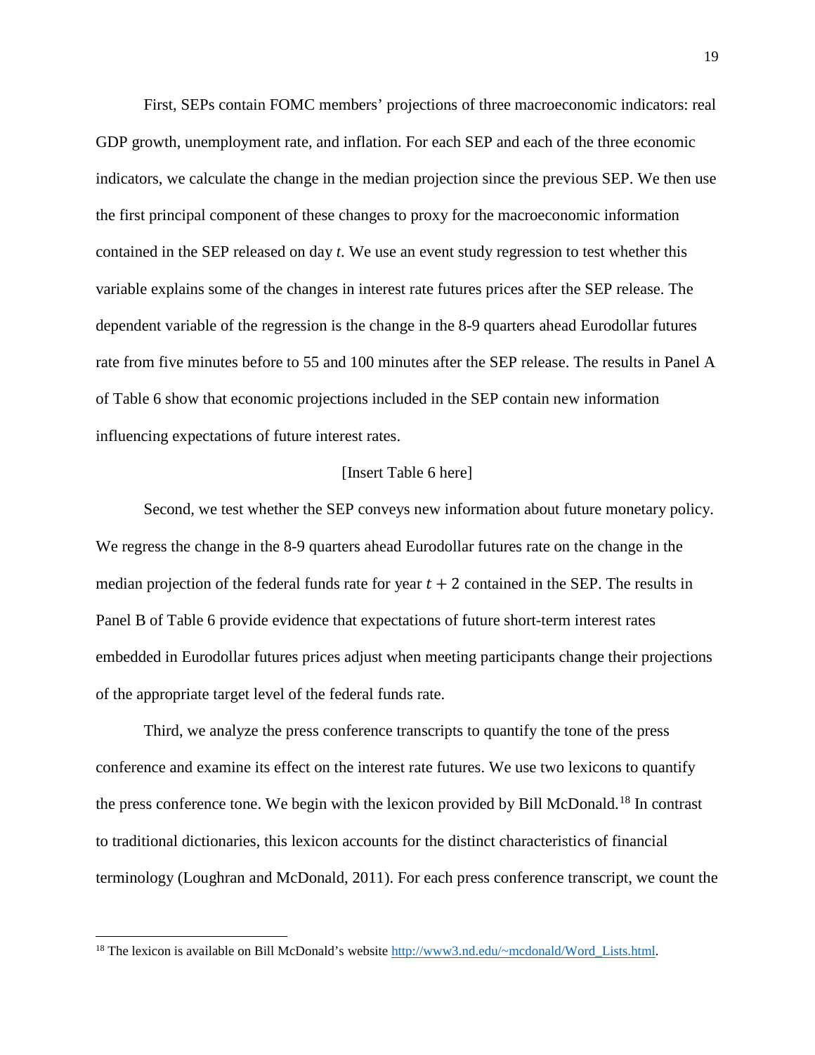First, SEPs contain FOMC members' projections of three macroeconomic indicators: real GDP growth, unemployment rate, and inflation. For each SEP and each of the three economic indicators, we calculate the change in the median projection since the previous SEP. We then use the first principal component of these changes to proxy for the macroeconomic information contained in the SEP released on day *t*. We use an event study regression to test whether this variable explains some of the changes in interest rate futures prices after the SEP release. The dependent variable of the regression is the change in the 8-9 quarters ahead Eurodollar futures rate from five minutes before to 55 and 100 minutes after the SEP release. The results in Panel A of Table 6 show that economic projections included in the SEP contain new information influencing expectations of future interest rates.

[Insert Table 6 here]

Second, we test whether the SEP conveys new information about future monetary policy. We regress the change in the 8-9 quarters ahead Eurodollar futures rate on the change in the median projection of the federal funds rate for year $t + 2$ contained in the SEP. The results in Panel B of Table 6 provide evidence that expectations of future short-term interest rates embedded in Eurodollar futures prices adjust when meeting participants change their projections of the appropriate target level of the federal funds rate.

Third, we analyze the press conference transcripts to quantify the tone of the press conference and examine its effect on the interest rate futures. We use two lexicons to quantify the press conference tone. We begin with the lexicon provided by Bill McDonald.[18] In contrast to traditional dictionaries, this lexicon accounts for the distinct characteristics of financial terminology (Loughran and McDonald, 2011). For each press conference transcript, we count the

[18] The lexicon is available on Bill McDonald's website http://www3.nd.edu/~mcdonald/Word_Lists.html.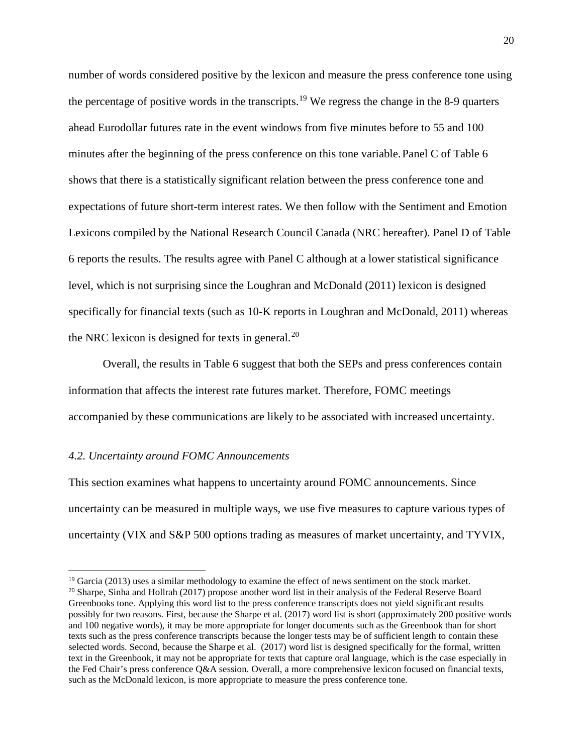number of words considered positive by the lexicon and measure the press conference tone using the percentage of positive words in the transcripts.[19] We regress the change in the 8-9 quarters ahead Eurodollar futures rate in the event windows from five minutes before to 55 and 100 minutes after the beginning of the press conference on this tone variable. Panel C of Table 6 shows that there is a statistically significant relation between the press conference tone and expectations of future short-term interest rates. We then follow with the Sentiment and Emotion Lexicons compiled by the National Research Council Canada (NRC hereafter). Panel D of Table 6 reports the results. The results agree with Panel C although at a lower statistical significance level, which is not surprising since the Loughran and McDonald (2011) lexicon is designed specifically for financial texts (such as 10-K reports in Loughran and McDonald, 2011) whereas the NRC lexicon is designed for texts in general.[20]

Overall, the results in Table 6 suggest that both the SEPs and press conferences contain information that affects the interest rate futures market. Therefore, FOMC meetings accompanied by these communications are likely to be associated with increased uncertainty.

### *4.2. Uncertainty around FOMC Announcements*

This section examines what happens to uncertainty around FOMC announcements. Since uncertainty can be measured in multiple ways, we use five measures to capture various types of uncertainty (VIX and S&P 500 options trading as measures of market uncertainty, and TYVIX,

---

[19] Garcia (2013) uses a similar methodology to examine the effect of news sentiment on the stock market.

[20] Sharpe, Sinha and Hollrah (2017) propose another word list in their analysis of the Federal Reserve Board Greenbooks tone. Applying this word list to the press conference transcripts does not yield significant results possibly for two reasons. First, because the Sharpe et al. (2017) word list is short (approximately 200 positive words and 100 negative words), it may be more appropriate for longer documents such as the Greenbook than for short texts such as the press conference transcripts because the longer tests may be of sufficient length to contain these selected words. Second, because the Sharpe et al. (2017) word list is designed specifically for the formal, written text in the Greenbook, it may not be appropriate for texts that capture oral language, which is the case especially in the Fed Chair's press conference Q&A session. Overall, a more comprehensive lexicon focused on financial texts, such as the McDonald lexicon, is more appropriate to measure the press conference tone.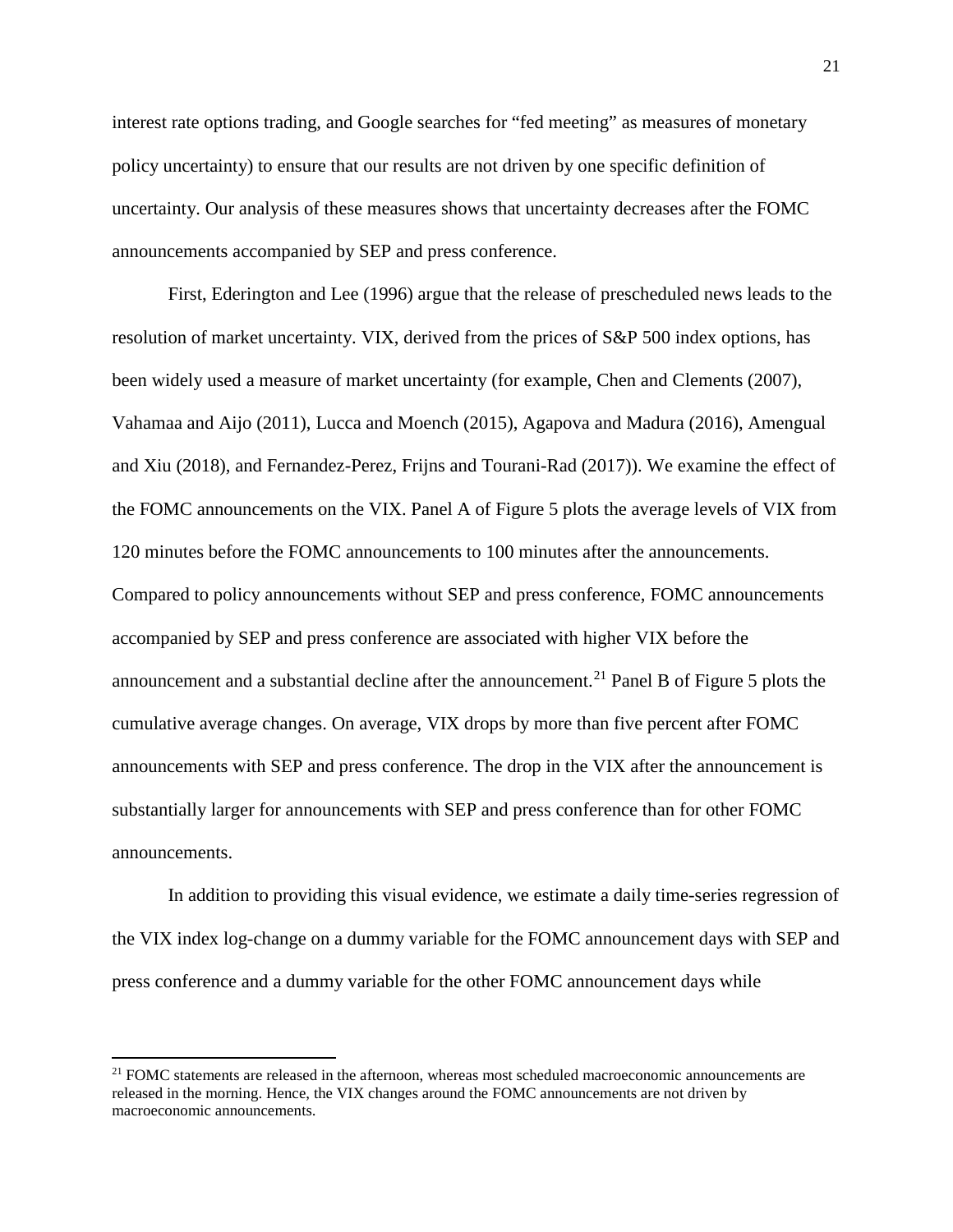interest rate options trading, and Google searches for "fed meeting" as measures of monetary policy uncertainty) to ensure that our results are not driven by one specific definition of uncertainty. Our analysis of these measures shows that uncertainty decreases after the FOMC announcements accompanied by SEP and press conference.

First, Ederington and Lee (1996) argue that the release of prescheduled news leads to the resolution of market uncertainty. VIX, derived from the prices of S&P 500 index options, has been widely used a measure of market uncertainty (for example, Chen and Clements (2007), Vahamaa and Aijo (2011), Lucca and Moench (2015), Agapova and Madura (2016), Amengual and Xiu (2018), and Fernandez-Perez, Frijns and Tourani-Rad (2017)). We examine the effect of the FOMC announcements on the VIX. Panel A of Figure 5 plots the average levels of VIX from 120 minutes before the FOMC announcements to 100 minutes after the announcements. Compared to policy announcements without SEP and press conference, FOMC announcements accompanied by SEP and press conference are associated with higher VIX before the announcement and a substantial decline after the announcement.[21] Panel B of Figure 5 plots the cumulative average changes. On average, VIX drops by more than five percent after FOMC announcements with SEP and press conference. The drop in the VIX after the announcement is substantially larger for announcements with SEP and press conference than for other FOMC announcements.

In addition to providing this visual evidence, we estimate a daily time-series regression of the VIX index log-change on a dummy variable for the FOMC announcement days with SEP and press conference and a dummy variable for the other FOMC announcement days while

---

[21] FOMC statements are released in the afternoon, whereas most scheduled macroeconomic announcements are released in the morning. Hence, the VIX changes around the FOMC announcements are not driven by macroeconomic announcements.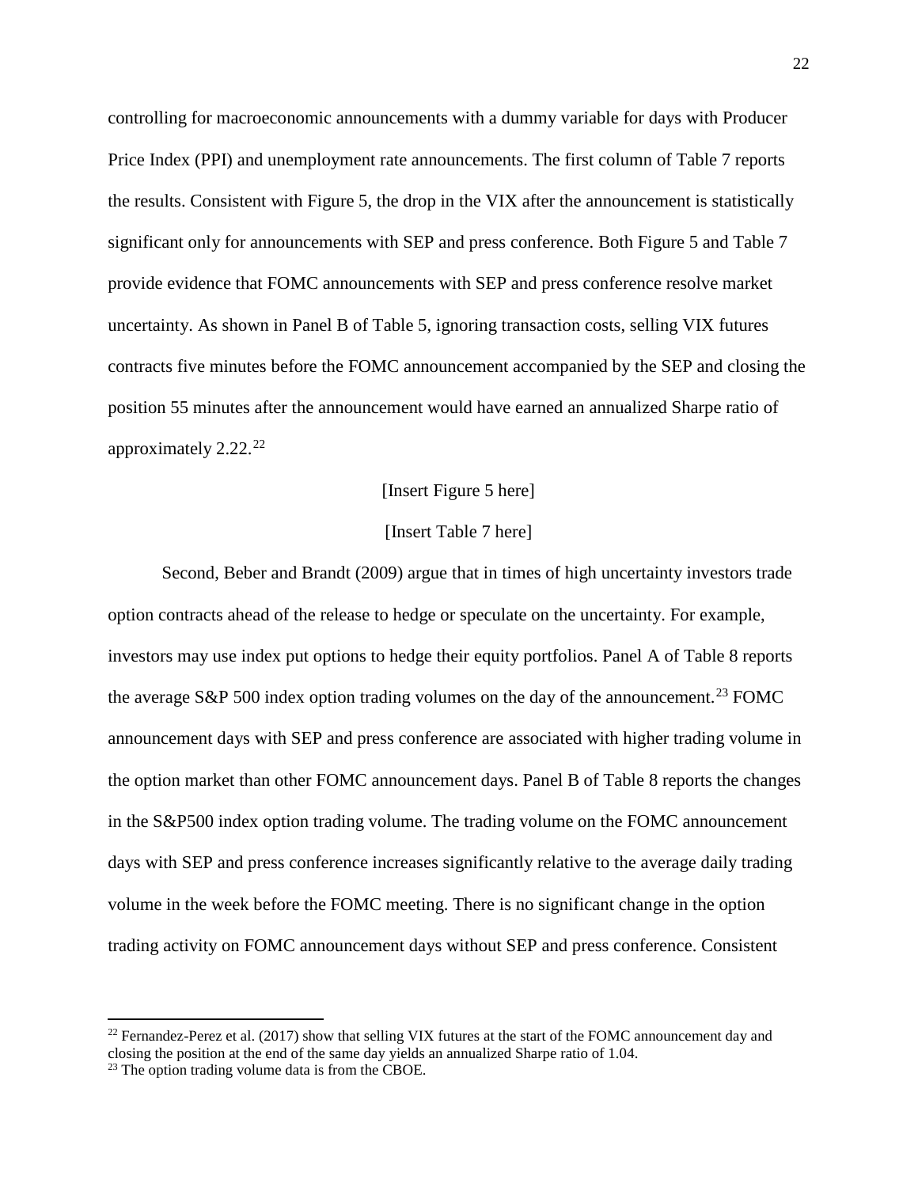controlling for macroeconomic announcements with a dummy variable for days with Producer Price Index (PPI) and unemployment rate announcements. The first column of Table 7 reports the results. Consistent with Figure 5, the drop in the VIX after the announcement is statistically significant only for announcements with SEP and press conference. Both Figure 5 and Table 7 provide evidence that FOMC announcements with SEP and press conference resolve market uncertainty. As shown in Panel B of Table 5, ignoring transaction costs, selling VIX futures contracts five minutes before the FOMC announcement accompanied by the SEP and closing the position 55 minutes after the announcement would have earned an annualized Sharpe ratio of approximately 2.22.[22]

[Insert Figure 5 here]

[Insert Table 7 here]

Second, Beber and Brandt (2009) argue that in times of high uncertainty investors trade option contracts ahead of the release to hedge or speculate on the uncertainty. For example, investors may use index put options to hedge their equity portfolios. Panel A of Table 8 reports the average S&P 500 index option trading volumes on the day of the announcement.[23] FOMC announcement days with SEP and press conference are associated with higher trading volume in the option market than other FOMC announcement days. Panel B of Table 8 reports the changes in the S&P500 index option trading volume. The trading volume on the FOMC announcement days with SEP and press conference increases significantly relative to the average daily trading volume in the week before the FOMC meeting. There is no significant change in the option trading activity on FOMC announcement days without SEP and press conference. Consistent

[22] Fernandez-Perez et al. (2017) show that selling VIX futures at the start of the FOMC announcement day and closing the position at the end of the same day yields an annualized Sharpe ratio of 1.04.

[23] The option trading volume data is from the CBOE.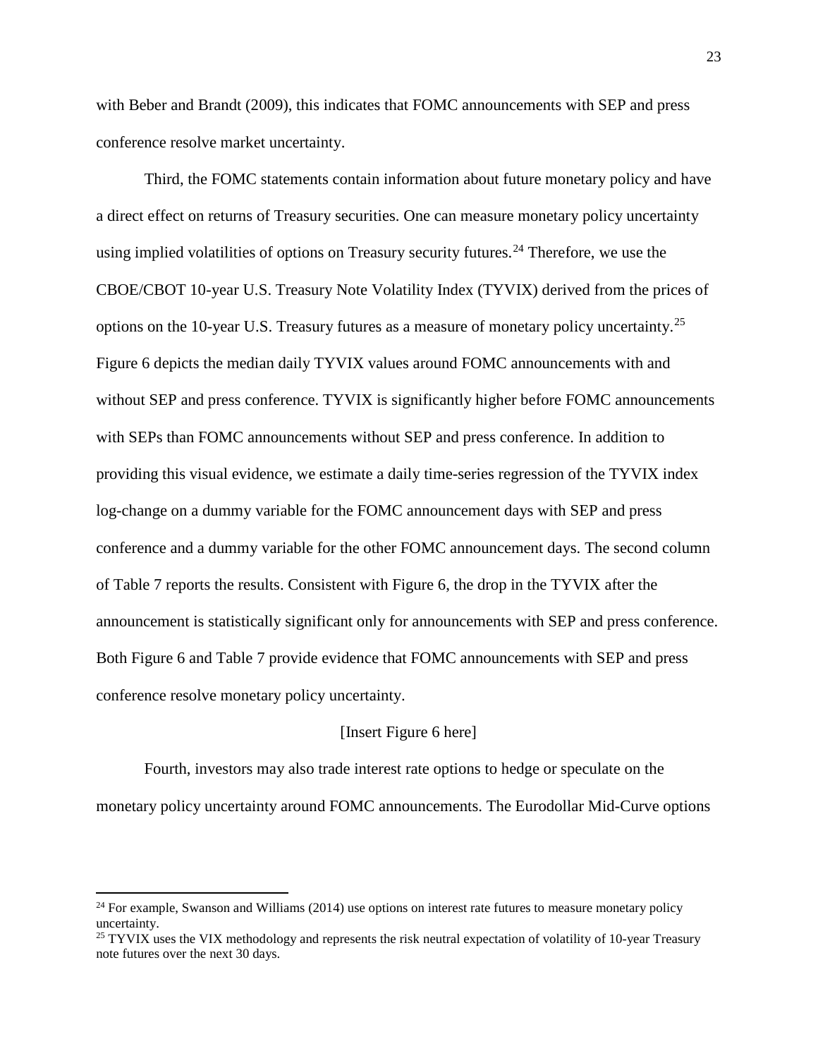with Beber and Brandt (2009), this indicates that FOMC announcements with SEP and press conference resolve market uncertainty.

Third, the FOMC statements contain information about future monetary policy and have a direct effect on returns of Treasury securities. One can measure monetary policy uncertainty using implied volatilities of options on Treasury security futures.[24] Therefore, we use the CBOE/CBOT 10-year U.S. Treasury Note Volatility Index (TYVIX) derived from the prices of options on the 10-year U.S. Treasury futures as a measure of monetary policy uncertainty.[25] Figure 6 depicts the median daily TYVIX values around FOMC announcements with and without SEP and press conference. TYVIX is significantly higher before FOMC announcements with SEPs than FOMC announcements without SEP and press conference. In addition to providing this visual evidence, we estimate a daily time-series regression of the TYVIX index log-change on a dummy variable for the FOMC announcement days with SEP and press conference and a dummy variable for the other FOMC announcement days. The second column of Table 7 reports the results. Consistent with Figure 6, the drop in the TYVIX after the announcement is statistically significant only for announcements with SEP and press conference. Both Figure 6 and Table 7 provide evidence that FOMC announcements with SEP and press conference resolve monetary policy uncertainty.

[Insert Figure 6 here]

Fourth, investors may also trade interest rate options to hedge or speculate on the monetary policy uncertainty around FOMC announcements. The Eurodollar Mid-Curve options

---

[24] For example, Swanson and Williams (2014) use options on interest rate futures to measure monetary policy uncertainty.

[25] TYVIX uses the VIX methodology and represents the risk neutral expectation of volatility of 10-year Treasury note futures over the next 30 days.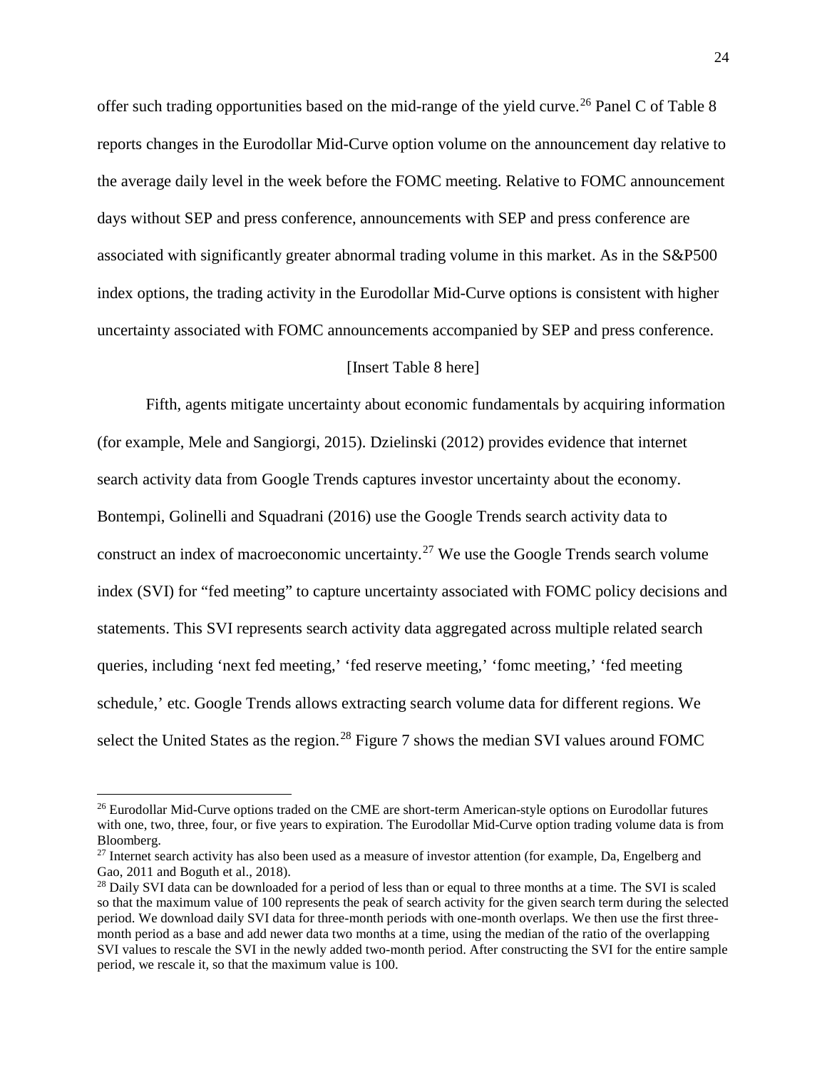offer such trading opportunities based on the mid-range of the yield curve.[26] Panel C of Table 8 reports changes in the Eurodollar Mid-Curve option volume on the announcement day relative to the average daily level in the week before the FOMC meeting. Relative to FOMC announcement days without SEP and press conference, announcements with SEP and press conference are associated with significantly greater abnormal trading volume in this market. As in the S&P500 index options, the trading activity in the Eurodollar Mid-Curve options is consistent with higher uncertainty associated with FOMC announcements accompanied by SEP and press conference.

[Insert Table 8 here]

Fifth, agents mitigate uncertainty about economic fundamentals by acquiring information (for example, Mele and Sangiorgi, 2015). Dzielinski (2012) provides evidence that internet search activity data from Google Trends captures investor uncertainty about the economy. Bontempi, Golinelli and Squadrani (2016) use the Google Trends search activity data to construct an index of macroeconomic uncertainty.[27] We use the Google Trends search volume index (SVI) for "fed meeting" to capture uncertainty associated with FOMC policy decisions and statements. This SVI represents search activity data aggregated across multiple related search queries, including 'next fed meeting,' 'fed reserve meeting,' 'fomc meeting,' 'fed meeting schedule,' etc. Google Trends allows extracting search volume data for different regions. We select the United States as the region.[28] Figure 7 shows the median SVI values around FOMC

---

[26] Eurodollar Mid-Curve options traded on the CME are short-term American-style options on Eurodollar futures with one, two, three, four, or five years to expiration. The Eurodollar Mid-Curve option trading volume data is from Bloomberg.

[27] Internet search activity has also been used as a measure of investor attention (for example, Da, Engelberg and Gao, 2011 and Boguth et al., 2018).

[28] Daily SVI data can be downloaded for a period of less than or equal to three months at a time. The SVI is scaled so that the maximum value of 100 represents the peak of search activity for the given search term during the selected period. We download daily SVI data for three-month periods with one-month overlaps. We then use the first three-month period as a base and add newer data two months at a time, using the median of the ratio of the overlapping SVI values to rescale the SVI in the newly added two-month period. After constructing the SVI for the entire sample period, we rescale it, so that the maximum value is 100.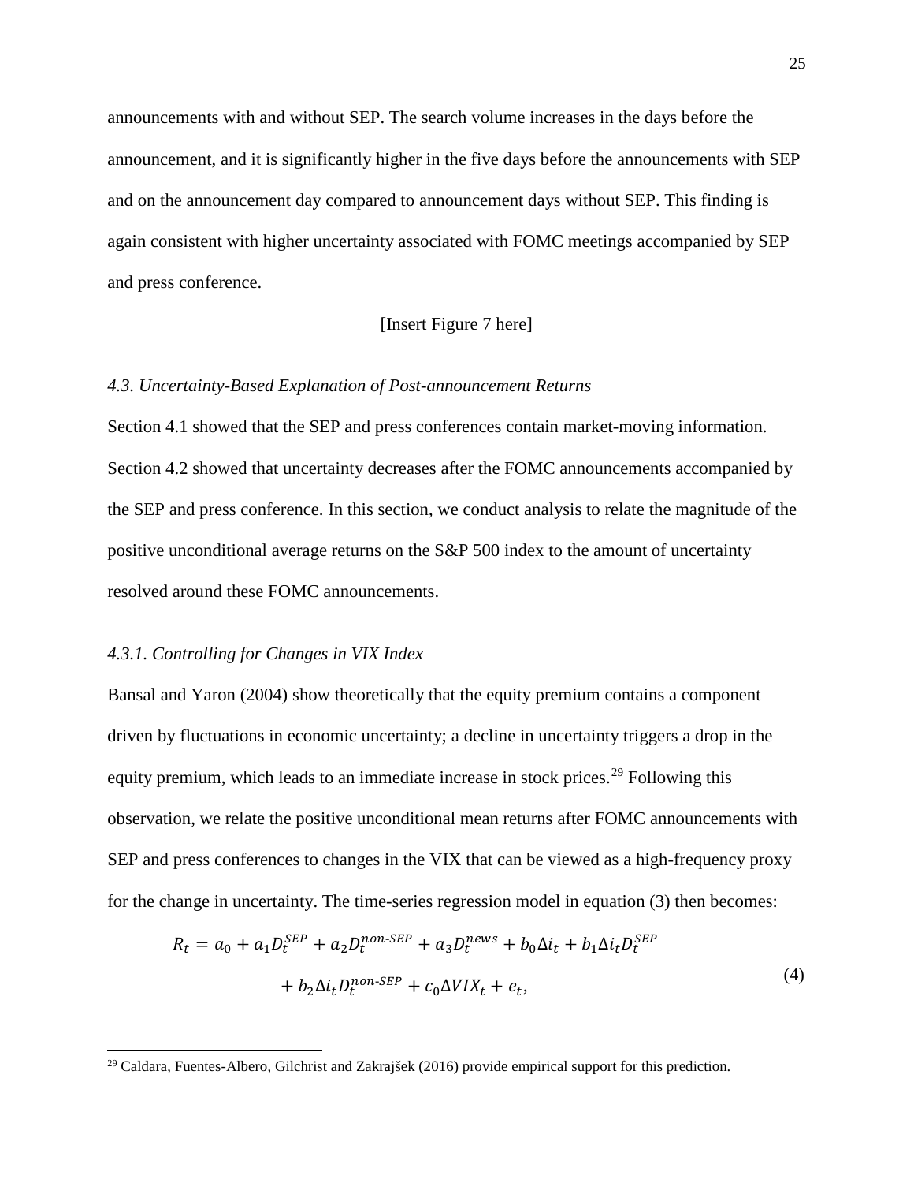announcements with and without SEP. The search volume increases in the days before the announcement, and it is significantly higher in the five days before the announcements with SEP and on the announcement day compared to announcement days without SEP. This finding is again consistent with higher uncertainty associated with FOMC meetings accompanied by SEP and press conference.

[Insert Figure 7 here]

*4.3. Uncertainty-Based Explanation of Post-announcement Returns*

Section 4.1 showed that the SEP and press conferences contain market-moving information. Section 4.2 showed that uncertainty decreases after the FOMC announcements accompanied by the SEP and press conference. In this section, we conduct analysis to relate the magnitude of the positive unconditional average returns on the S&P 500 index to the amount of uncertainty resolved around these FOMC announcements.

*4.3.1. Controlling for Changes in VIX Index*

Bansal and Yaron (2004) show theoretically that the equity premium contains a component driven by fluctuations in economic uncertainty; a decline in uncertainty triggers a drop in the equity premium, which leads to an immediate increase in stock prices.[29] Following this observation, we relate the positive unconditional mean returns after FOMC announcements with SEP and press conferences to changes in the VIX that can be viewed as a high-frequency proxy for the change in uncertainty. The time-series regression model in equation (3) then becomes:

$$
\begin{aligned}
R_t = a_0 + a_1 D_t^{SEP} + a_2 D_t^{non\text{-}SEP} + a_3 D_t^{news} + b_0 \Delta i_t + b_1 \Delta i_t D_t^{SEP} \\
+ b_2 \Delta i_t D_t^{non\text{-}SEP} + c_0 \Delta VIX_t + e_t,
\end{aligned} \tag{4}
$$

[29] Caldara, Fuentes-Albero, Gilchrist and Zakrajšek (2016) provide empirical support for this prediction.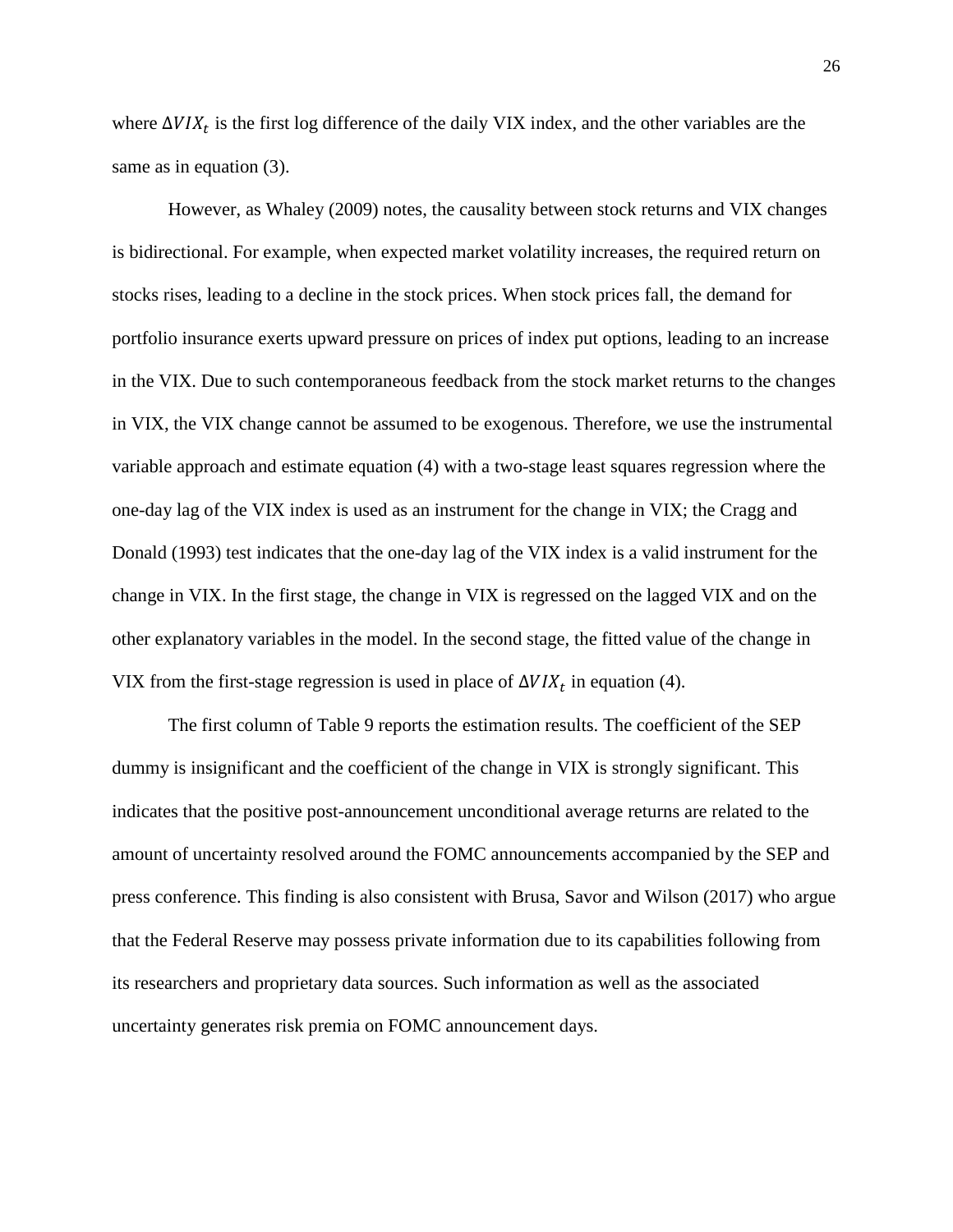where $\Delta VIX_t$ is the first log difference of the daily VIX index, and the other variables are the same as in equation (3).

However, as Whaley (2009) notes, the causality between stock returns and VIX changes is bidirectional. For example, when expected market volatility increases, the required return on stocks rises, leading to a decline in the stock prices. When stock prices fall, the demand for portfolio insurance exerts upward pressure on prices of index put options, leading to an increase in the VIX. Due to such contemporaneous feedback from the stock market returns to the changes in VIX, the VIX change cannot be assumed to be exogenous. Therefore, we use the instrumental variable approach and estimate equation (4) with a two-stage least squares regression where the one-day lag of the VIX index is used as an instrument for the change in VIX; the Cragg and Donald (1993) test indicates that the one-day lag of the VIX index is a valid instrument for the change in VIX. In the first stage, the change in VIX is regressed on the lagged VIX and on the other explanatory variables in the model. In the second stage, the fitted value of the change in VIX from the first-stage regression is used in place of $\Delta VIX_t$ in equation (4).

The first column of Table 9 reports the estimation results. The coefficient of the SEP dummy is insignificant and the coefficient of the change in VIX is strongly significant. This indicates that the positive post-announcement unconditional average returns are related to the amount of uncertainty resolved around the FOMC announcements accompanied by the SEP and press conference. This finding is also consistent with Brusa, Savor and Wilson (2017) who argue that the Federal Reserve may possess private information due to its capabilities following from its researchers and proprietary data sources. Such information as well as the associated uncertainty generates risk premia on FOMC announcement days.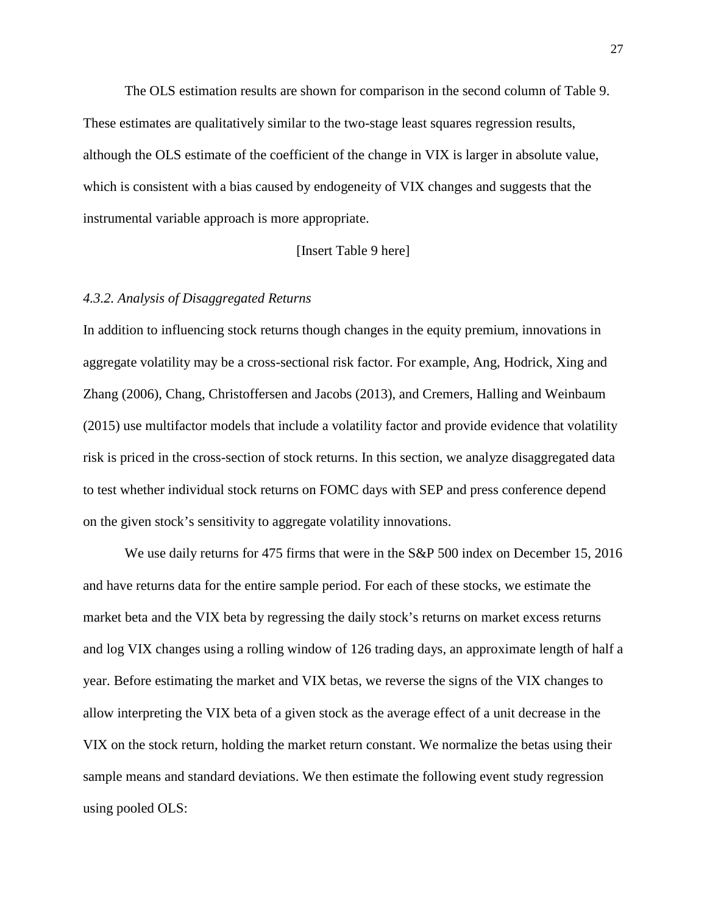The OLS estimation results are shown for comparison in the second column of Table 9. These estimates are qualitatively similar to the two-stage least squares regression results, although the OLS estimate of the coefficient of the change in VIX is larger in absolute value, which is consistent with a bias caused by endogeneity of VIX changes and suggests that the instrumental variable approach is more appropriate.

[Insert Table 9 here]

### *4.3.2. Analysis of Disaggregated Returns*

In addition to influencing stock returns though changes in the equity premium, innovations in aggregate volatility may be a cross-sectional risk factor. For example, Ang, Hodrick, Xing and Zhang (2006), Chang, Christoffersen and Jacobs (2013), and Cremers, Halling and Weinbaum (2015) use multifactor models that include a volatility factor and provide evidence that volatility risk is priced in the cross-section of stock returns. In this section, we analyze disaggregated data to test whether individual stock returns on FOMC days with SEP and press conference depend on the given stock's sensitivity to aggregate volatility innovations.

We use daily returns for 475 firms that were in the S&P 500 index on December 15, 2016 and have returns data for the entire sample period. For each of these stocks, we estimate the market beta and the VIX beta by regressing the daily stock's returns on market excess returns and log VIX changes using a rolling window of 126 trading days, an approximate length of half a year. Before estimating the market and VIX betas, we reverse the signs of the VIX changes to allow interpreting the VIX beta of a given stock as the average effect of a unit decrease in the VIX on the stock return, holding the market return constant. We normalize the betas using their sample means and standard deviations. We then estimate the following event study regression using pooled OLS: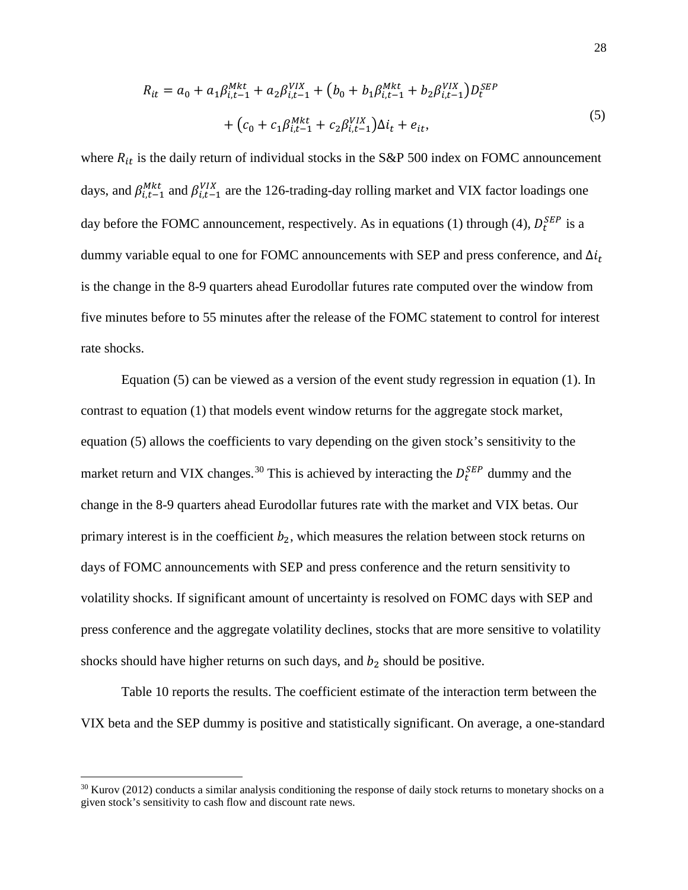$$
\begin{aligned}
R_{it} = a_0 + a_1\beta_{i,t-1}^{Mkt} + a_2\beta_{i,t-1}^{VIX} + \left(b_0 + b_1\beta_{i,t-1}^{Mkt} + b_2\beta_{i,t-1}^{VIX}\right)D_t^{SEP} \\
+ \left(c_0 + c_1\beta_{i,t-1}^{Mkt} + c_2\beta_{i,t-1}^{VIX}\right)\Delta i_t + e_{it},
\end{aligned}
\tag{5}
$$

where $R_{it}$ is the daily return of individual stocks in the S&P 500 index on FOMC announcement days, and $\beta_{i,t-1}^{Mkt}$ and $\beta_{i,t-1}^{VIX}$ are the 126-trading-day rolling market and VIX factor loadings one day before the FOMC announcement, respectively. As in equations (1) through (4), $D_t^{SEP}$ is a dummy variable equal to one for FOMC announcements with SEP and press conference, and $\Delta i_t$ is the change in the 8-9 quarters ahead Eurodollar futures rate computed over the window from five minutes before to 55 minutes after the release of the FOMC statement to control for interest rate shocks.

Equation (5) can be viewed as a version of the event study regression in equation (1). In contrast to equation (1) that models event window returns for the aggregate stock market, equation (5) allows the coefficients to vary depending on the given stock's sensitivity to the market return and VIX changes.[30] This is achieved by interacting the $D_t^{SEP}$ dummy and the change in the 8-9 quarters ahead Eurodollar futures rate with the market and VIX betas. Our primary interest is in the coefficient $b_2$, which measures the relation between stock returns on days of FOMC announcements with SEP and press conference and the return sensitivity to volatility shocks. If significant amount of uncertainty is resolved on FOMC days with SEP and press conference and the aggregate volatility declines, stocks that are more sensitive to volatility shocks should have higher returns on such days, and $b_2$ should be positive.

Table 10 reports the results. The coefficient estimate of the interaction term between the VIX beta and the SEP dummy is positive and statistically significant. On average, a one-standard

[30] Kurov (2012) conducts a similar analysis conditioning the response of daily stock returns to monetary shocks on a given stock's sensitivity to cash flow and discount rate news.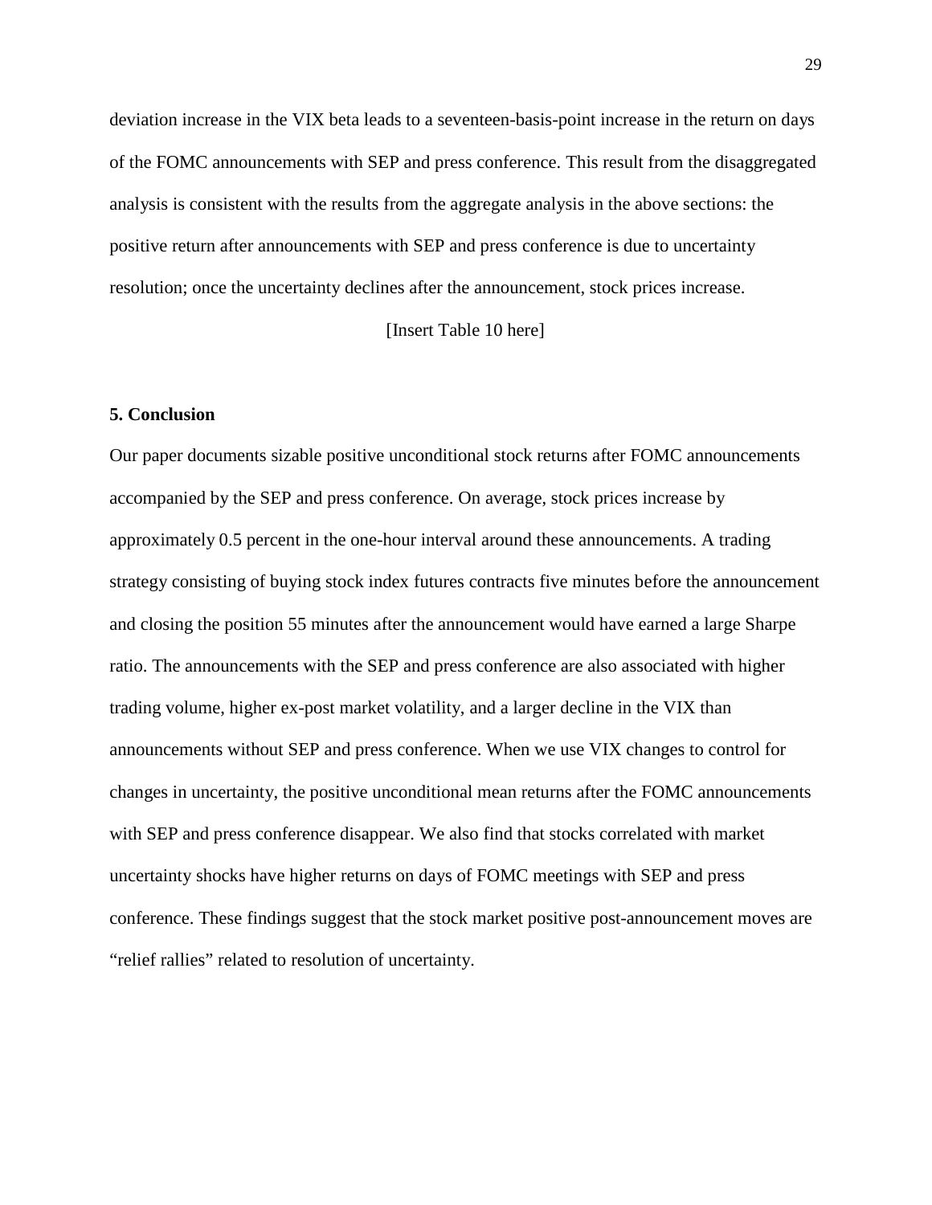deviation increase in the VIX beta leads to a seventeen-basis-point increase in the return on days of the FOMC announcements with SEP and press conference. This result from the disaggregated analysis is consistent with the results from the aggregate analysis in the above sections: the positive return after announcements with SEP and press conference is due to uncertainty resolution; once the uncertainty declines after the announcement, stock prices increase.

[Insert Table 10 here]

## 5. Conclusion

Our paper documents sizable positive unconditional stock returns after FOMC announcements accompanied by the SEP and press conference. On average, stock prices increase by approximately 0.5 percent in the one-hour interval around these announcements. A trading strategy consisting of buying stock index futures contracts five minutes before the announcement and closing the position 55 minutes after the announcement would have earned a large Sharpe ratio. The announcements with the SEP and press conference are also associated with higher trading volume, higher ex-post market volatility, and a larger decline in the VIX than announcements without SEP and press conference. When we use VIX changes to control for changes in uncertainty, the positive unconditional mean returns after the FOMC announcements with SEP and press conference disappear. We also find that stocks correlated with market uncertainty shocks have higher returns on days of FOMC meetings with SEP and press conference. These findings suggest that the stock market positive post-announcement moves are "relief rallies" related to resolution of uncertainty.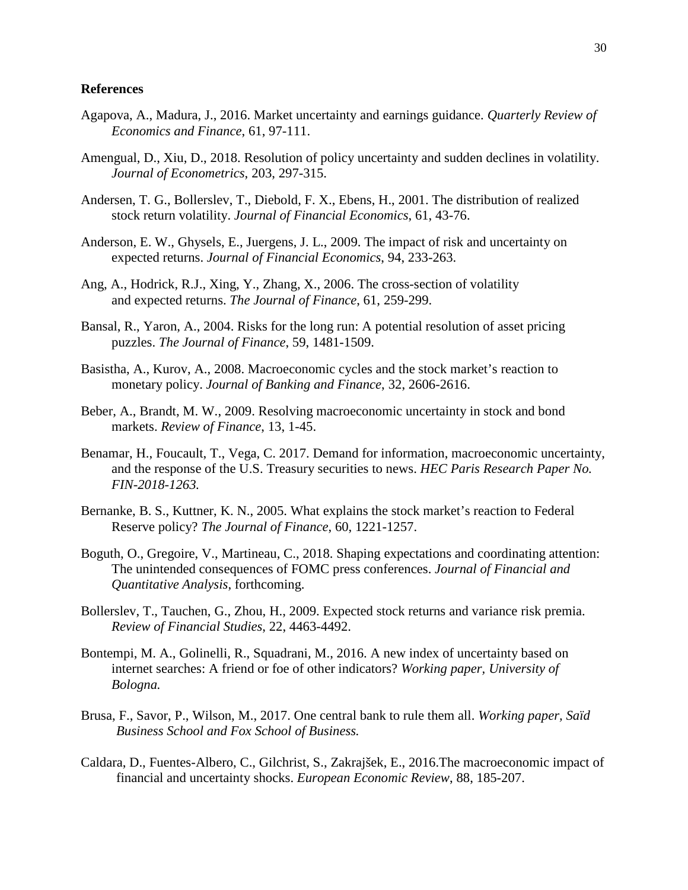## References

Agapova, A., Madura, J., 2016. Market uncertainty and earnings guidance. *Quarterly Review of Economics and Finance*, 61, 97-111.

Amengual, D., Xiu, D., 2018. Resolution of policy uncertainty and sudden declines in volatility. *Journal of Econometrics*, 203, 297-315.

Andersen, T. G., Bollerslev, T., Diebold, F. X., Ebens, H., 2001. The distribution of realized stock return volatility. *Journal of Financial Economics*, 61, 43-76.

Anderson, E. W., Ghysels, E., Juergens, J. L., 2009. The impact of risk and uncertainty on expected returns. *Journal of Financial Economics*, 94, 233-263.

Ang, A., Hodrick, R.J., Xing, Y., Zhang, X., 2006. The cross-section of volatility and expected returns. *The Journal of Finance*, 61, 259-299.

Bansal, R., Yaron, A., 2004. Risks for the long run: A potential resolution of asset pricing puzzles. *The Journal of Finance*, 59, 1481-1509.

Basistha, A., Kurov, A., 2008. Macroeconomic cycles and the stock market's reaction to monetary policy. *Journal of Banking and Finance*, 32, 2606-2616.

Beber, A., Brandt, M. W., 2009. Resolving macroeconomic uncertainty in stock and bond markets. *Review of Finance*, 13, 1-45.

Benamar, H., Foucault, T., Vega, C. 2017. Demand for information, macroeconomic uncertainty, and the response of the U.S. Treasury securities to news. *HEC Paris Research Paper No. FIN-2018-1263.*

Bernanke, B. S., Kuttner, K. N., 2005. What explains the stock market's reaction to Federal Reserve policy? *The Journal of Finance*, 60, 1221-1257.

Boguth, O., Gregoire, V., Martineau, C., 2018. Shaping expectations and coordinating attention: The unintended consequences of FOMC press conferences. *Journal of Financial and Quantitative Analysis*, forthcoming.

Bollerslev, T., Tauchen, G., Zhou, H., 2009. Expected stock returns and variance risk premia. *Review of Financial Studies*, 22, 4463-4492.

Bontempi, M. A., Golinelli, R., Squadrani, M., 2016. A new index of uncertainty based on internet searches: A friend or foe of other indicators? *Working paper, University of Bologna.*

Brusa, F., Savor, P., Wilson, M., 2017. One central bank to rule them all. *Working paper, Saïd Business School and Fox School of Business.*

Caldara, D., Fuentes-Albero, C., Gilchrist, S., Zakrajšek, E., 2016.The macroeconomic impact of financial and uncertainty shocks. *European Economic Review*, 88, 185-207.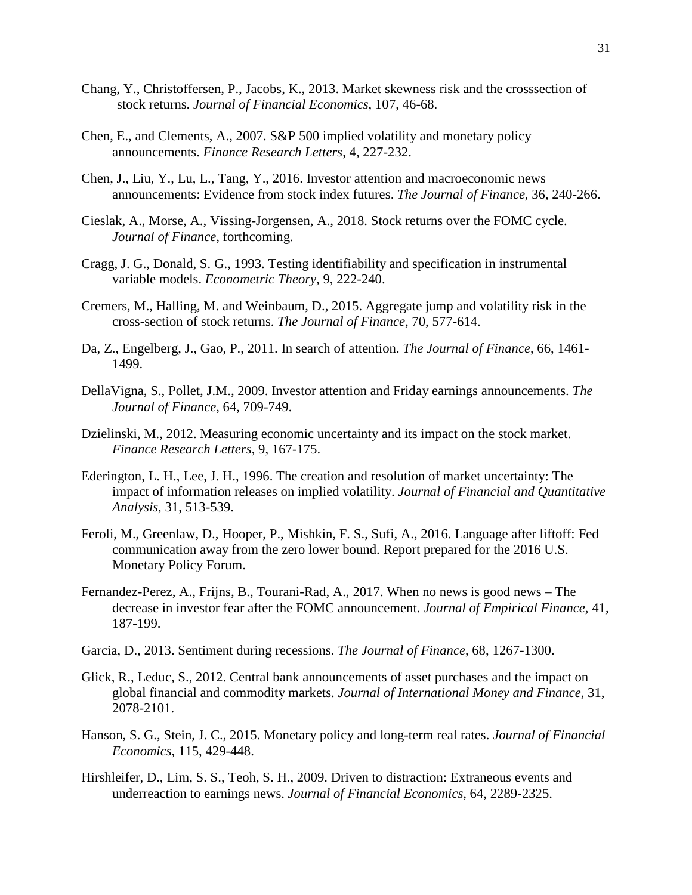Chang, Y., Christoffersen, P., Jacobs, K., 2013. Market skewness risk and the crosssection of stock returns. *Journal of Financial Economics*, 107, 46-68.

Chen, E., and Clements, A., 2007. S&P 500 implied volatility and monetary policy announcements. *Finance Research Letters*, 4, 227-232.

Chen, J., Liu, Y., Lu, L., Tang, Y., 2016. Investor attention and macroeconomic news announcements: Evidence from stock index futures. *The Journal of Finance*, 36, 240-266.

Cieslak, A., Morse, A., Vissing-Jorgensen, A., 2018. Stock returns over the FOMC cycle. *Journal of Finance*, forthcoming.

Cragg, J. G., Donald, S. G., 1993. Testing identifiability and specification in instrumental variable models. *Econometric Theory*, 9, 222-240.

Cremers, M., Halling, M. and Weinbaum, D., 2015. Aggregate jump and volatility risk in the cross-section of stock returns. *The Journal of Finance*, 70, 577-614.

Da, Z., Engelberg, J., Gao, P., 2011. In search of attention. *The Journal of Finance*, 66, 1461-1499.

DellaVigna, S., Pollet, J.M., 2009. Investor attention and Friday earnings announcements. *The Journal of Finance*, 64, 709-749.

Dzielinski, M., 2012. Measuring economic uncertainty and its impact on the stock market. *Finance Research Letters*, 9, 167-175.

Ederington, L. H., Lee, J. H., 1996. The creation and resolution of market uncertainty: The impact of information releases on implied volatility. *Journal of Financial and Quantitative Analysis*, 31, 513-539.

Feroli, M., Greenlaw, D., Hooper, P., Mishkin, F. S., Sufi, A., 2016. Language after liftoff: Fed communication away from the zero lower bound. Report prepared for the 2016 U.S. Monetary Policy Forum.

Fernandez-Perez, A., Frijns, B., Tourani-Rad, A., 2017. When no news is good news – The decrease in investor fear after the FOMC announcement. *Journal of Empirical Finance*, 41, 187-199.

Garcia, D., 2013. Sentiment during recessions. *The Journal of Finance*, 68, 1267-1300.

Glick, R., Leduc, S., 2012. Central bank announcements of asset purchases and the impact on global financial and commodity markets. *Journal of International Money and Finance*, 31, 2078-2101.

Hanson, S. G., Stein, J. C., 2015. Monetary policy and long-term real rates. *Journal of Financial Economics*, 115, 429-448.

Hirshleifer, D., Lim, S. S., Teoh, S. H., 2009. Driven to distraction: Extraneous events and underreaction to earnings news. *Journal of Financial Economics*, 64, 2289-2325.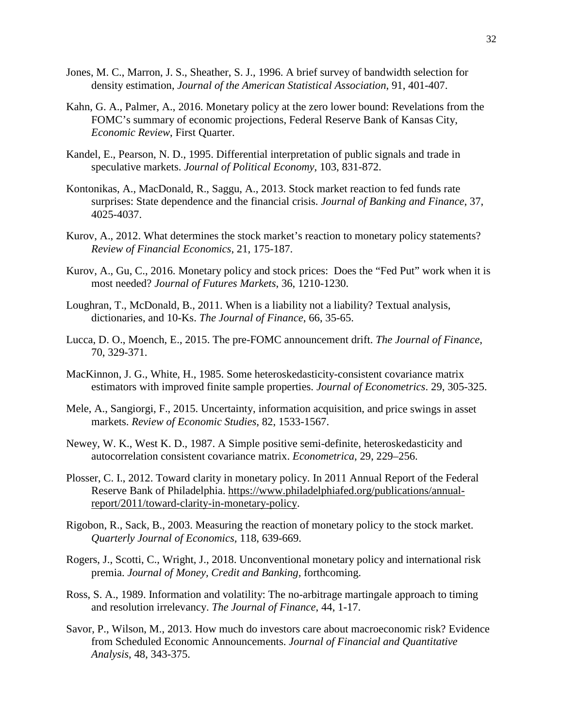Jones, M. C., Marron, J. S., Sheather, S. J., 1996. A brief survey of bandwidth selection for density estimation, *Journal of the American Statistical Association*, 91, 401-407.

Kahn, G. A., Palmer, A., 2016. Monetary policy at the zero lower bound: Revelations from the FOMC's summary of economic projections, Federal Reserve Bank of Kansas City, *Economic Review*, First Quarter.

Kandel, E., Pearson, N. D., 1995. Differential interpretation of public signals and trade in speculative markets. *Journal of Political Economy*, 103, 831-872.

Kontonikas, A., MacDonald, R., Saggu, A., 2013. Stock market reaction to fed funds rate surprises: State dependence and the financial crisis. *Journal of Banking and Finance*, 37, 4025-4037.

Kurov, A., 2012. What determines the stock market's reaction to monetary policy statements? *Review of Financial Economics*, 21, 175-187.

Kurov, A., Gu, C., 2016. Monetary policy and stock prices: Does the "Fed Put" work when it is most needed? *Journal of Futures Markets*, 36, 1210-1230.

Loughran, T., McDonald, B., 2011. When is a liability not a liability? Textual analysis, dictionaries, and 10-Ks. *The Journal of Finance*, 66, 35-65.

Lucca, D. O., Moench, E., 2015. The pre-FOMC announcement drift. *The Journal of Finance*, 70, 329-371.

MacKinnon, J. G., White, H., 1985. Some heteroskedasticity-consistent covariance matrix estimators with improved finite sample properties. *Journal of Econometrics*. 29, 305-325.

Mele, A., Sangiorgi, F., 2015. Uncertainty, information acquisition, and price swings in asset markets. *Review of Economic Studies*, 82, 1533-1567.

Newey, W. K., West K. D., 1987. A Simple positive semi-definite, heteroskedasticity and autocorrelation consistent covariance matrix. *Econometrica*, 29, 229–256.

Plosser, C. I., 2012. Toward clarity in monetary policy. In 2011 Annual Report of the Federal Reserve Bank of Philadelphia. https://www.philadelphiafed.org/publications/annual-report/2011/toward-clarity-in-monetary-policy.

Rigobon, R., Sack, B., 2003. Measuring the reaction of monetary policy to the stock market. *Quarterly Journal of Economics*, 118, 639-669.

Rogers, J., Scotti, C., Wright, J., 2018. Unconventional monetary policy and international risk premia. *Journal of Money, Credit and Banking*, forthcoming.

Ross, S. A., 1989. Information and volatility: The no-arbitrage martingale approach to timing and resolution irrelevancy. *The Journal of Finance*, 44, 1-17.

Savor, P., Wilson, M., 2013. How much do investors care about macroeconomic risk? Evidence from Scheduled Economic Announcements. *Journal of Financial and Quantitative Analysis*, 48, 343-375.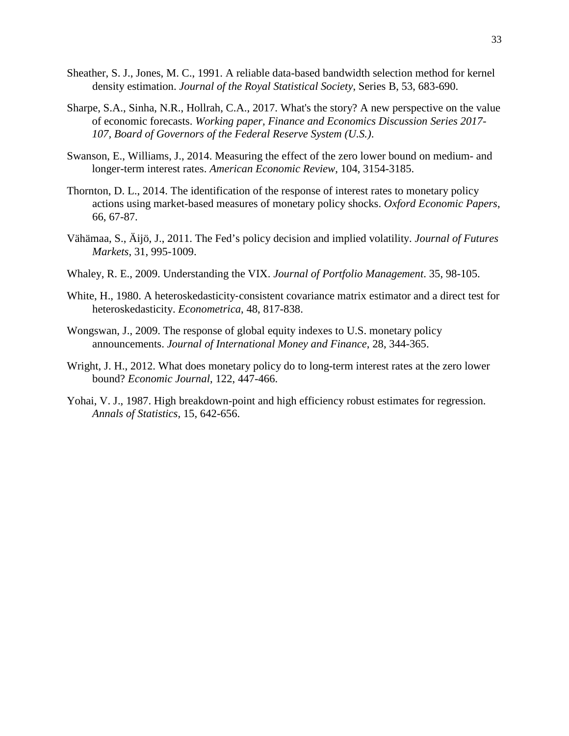Sheather, S. J., Jones, M. C., 1991. A reliable data-based bandwidth selection method for kernel density estimation. *Journal of the Royal Statistical Society*, Series B, 53, 683-690.

Sharpe, S.A., Sinha, N.R., Hollrah, C.A., 2017. What's the story? A new perspective on the value of economic forecasts. *Working paper, Finance and Economics Discussion Series 2017-107, Board of Governors of the Federal Reserve System (U.S.)*.

Swanson, E., Williams, J., 2014. Measuring the effect of the zero lower bound on medium- and longer-term interest rates. *American Economic Review*, 104, 3154-3185.

Thornton, D. L., 2014. The identification of the response of interest rates to monetary policy actions using market-based measures of monetary policy shocks. *Oxford Economic Papers*, 66, 67-87.

Vähämaa, S., Äijö, J., 2011. The Fed's policy decision and implied volatility. *Journal of Futures Markets*, 31, 995-1009.

Whaley, R. E., 2009. Understanding the VIX. *Journal of Portfolio Management*. 35, 98-105.

White, H., 1980. A heteroskedasticity-consistent covariance matrix estimator and a direct test for heteroskedasticity. *Econometrica*, 48, 817-838.

Wongswan, J., 2009. The response of global equity indexes to U.S. monetary policy announcements. *Journal of International Money and Finance*, 28, 344-365.

Wright, J. H., 2012. What does monetary policy do to long-term interest rates at the zero lower bound? *Economic Journal*, 122, 447-466.

Yohai, V. J., 1987. High breakdown-point and high efficiency robust estimates for regression. *Annals of Statistics*, 15, 642-656.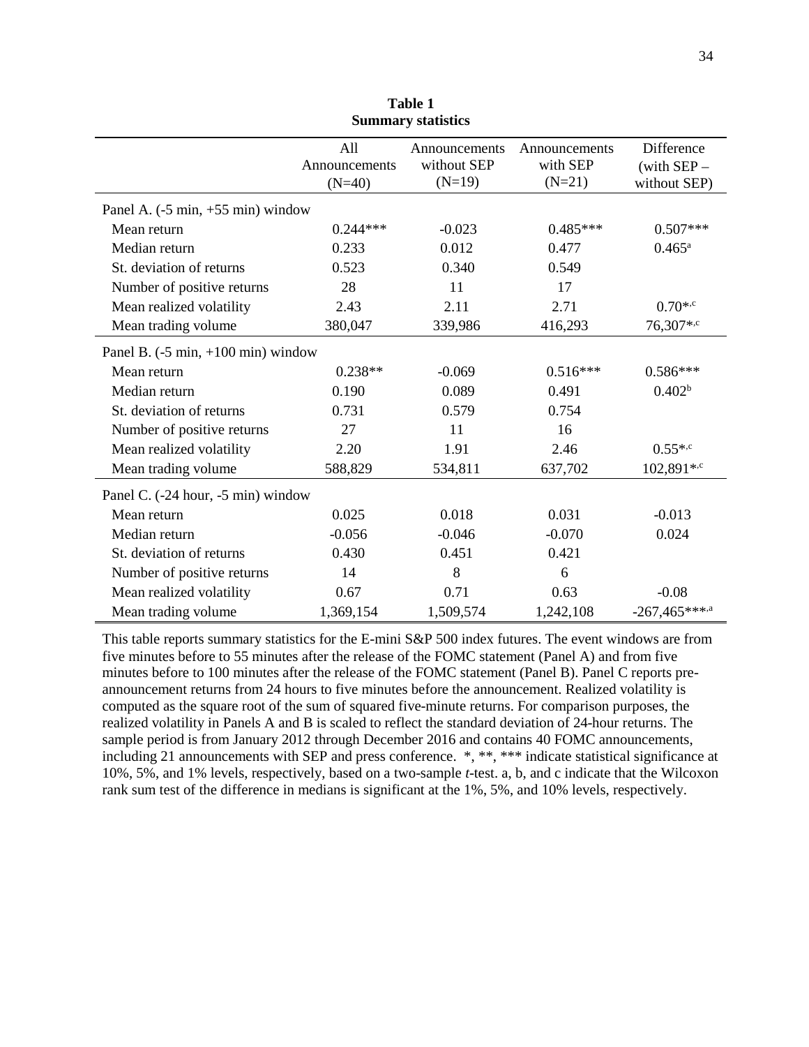**Table 1**
**Summary statistics**

| | All Announcements (N=40) | Announcements without SEP (N=19) | Announcements with SEP (N=21) | Difference (with SEP – without SEP) |
|---|---|---|---|---|
| Panel A. (-5 min, +55 min) window | | | | |
| Mean return | 0.244*** | -0.023 | 0.485*** | 0.507*** |
| Median return | 0.233 | 0.012 | 0.477 | 0.465[a] |
| St. deviation of returns | 0.523 | 0.340 | 0.549 | |
| Number of positive returns | 28 | 11 | 17 | |
| Mean realized volatility | 2.43 | 2.11 | 2.71 | 0.70*,[c] |
| Mean trading volume | 380,047 | 339,986 | 416,293 | 76,307*,[c] |
| Panel B. (-5 min, +100 min) window | | | | |
| Mean return | 0.238** | -0.069 | 0.516*** | 0.586*** |
| Median return | 0.190 | 0.089 | 0.491 | 0.402[b] |
| St. deviation of returns | 0.731 | 0.579 | 0.754 | |
| Number of positive returns | 27 | 11 | 16 | |
| Mean realized volatility | 2.20 | 1.91 | 2.46 | 0.55*,[c] |
| Mean trading volume | 588,829 | 534,811 | 637,702 | 102,891*,[c] |
| Panel C. (-24 hour, -5 min) window | | | | |
| Mean return | 0.025 | 0.018 | 0.031 | -0.013 |
| Median return | -0.056 | -0.046 | -0.070 | 0.024 |
| St. deviation of returns | 0.430 | 0.451 | 0.421 | |
| Number of positive returns | 14 | 8 | 6 | |
| Mean realized volatility | 0.67 | 0.71 | 0.63 | -0.08 |
| Mean trading volume | 1,369,154 | 1,509,574 | 1,242,108 | -267,465***,[a] |

This table reports summary statistics for the E-mini S&P 500 index futures. The event windows are from five minutes before to 55 minutes after the release of the FOMC statement (Panel A) and from five minutes before to 100 minutes after the release of the FOMC statement (Panel B). Panel C reports pre-announcement returns from 24 hours to five minutes before the announcement. Realized volatility is computed as the square root of the sum of squared five-minute returns. For comparison purposes, the realized volatility in Panels A and B is scaled to reflect the standard deviation of 24-hour returns. The sample period is from January 2012 through December 2016 and contains 40 FOMC announcements, including 21 announcements with SEP and press conference. *, **, *** indicate statistical significance at 10%, 5%, and 1% levels, respectively, based on a two-sample *t*-test. a, b, and c indicate that the Wilcoxon rank sum test of the difference in medians is significant at the 1%, 5%, and 10% levels, respectively.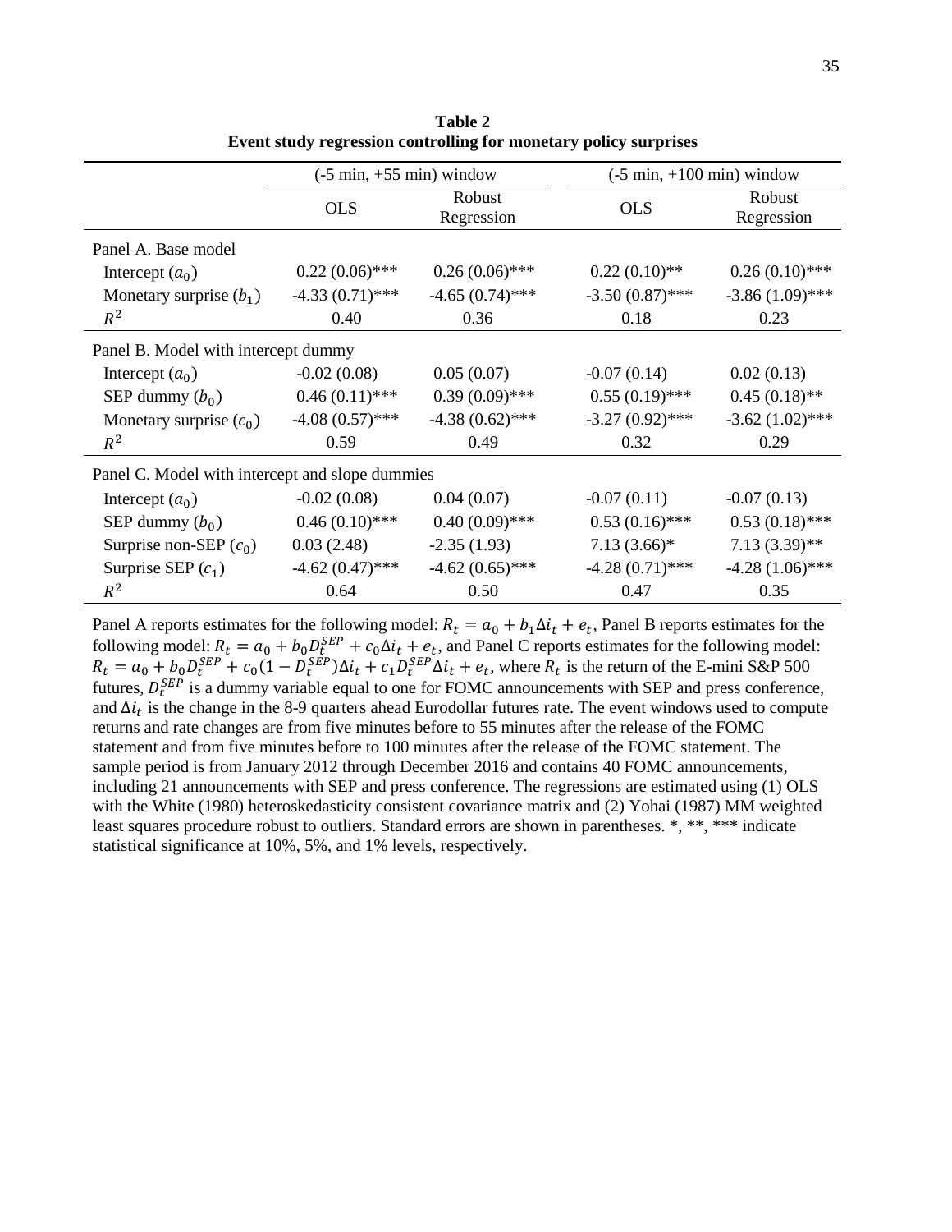**Table 2**
**Event study regression controlling for monetary policy surprises**

| | (-5 min, +55 min) window | | (-5 min, +100 min) window | |
|---|---|---|---|---|
| | OLS | Robust Regression | OLS | Robust Regression |
| Panel A. Base model | | | | |
| Intercept ($a_0$) | 0.22 (0.06)*** | 0.26 (0.06)*** | 0.22 (0.10)** | 0.26 (0.10)*** |
| Monetary surprise ($b_1$) | -4.33 (0.71)*** | -4.65 (0.74)*** | -3.50 (0.87)*** | -3.86 (1.09)*** |
| $R^2$ | 0.40 | 0.36 | 0.18 | 0.23 |
| Panel B. Model with intercept dummy | | | | |
| Intercept ($a_0$) | -0.02 (0.08) | 0.05 (0.07) | -0.07 (0.14) | 0.02 (0.13) |
| SEP dummy ($b_0$) | 0.46 (0.11)*** | 0.39 (0.09)*** | 0.55 (0.19)*** | 0.45 (0.18)** |
| Monetary surprise ($c_0$) | -4.08 (0.57)*** | -4.38 (0.62)*** | -3.27 (0.92)*** | -3.62 (1.02)*** |
| $R^2$ | 0.59 | 0.49 | 0.32 | 0.29 |
| Panel C. Model with intercept and slope dummies | | | | |
| Intercept ($a_0$) | -0.02 (0.08) | 0.04 (0.07) | -0.07 (0.11) | -0.07 (0.13) |
| SEP dummy ($b_0$) | 0.46 (0.10)*** | 0.40 (0.09)*** | 0.53 (0.16)*** | 0.53 (0.18)*** |
| Surprise non-SEP ($c_0$) | 0.03 (2.48) | -2.35 (1.93) | 7.13 (3.66)* | 7.13 (3.39)** |
| Surprise SEP ($c_1$) | -4.62 (0.47)*** | -4.62 (0.65)*** | -4.28 (0.71)*** | -4.28 (1.06)*** |
| $R^2$ | 0.64 | 0.50 | 0.47 | 0.35 |

Panel A reports estimates for the following model: $R_t = a_0 + b_1 \Delta i_t + e_t$, Panel B reports estimates for the following model: $R_t = a_0 + b_0 D_t^{SEP} + c_0 \Delta i_t + e_t$, and Panel C reports estimates for the following model: $R_t = a_0 + b_0 D_t^{SEP} + c_0(1 - D_t^{SEP})\Delta i_t + c_1 D_t^{SEP} \Delta i_t + e_t$, where $R_t$ is the return of the E-mini S&P 500 futures, $D_t^{SEP}$ is a dummy variable equal to one for FOMC announcements with SEP and press conference, and $\Delta i_t$ is the change in the 8-9 quarters ahead Eurodollar futures rate. The event windows used to compute returns and rate changes are from five minutes before to 55 minutes after the release of the FOMC statement and from five minutes before to 100 minutes after the release of the FOMC statement. The sample period is from January 2012 through December 2016 and contains 40 FOMC announcements, including 21 announcements with SEP and press conference. The regressions are estimated using (1) OLS with the White (1980) heteroskedasticity consistent covariance matrix and (2) Yohai (1987) MM weighted least squares procedure robust to outliers. Standard errors are shown in parentheses. *, **, *** indicate statistical significance at 10%, 5%, and 1% levels, respectively.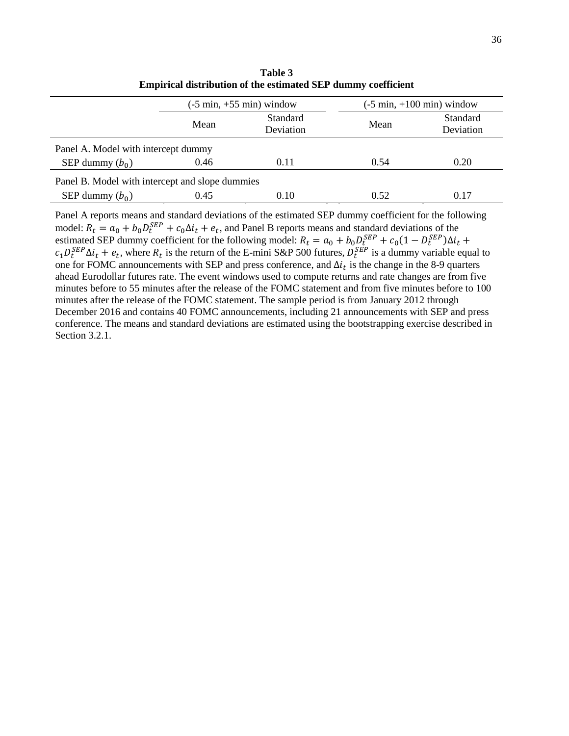**Table 3**
**Empirical distribution of the estimated SEP dummy coefficient**

| | (-5 min, +55 min) window | | (-5 min, +100 min) window | |
|---|---|---|---|---|
| | Mean | Standard Deviation | Mean | Standard Deviation |
| Panel A. Model with intercept dummy | | | | |
| SEP dummy ($b_0$) | 0.46 | 0.11 | 0.54 | 0.20 |
| Panel B. Model with intercept and slope dummies | | | | |
| SEP dummy ($b_0$) | 0.45 | 0.10 | 0.52 | 0.17 |

Panel A reports means and standard deviations of the estimated SEP dummy coefficient for the following model: $R_t = a_0 + b_0 D_t^{SEP} + c_0 \Delta i_t + e_t$, and Panel B reports means and standard deviations of the estimated SEP dummy coefficient for the following model: $R_t = a_0 + b_0 D_t^{SEP} + c_0 (1 - D_t^{SEP}) \Delta i_t + c_1 D_t^{SEP} \Delta i_t + e_t$, where $R_t$ is the return of the E-mini S&P 500 futures, $D_t^{SEP}$ is a dummy variable equal to one for FOMC announcements with SEP and press conference, and $\Delta i_t$ is the change in the 8-9 quarters ahead Eurodollar futures rate. The event windows used to compute returns and rate changes are from five minutes before to 55 minutes after the release of the FOMC statement and from five minutes before to 100 minutes after the release of the FOMC statement. The sample period is from January 2012 through December 2016 and contains 40 FOMC announcements, including 21 announcements with SEP and press conference. The means and standard deviations are estimated using the bootstrapping exercise described in Section 3.2.1.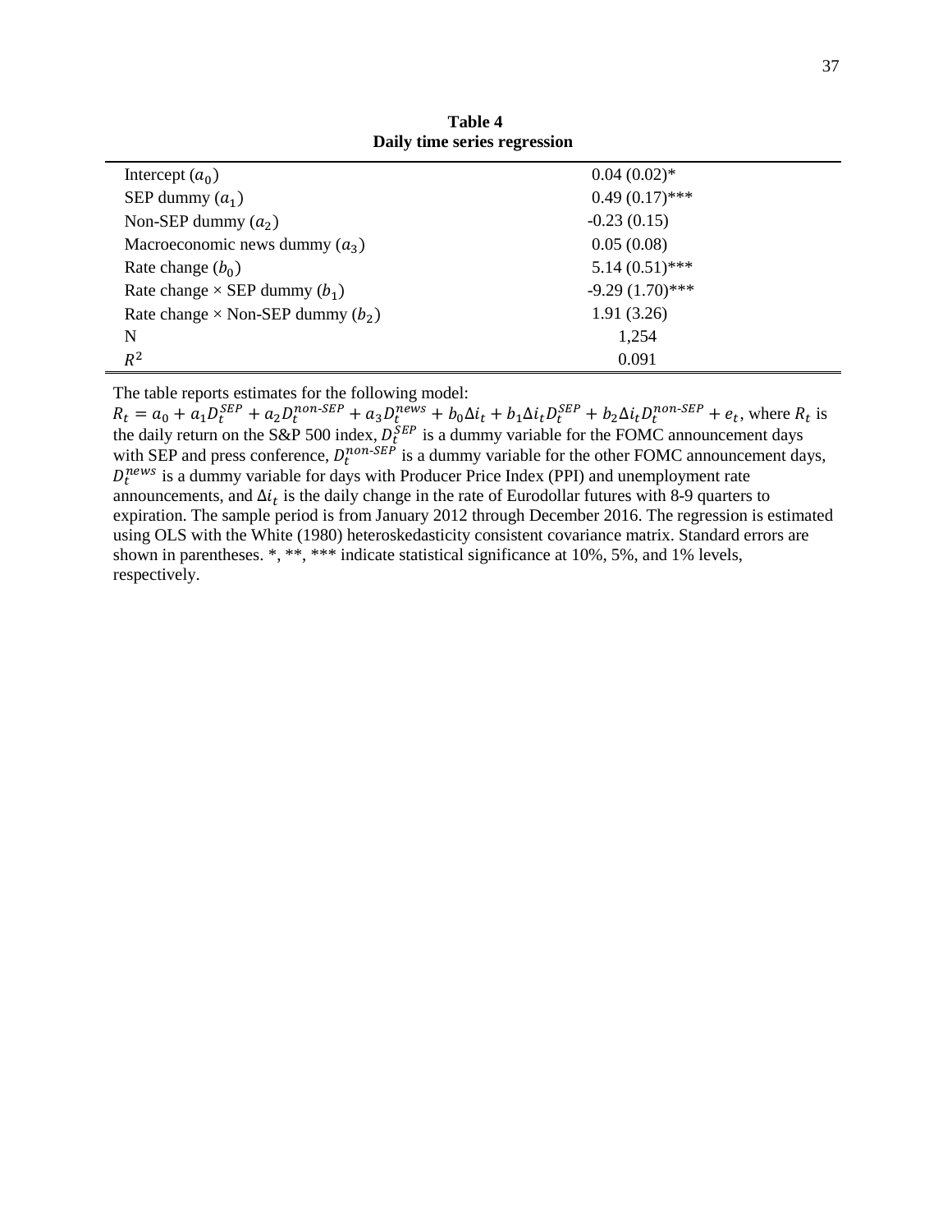**Table 4**
**Daily time series regression**

| | |
|---|---|
| Intercept ($a_0$) | 0.04 (0.02)* |
| SEP dummy ($a_1$) | 0.49 (0.17)*** |
| Non-SEP dummy ($a_2$) | -0.23 (0.15) |
| Macroeconomic news dummy ($a_3$) | 0.05 (0.08) |
| Rate change ($b_0$) | 5.14 (0.51)*** |
| Rate change × SEP dummy ($b_1$) | -9.29 (1.70)*** |
| Rate change × Non-SEP dummy ($b_2$) | 1.91 (3.26) |
| N | 1,254 |
| $R^2$ | 0.091 |

The table reports estimates for the following model:
$R_t = a_0 + a_1 D_t^{SEP} + a_2 D_t^{non\text{-}SEP} + a_3 D_t^{news} + b_0 \Delta i_t + b_1 \Delta i_t D_t^{SEP} + b_2 \Delta i_t D_t^{non\text{-}SEP} + e_t$, where $R_t$ is the daily return on the S&P 500 index, $D_t^{SEP}$ is a dummy variable for the FOMC announcement days with SEP and press conference, $D_t^{non\text{-}SEP}$ is a dummy variable for the other FOMC announcement days, $D_t^{news}$ is a dummy variable for days with Producer Price Index (PPI) and unemployment rate announcements, and $\Delta i_t$ is the daily change in the rate of Eurodollar futures with 8-9 quarters to expiration. The sample period is from January 2012 through December 2016. The regression is estimated using OLS with the White (1980) heteroskedasticity consistent covariance matrix. Standard errors are shown in parentheses. *, **, *** indicate statistical significance at 10%, 5%, and 1% levels, respectively.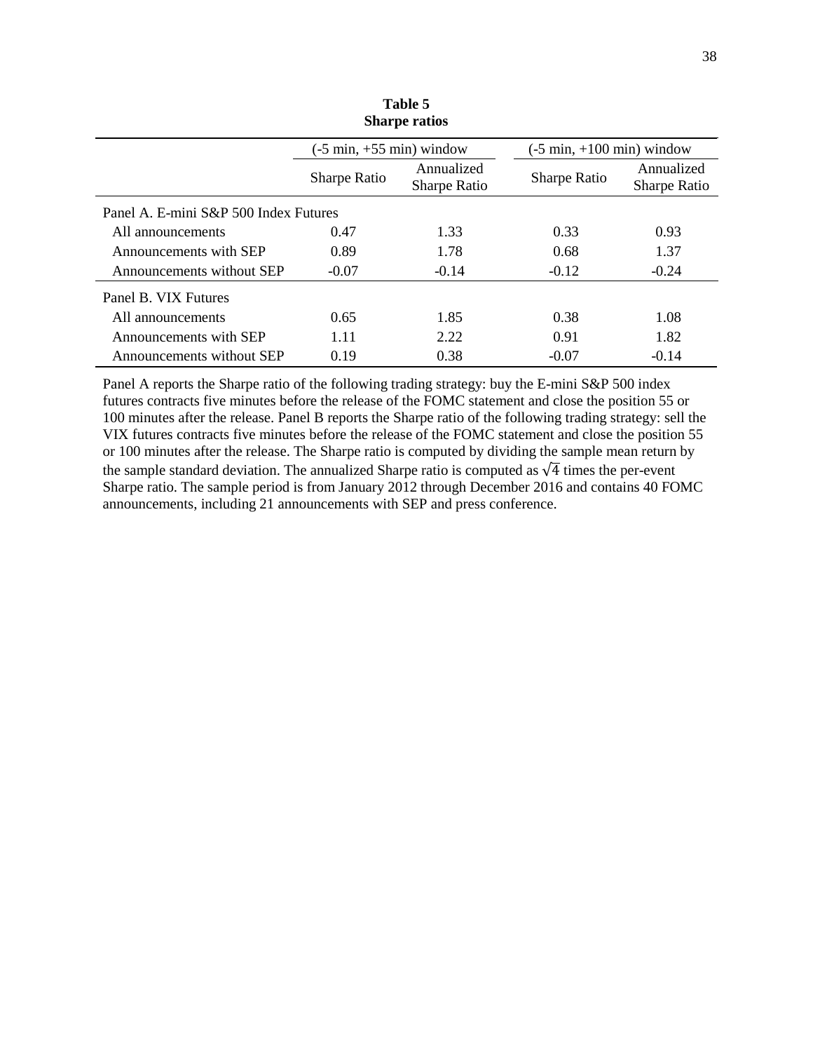**Table 5**
**Sharpe ratios**

| | (-5 min, +55 min) window | | (-5 min, +100 min) window | |
|---|---|---|---|---|
| | Sharpe Ratio | Annualized Sharpe Ratio | Sharpe Ratio | Annualized Sharpe Ratio |
| Panel A. E-mini S&P 500 Index Futures | | | | |
| All announcements | 0.47 | 1.33 | 0.33 | 0.93 |
| Announcements with SEP | 0.89 | 1.78 | 0.68 | 1.37 |
| Announcements without SEP | -0.07 | -0.14 | -0.12 | -0.24 |
| Panel B. VIX Futures | | | | |
| All announcements | 0.65 | 1.85 | 0.38 | 1.08 |
| Announcements with SEP | 1.11 | 2.22 | 0.91 | 1.82 |
| Announcements without SEP | 0.19 | 0.38 | -0.07 | -0.14 |

Panel A reports the Sharpe ratio of the following trading strategy: buy the E-mini S&P 500 index futures contracts five minutes before the release of the FOMC statement and close the position 55 or 100 minutes after the release. Panel B reports the Sharpe ratio of the following trading strategy: sell the VIX futures contracts five minutes before the release of the FOMC statement and close the position 55 or 100 minutes after the release. The Sharpe ratio is computed by dividing the sample mean return by the sample standard deviation. The annualized Sharpe ratio is computed as $\sqrt{4}$ times the per-event Sharpe ratio. The sample period is from January 2012 through December 2016 and contains 40 FOMC announcements, including 21 announcements with SEP and press conference.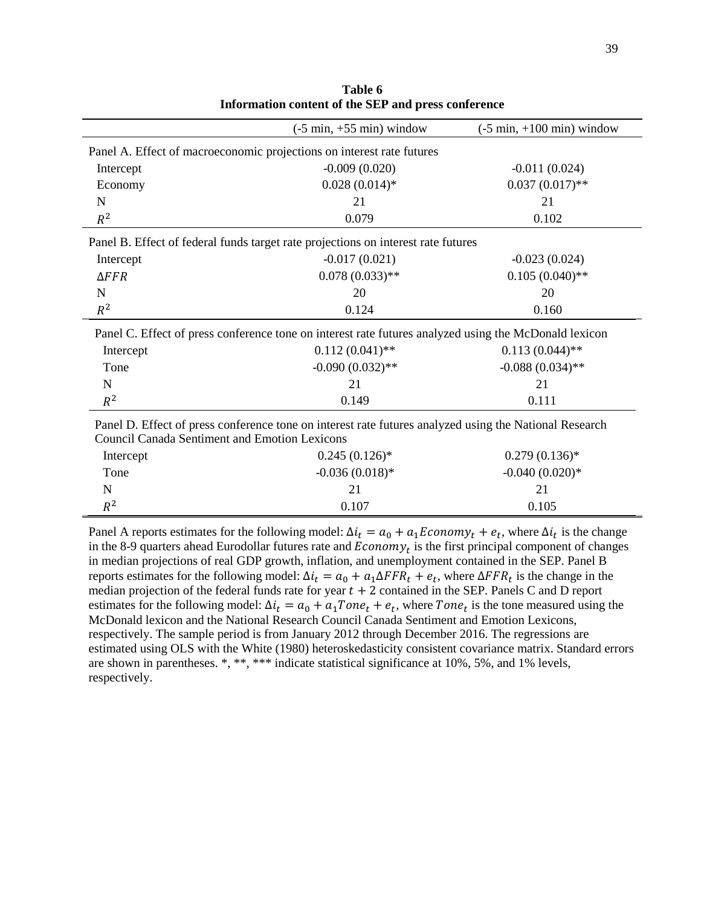**Table 6**
**Information content of the SEP and press conference**

| | (-5 min, +55 min) window | (-5 min, +100 min) window |
|---|---|---|
| Panel A. Effect of macroeconomic projections on interest rate futures | | |
| Intercept | -0.009 (0.020) | -0.011 (0.024) |
| Economy | 0.028 (0.014)* | 0.037 (0.017)** |
| N | 21 | 21 |
| $R^2$ | 0.079 | 0.102 |
| Panel B. Effect of federal funds target rate projections on interest rate futures | | |
| Intercept | -0.017 (0.021) | -0.023 (0.024) |
| $\Delta FFR$ | 0.078 (0.033)** | 0.105 (0.040)** |
| N | 20 | 20 |
| $R^2$ | 0.124 | 0.160 |
| Panel C. Effect of press conference tone on interest rate futures analyzed using the McDonald lexicon | | |
| Intercept | 0.112 (0.041)** | 0.113 (0.044)** |
| Tone | -0.090 (0.032)** | -0.088 (0.034)** |
| N | 21 | 21 |
| $R^2$ | 0.149 | 0.111 |
| Panel D. Effect of press conference tone on interest rate futures analyzed using the National Research Council Canada Sentiment and Emotion Lexicons | | |
| Intercept | 0.245 (0.126)* | 0.279 (0.136)* |
| Tone | -0.036 (0.018)* | -0.040 (0.020)* |
| N | 21 | 21 |
| $R^2$ | 0.107 | 0.105 |

Panel A reports estimates for the following model: $\Delta i_t = a_0 + a_1 Economy_t + e_t$, where $\Delta i_t$ is the change in the 8-9 quarters ahead Eurodollar futures rate and $Economy_t$ is the first principal component of changes in median projections of real GDP growth, inflation, and unemployment contained in the SEP. Panel B reports estimates for the following model: $\Delta i_t = a_0 + a_1 \Delta FFR_t + e_t$, where $\Delta FFR_t$ is the change in the median projection of the federal funds rate for year $t + 2$ contained in the SEP. Panels C and D report estimates for the following model: $\Delta i_t = a_0 + a_1 Tone_t + e_t$, where $Tone_t$ is the tone measured using the McDonald lexicon and the National Research Council Canada Sentiment and Emotion Lexicons, respectively. The sample period is from January 2012 through December 2016. The regressions are estimated using OLS with the White (1980) heteroskedasticity consistent covariance matrix. Standard errors are shown in parentheses. *, **, *** indicate statistical significance at 10%, 5%, and 1% levels, respectively.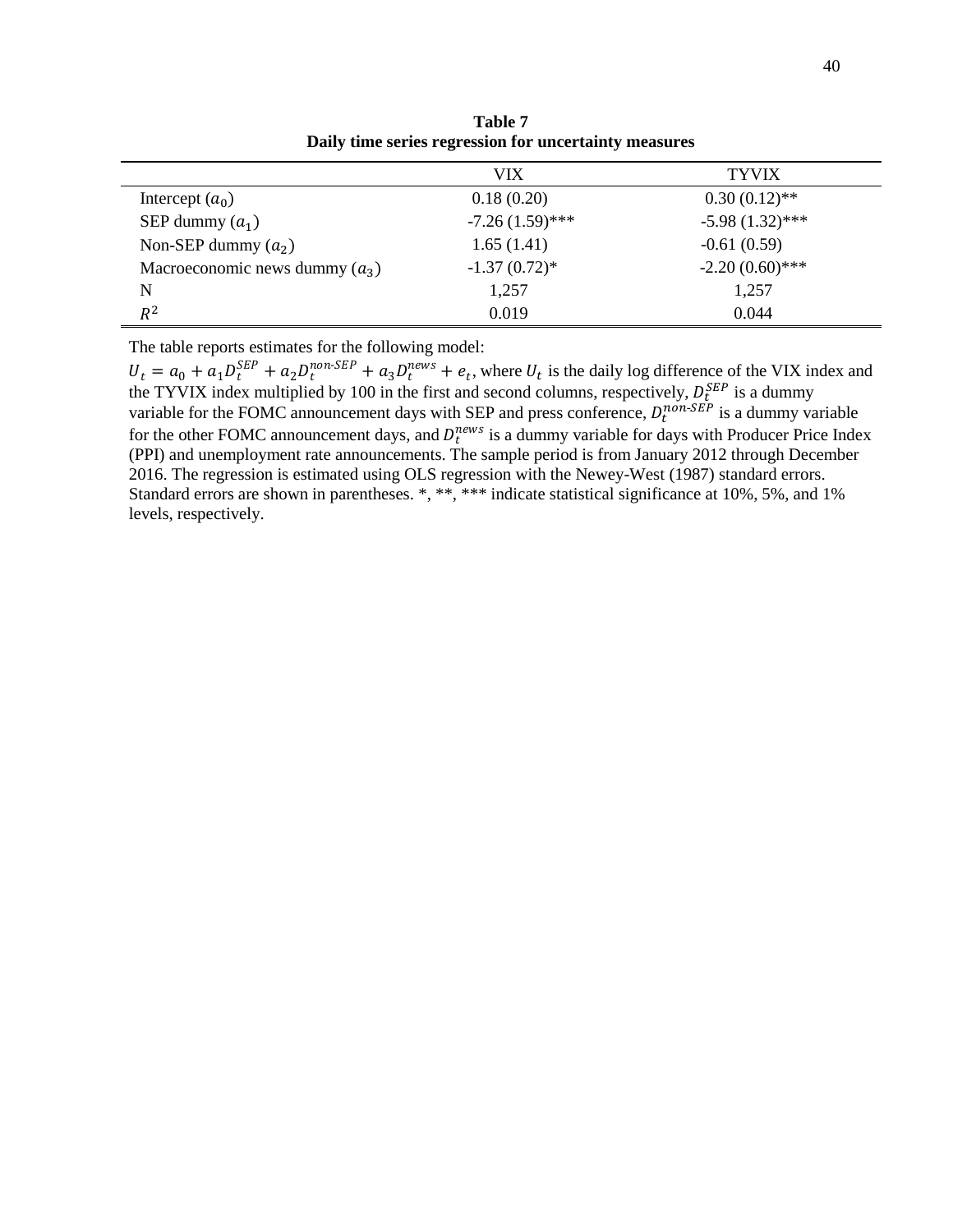**Table 7**
**Daily time series regression for uncertainty measures**

| | VIX | TYVIX |
|---|---|---|
| Intercept ($a_0$) | 0.18 (0.20) | 0.30 (0.12)** |
| SEP dummy ($a_1$) | -7.26 (1.59)*** | -5.98 (1.32)*** |
| Non-SEP dummy ($a_2$) | 1.65 (1.41) | -0.61 (0.59) |
| Macroeconomic news dummy ($a_3$) | -1.37 (0.72)* | -2.20 (0.60)*** |
| N | 1,257 | 1,257 |
| $R^2$ | 0.019 | 0.044 |

The table reports estimates for the following model:
$U_t = a_0 + a_1 D_t^{SEP} + a_2 D_t^{non\text{-}SEP} + a_3 D_t^{news} + e_t$, where $U_t$ is the daily log difference of the VIX index and the TYVIX index multiplied by 100 in the first and second columns, respectively, $D_t^{SEP}$ is a dummy variable for the FOMC announcement days with SEP and press conference, $D_t^{non\text{-}SEP}$ is a dummy variable for the other FOMC announcement days, and $D_t^{news}$ is a dummy variable for days with Producer Price Index (PPI) and unemployment rate announcements. The sample period is from January 2012 through December 2016. The regression is estimated using OLS regression with the Newey-West (1987) standard errors. Standard errors are shown in parentheses. *, **, *** indicate statistical significance at 10%, 5%, and 1% levels, respectively.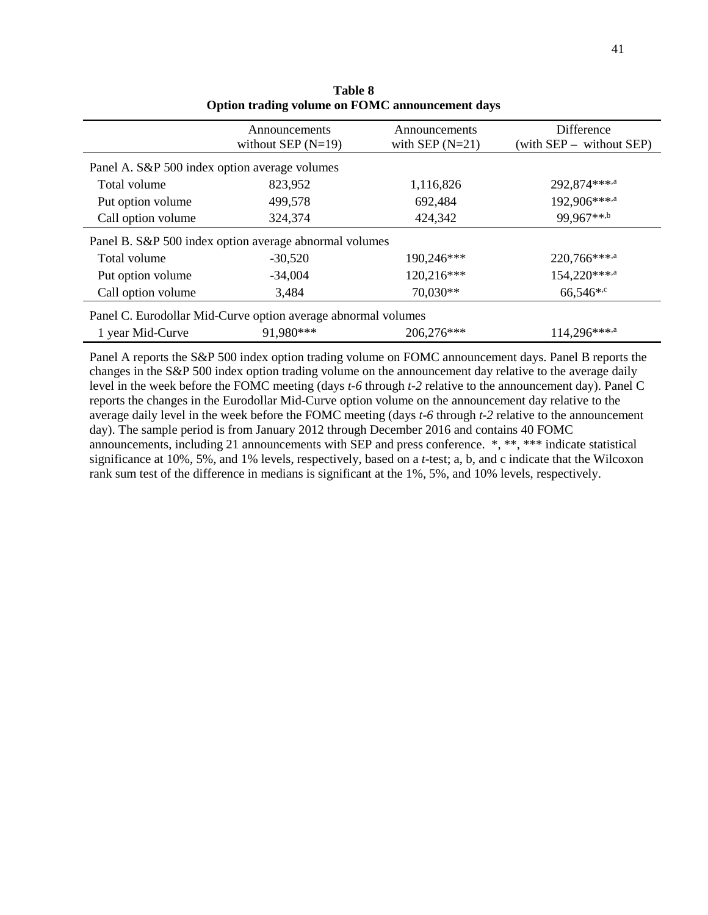**Table 8**
**Option trading volume on FOMC announcement days**

| | Announcements without SEP (N=19) | Announcements with SEP (N=21) | Difference (with SEP – without SEP) |
|---|---|---|---|
| Panel A. S&P 500 index option average volumes | | | |
| Total volume | 823,952 | 1,116,826 | 292,874***,[a] |
| Put option volume | 499,578 | 692,484 | 192,906***,[a] |
| Call option volume | 324,374 | 424,342 | 99,967**,[b] |
| Panel B. S&P 500 index option average abnormal volumes | | | |
| Total volume | -30,520 | 190,246*** | 220,766***,[a] |
| Put option volume | -34,004 | 120,216*** | 154,220***,[a] |
| Call option volume | 3,484 | 70,030** | 66,546*,[c] |
| Panel C. Eurodollar Mid-Curve option average abnormal volumes | | | |
| 1 year Mid-Curve | 91,980*** | 206,276*** | 114,296***,[a] |

Panel A reports the S&P 500 index option trading volume on FOMC announcement days. Panel B reports the changes in the S&P 500 index option trading volume on the announcement day relative to the average daily level in the week before the FOMC meeting (days *t-6* through *t-2* relative to the announcement day). Panel C reports the changes in the Eurodollar Mid-Curve option volume on the announcement day relative to the average daily level in the week before the FOMC meeting (days *t-6* through *t-2* relative to the announcement day). The sample period is from January 2012 through December 2016 and contains 40 FOMC announcements, including 21 announcements with SEP and press conference. *, **, *** indicate statistical significance at 10%, 5%, and 1% levels, respectively, based on a *t*-test; a, b, and c indicate that the Wilcoxon rank sum test of the difference in medians is significant at the 1%, 5%, and 10% levels, respectively.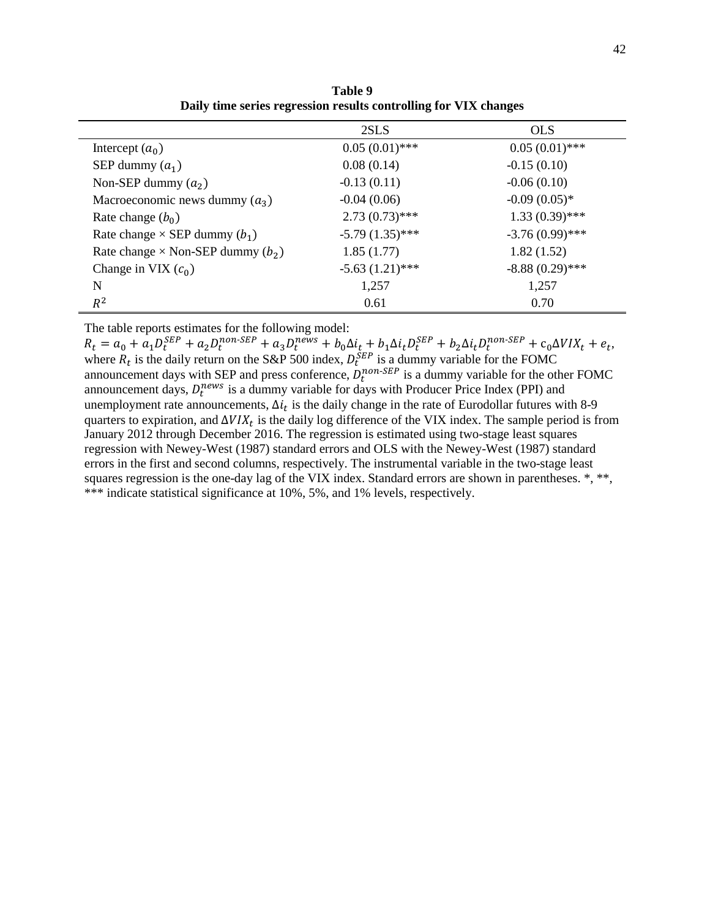**Table 9**
**Daily time series regression results controlling for VIX changes**

| | 2SLS | OLS |
|---|---|---|
| Intercept ($a_0$) | 0.05 (0.01)*** | 0.05 (0.01)*** |
| SEP dummy ($a_1$) | 0.08 (0.14) | -0.15 (0.10) |
| Non-SEP dummy ($a_2$) | -0.13 (0.11) | -0.06 (0.10) |
| Macroeconomic news dummy ($a_3$) | -0.04 (0.06) | -0.09 (0.05)* |
| Rate change ($b_0$) | 2.73 (0.73)*** | 1.33 (0.39)*** |
| Rate change × SEP dummy ($b_1$) | -5.79 (1.35)*** | -3.76 (0.99)*** |
| Rate change × Non-SEP dummy ($b_2$) | 1.85 (1.77) | 1.82 (1.52) |
| Change in VIX ($c_0$) | -5.63 (1.21)*** | -8.88 (0.29)*** |
| N | 1,257 | 1,257 |
| $R^2$ | 0.61 | 0.70 |

The table reports estimates for the following model:

$$R_t = a_0 + a_1 D_t^{SEP} + a_2 D_t^{non\text{-}SEP} + a_3 D_t^{news} + b_0 \Delta i_t + b_1 \Delta i_t D_t^{SEP} + b_2 \Delta i_t D_t^{non\text{-}SEP} + c_0 \Delta VIX_t + e_t,$$

where $R_t$ is the daily return on the S&P 500 index, $D_t^{SEP}$ is a dummy variable for the FOMC announcement days with SEP and press conference, $D_t^{non\text{-}SEP}$ is a dummy variable for the other FOMC announcement days, $D_t^{news}$ is a dummy variable for days with Producer Price Index (PPI) and unemployment rate announcements, $\Delta i_t$ is the daily change in the rate of Eurodollar futures with 8-9 quarters to expiration, and $\Delta VIX_t$ is the daily log difference of the VIX index. The sample period is from January 2012 through December 2016. The regression is estimated using two-stage least squares regression with Newey-West (1987) standard errors and OLS with the Newey-West (1987) standard errors in the first and second columns, respectively. The instrumental variable in the two-stage least squares regression is the one-day lag of the VIX index. Standard errors are shown in parentheses. *, **, *** indicate statistical significance at 10%, 5%, and 1% levels, respectively.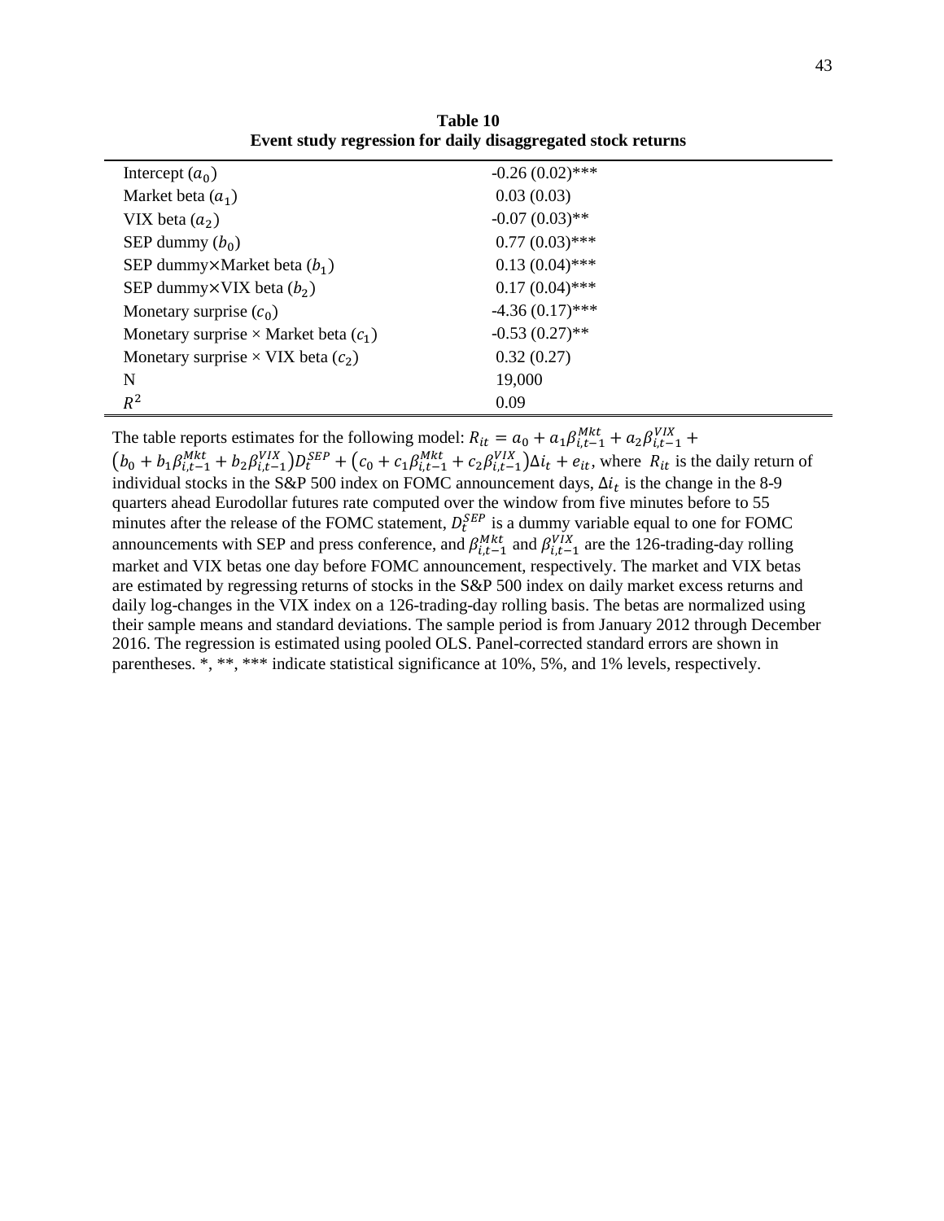**Table 10**
**Event study regression for daily disaggregated stock returns**

| | |
|---|---|
| Intercept ($a_0$) | -0.26 (0.02)*** |
| Market beta ($a_1$) | 0.03 (0.03) |
| VIX beta ($a_2$) | -0.07 (0.03)** |
| SEP dummy ($b_0$) | 0.77 (0.03)*** |
| SEP dummy×Market beta ($b_1$) | 0.13 (0.04)*** |
| SEP dummy×VIX beta ($b_2$) | 0.17 (0.04)*** |
| Monetary surprise ($c_0$) | -4.36 (0.17)*** |
| Monetary surprise × Market beta ($c_1$) | -0.53 (0.27)** |
| Monetary surprise × VIX beta ($c_2$) | 0.32 (0.27) |
| N | 19,000 |
| $R^2$ | 0.09 |

The table reports estimates for the following model: $R_{it} = a_0 + a_1\beta_{i,t-1}^{Mkt} + a_2\beta_{i,t-1}^{VIX} + \left(b_0 + b_1\beta_{i,t-1}^{Mkt} + b_2\beta_{i,t-1}^{VIX}\right)D_t^{SEP} + \left(c_0 + c_1\beta_{i,t-1}^{Mkt} + c_2\beta_{i,t-1}^{VIX}\right)\Delta i_t + e_{it}$, where $R_{it}$ is the daily return of individual stocks in the S&P 500 index on FOMC announcement days, $\Delta i_t$ is the change in the 8-9 quarters ahead Eurodollar futures rate computed over the window from five minutes before to 55 minutes after the release of the FOMC statement, $D_t^{SEP}$ is a dummy variable equal to one for FOMC announcements with SEP and press conference, and $\beta_{i,t-1}^{Mkt}$ and $\beta_{i,t-1}^{VIX}$ are the 126-trading-day rolling market and VIX betas one day before FOMC announcement, respectively. The market and VIX betas are estimated by regressing returns of stocks in the S&P 500 index on daily market excess returns and daily log-changes in the VIX index on a 126-trading-day rolling basis. The betas are normalized using their sample means and standard deviations. The sample period is from January 2012 through December 2016. The regression is estimated using pooled OLS. Panel-corrected standard errors are shown in parentheses. *, **, *** indicate statistical significance at 10%, 5%, and 1% levels, respectively.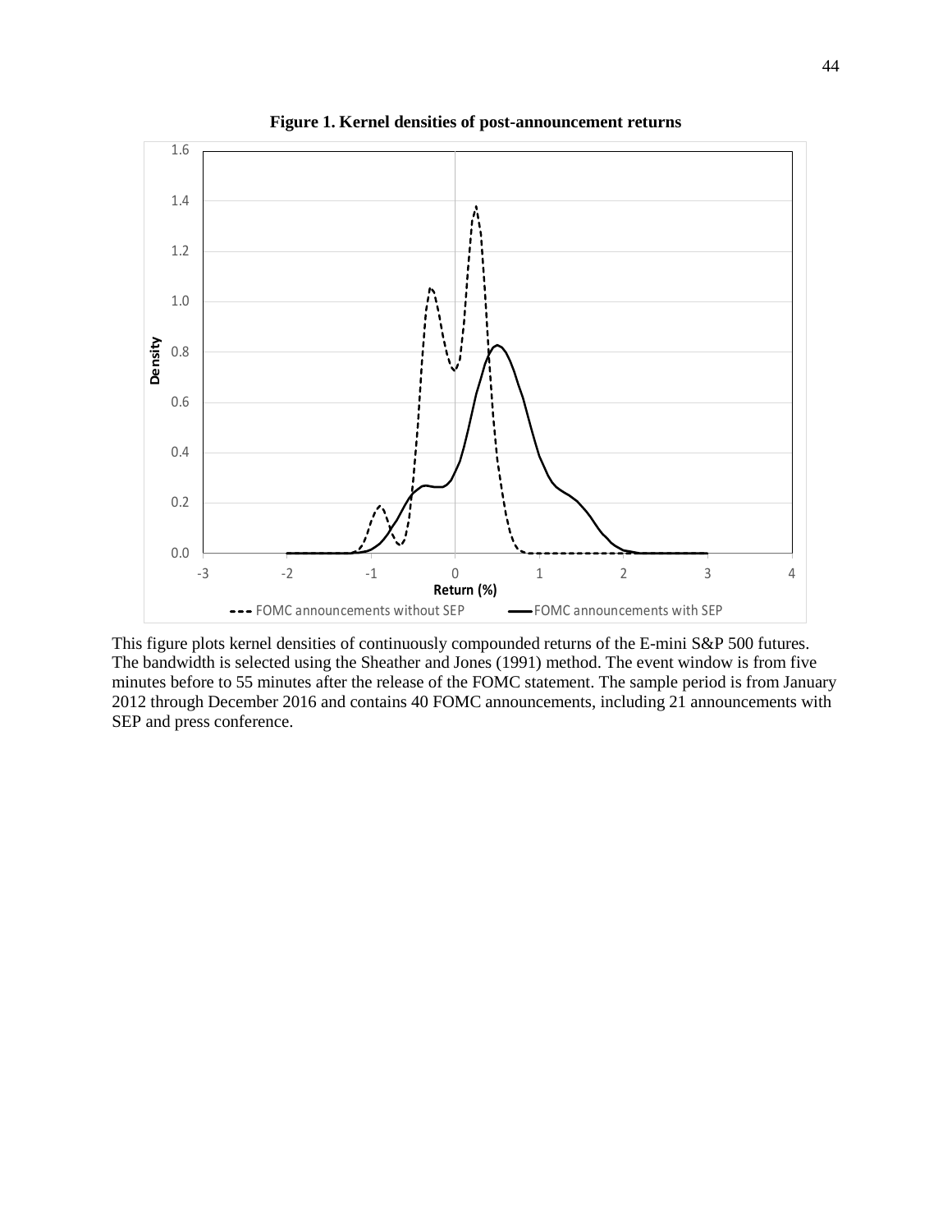**Figure 1. Kernel densities of post-announcement returns**

This figure plots kernel densities of continuously compounded returns of the E-mini S&P 500 futures. The bandwidth is selected using the Sheather and Jones (1991) method. The event window is from five minutes before to 55 minutes after the release of the FOMC statement. The sample period is from January 2012 through December 2016 and contains 40 FOMC announcements, including 21 announcements with SEP and press conference.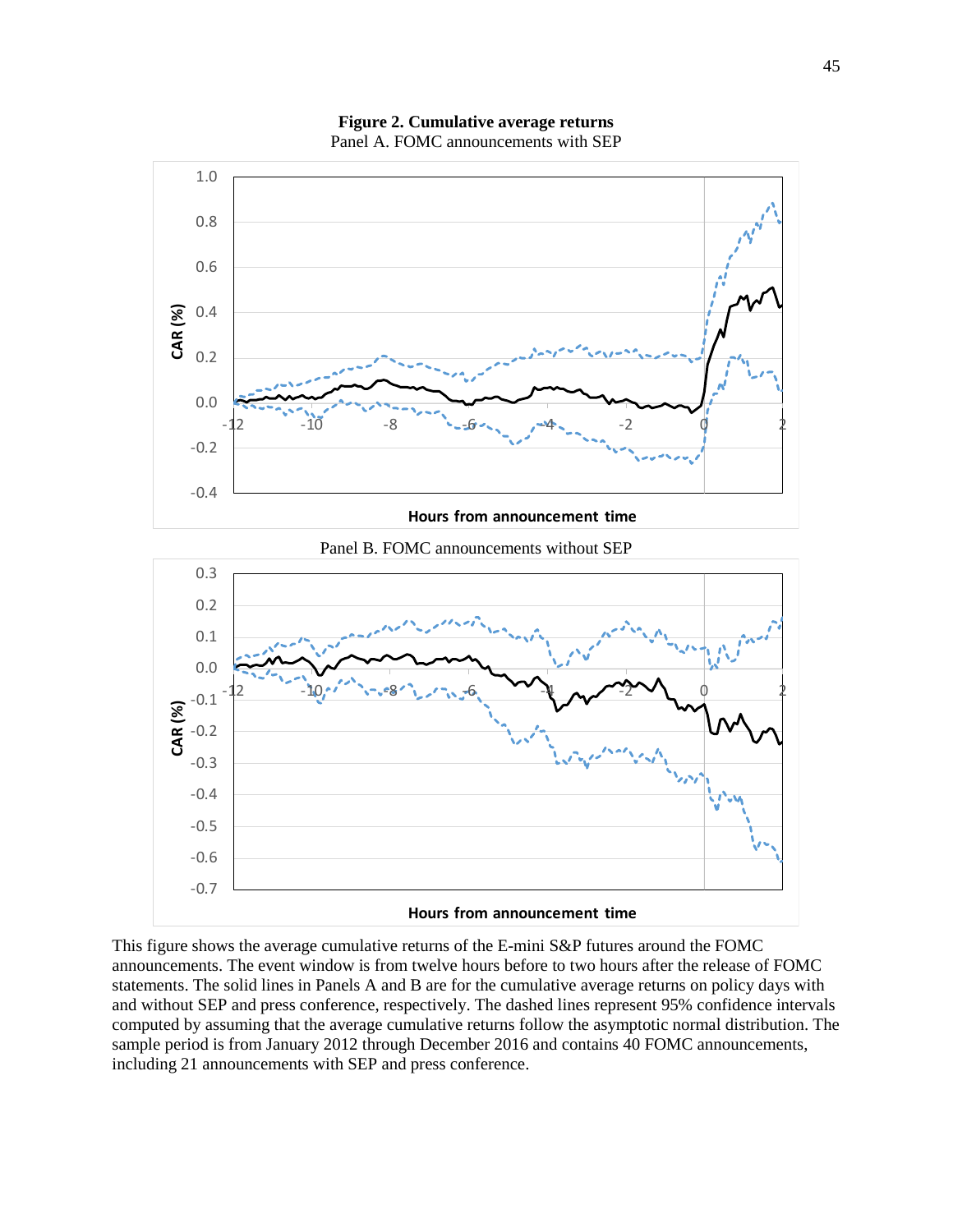**Figure 2. Cumulative average returns**

Panel A. FOMC announcements with SEP

Panel B. FOMC announcements without SEP

This figure shows the average cumulative returns of the E-mini S&P futures around the FOMC announcements. The event window is from twelve hours before to two hours after the release of FOMC statements. The solid lines in Panels A and B are for the cumulative average returns on policy days with and without SEP and press conference, respectively. The dashed lines represent 95% confidence intervals computed by assuming that the average cumulative returns follow the asymptotic normal distribution. The sample period is from January 2012 through December 2016 and contains 40 FOMC announcements, including 21 announcements with SEP and press conference.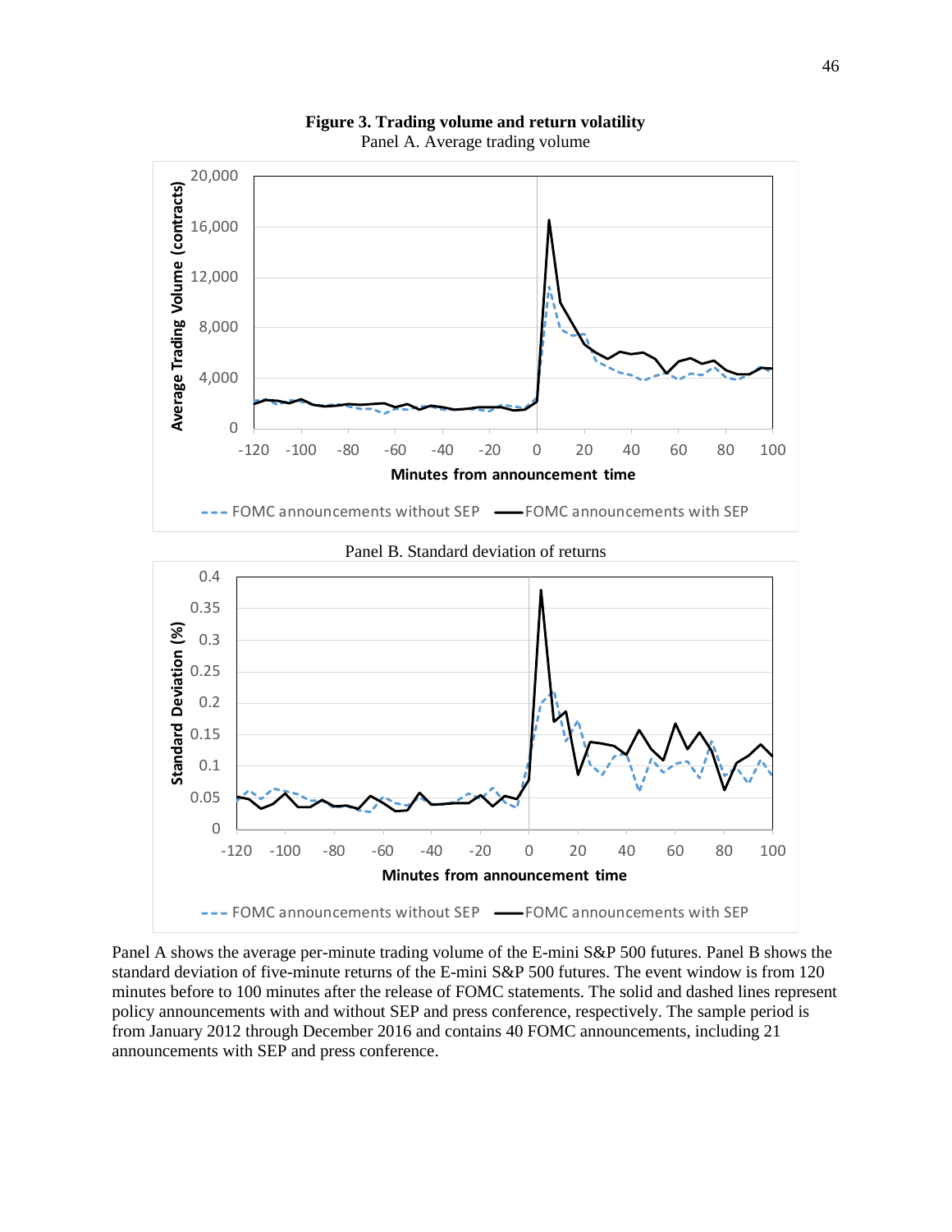**Figure 3. Trading volume and return volatility**

Panel A. Average trading volume

Panel B. Standard deviation of returns

Panel A shows the average per-minute trading volume of the E-mini S&P 500 futures. Panel B shows the standard deviation of five-minute returns of the E-mini S&P 500 futures. The event window is from 120 minutes before to 100 minutes after the release of FOMC statements. The solid and dashed lines represent policy announcements with and without SEP and press conference, respectively. The sample period is from January 2012 through December 2016 and contains 40 FOMC announcements, including 21 announcements with SEP and press conference.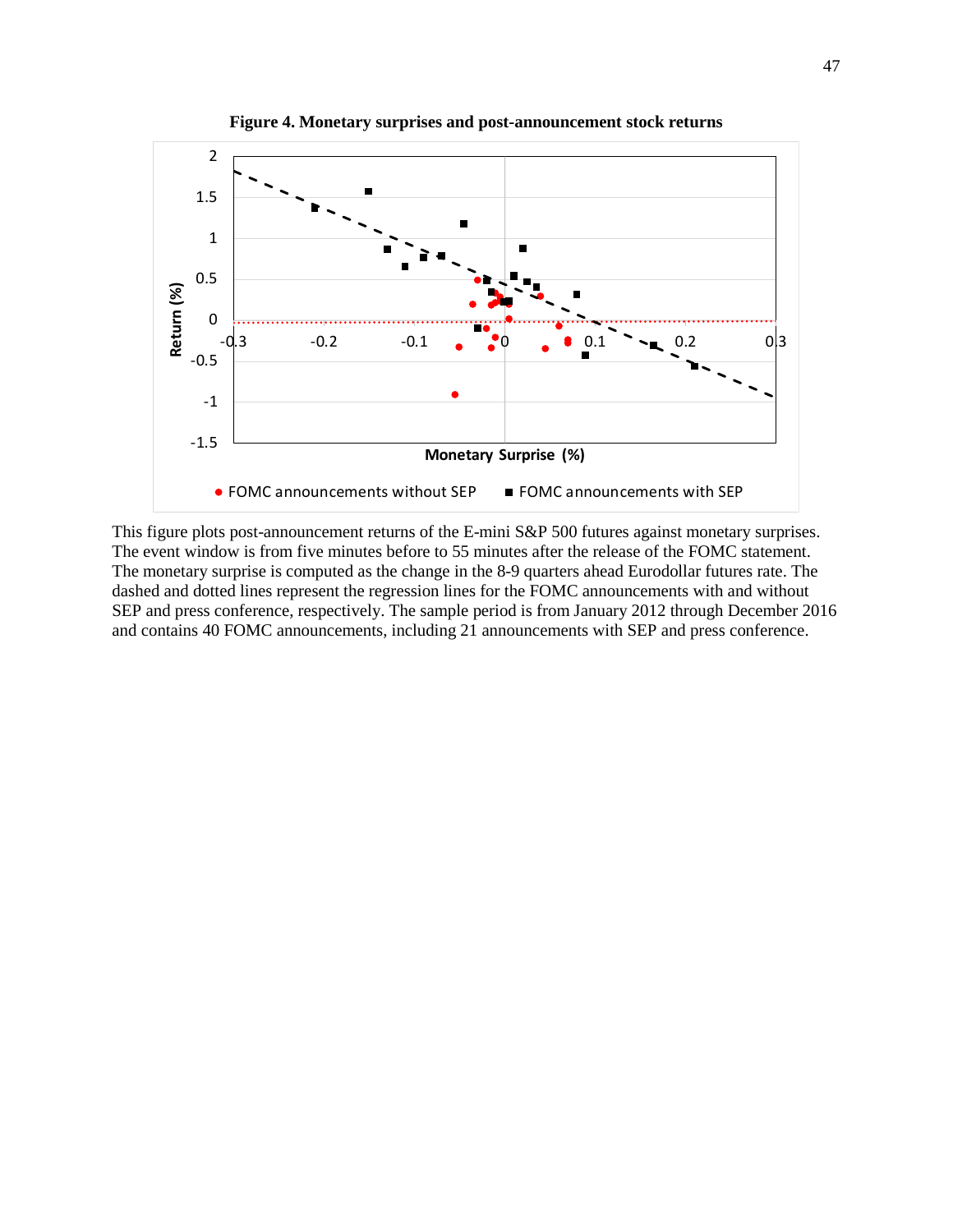**Figure 4. Monetary surprises and post-announcement stock returns**

This figure plots post-announcement returns of the E-mini S&P 500 futures against monetary surprises. The event window is from five minutes before to 55 minutes after the release of the FOMC statement. The monetary surprise is computed as the change in the 8-9 quarters ahead Eurodollar futures rate. The dashed and dotted lines represent the regression lines for the FOMC announcements with and without SEP and press conference, respectively. The sample period is from January 2012 through December 2016 and contains 40 FOMC announcements, including 21 announcements with SEP and press conference.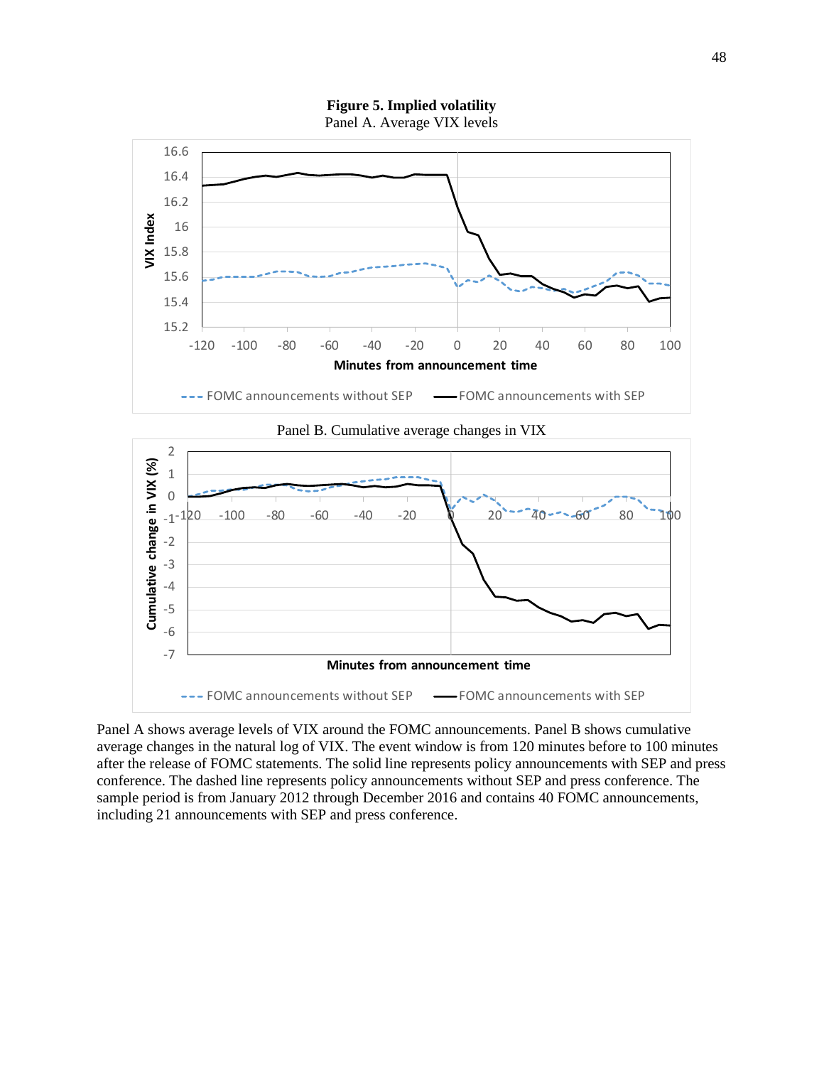**Figure 5. Implied volatility**

Panel A. Average VIX levels

Panel B. Cumulative average changes in VIX

Panel A shows average levels of VIX around the FOMC announcements. Panel B shows cumulative average changes in the natural log of VIX. The event window is from 120 minutes before to 100 minutes after the release of FOMC statements. The solid line represents policy announcements with SEP and press conference. The dashed line represents policy announcements without SEP and press conference. The sample period is from January 2012 through December 2016 and contains 40 FOMC announcements, including 21 announcements with SEP and press conference.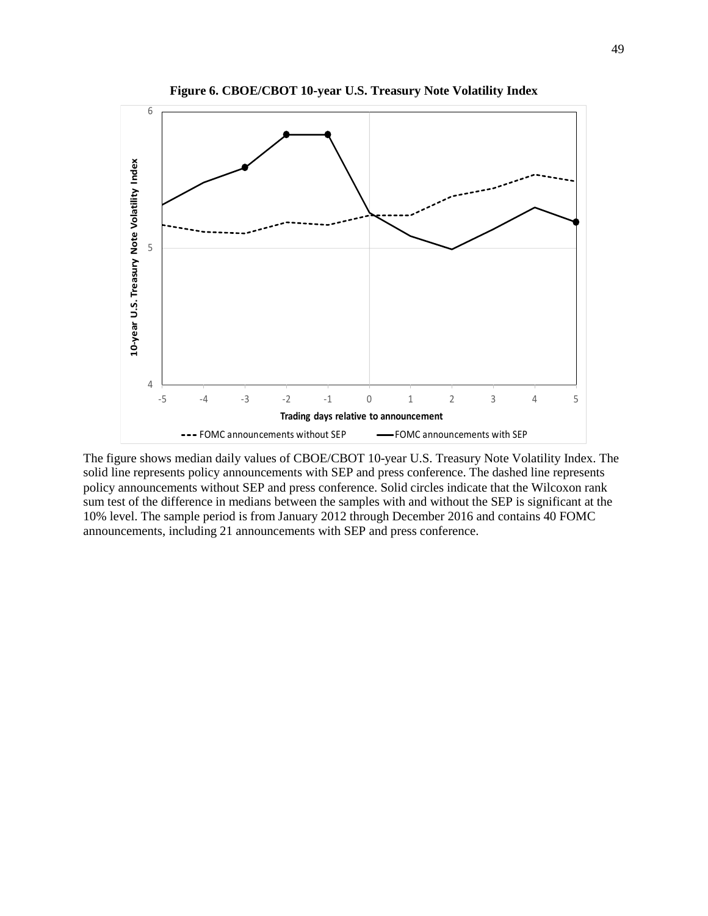**Figure 6. CBOE/CBOT 10-year U.S. Treasury Note Volatility Index**

The figure shows median daily values of CBOE/CBOT 10-year U.S. Treasury Note Volatility Index. The solid line represents policy announcements with SEP and press conference. The dashed line represents policy announcements without SEP and press conference. Solid circles indicate that the Wilcoxon rank sum test of the difference in medians between the samples with and without the SEP is significant at the 10% level. The sample period is from January 2012 through December 2016 and contains 40 FOMC announcements, including 21 announcements with SEP and press conference.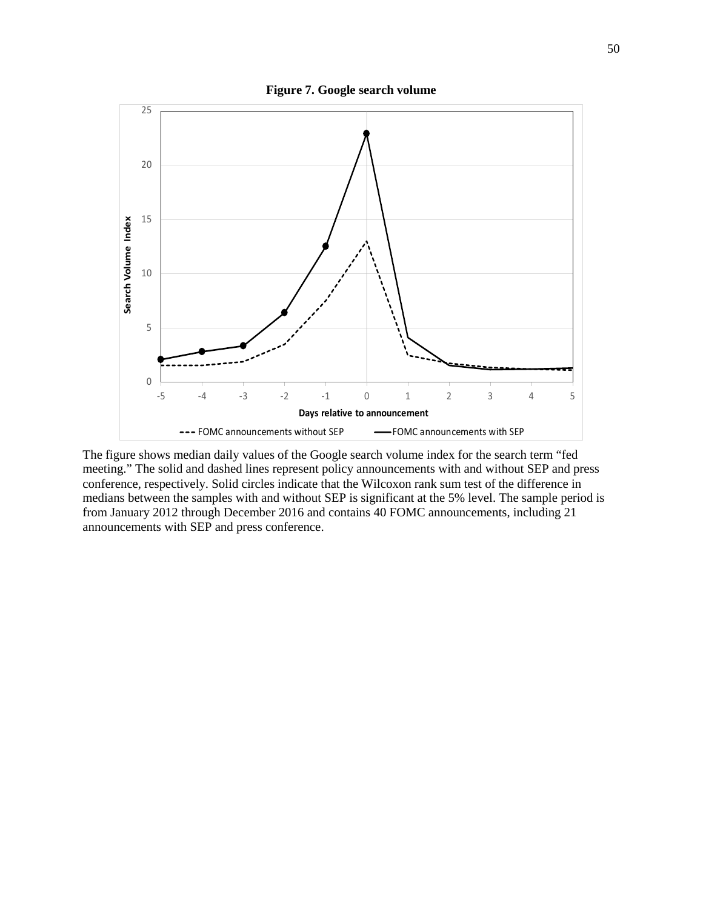**Figure 7. Google search volume**

25
20
15
10
5
0

Search Volume Index

-5
-4
-3
-2
-1
0
1
2
3
4
5

Days relative to announcement

FOMC announcements without SEP
FOMC announcements with SEP

The figure shows median daily values of the Google search volume index for the search term "fed meeting." The solid and dashed lines represent policy announcements with and without SEP and press conference, respectively. Solid circles indicate that the Wilcoxon rank sum test of the difference in medians between the samples with and without SEP is significant at the 5% level. The sample period is from January 2012 through December 2016 and contains 40 FOMC announcements, including 21 announcements with SEP and press conference.